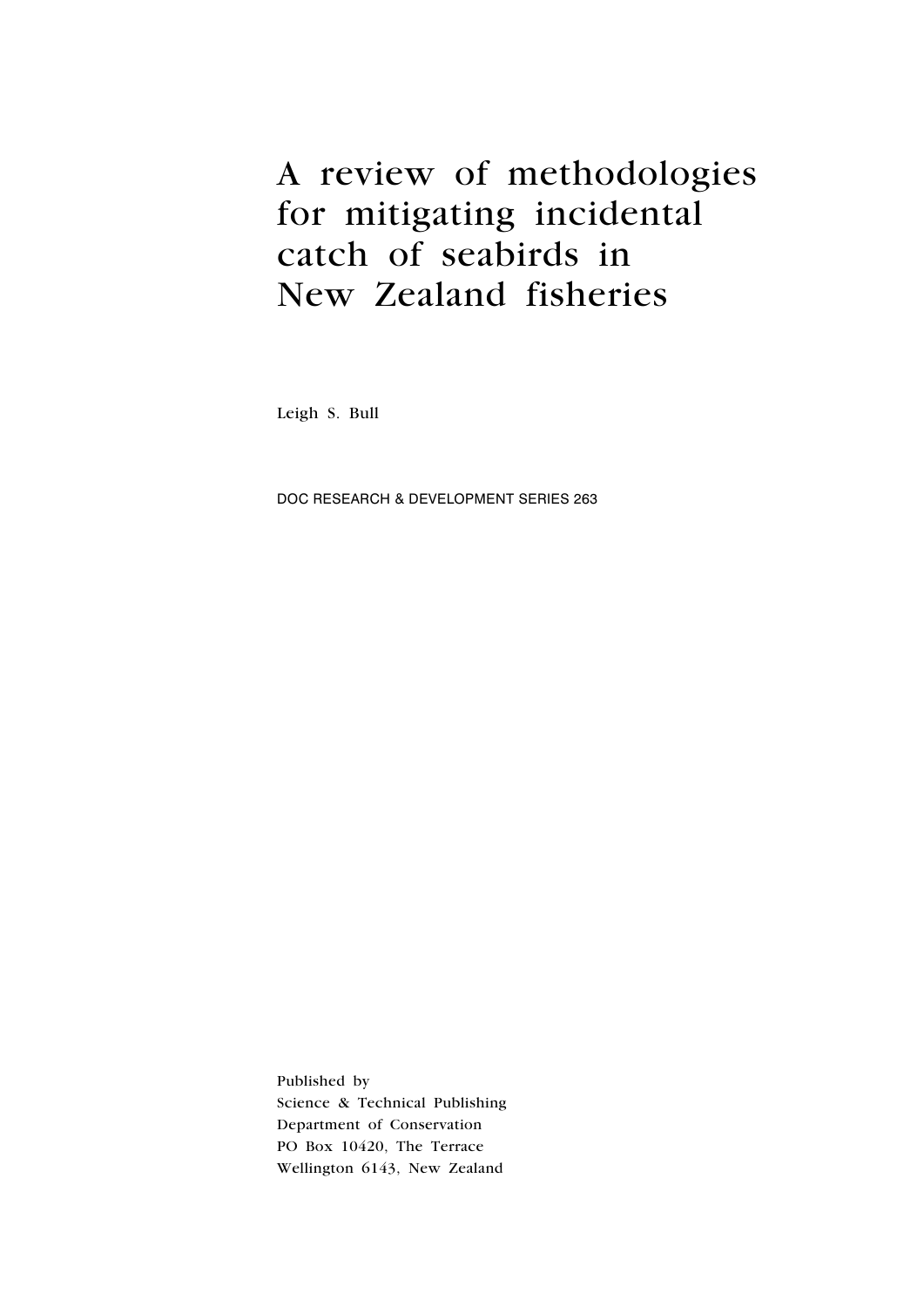# A review of methodologies for mitigating incidental catch of seabirds in New Zealand fisheries

Leigh S. Bull

DOC RESEARCH & DEVELOPMENT SERIES 263

Published by
Science & Technical Publishing
Department of Conservation
PO Box 10420, The Terrace
Wellington 6143, New Zealand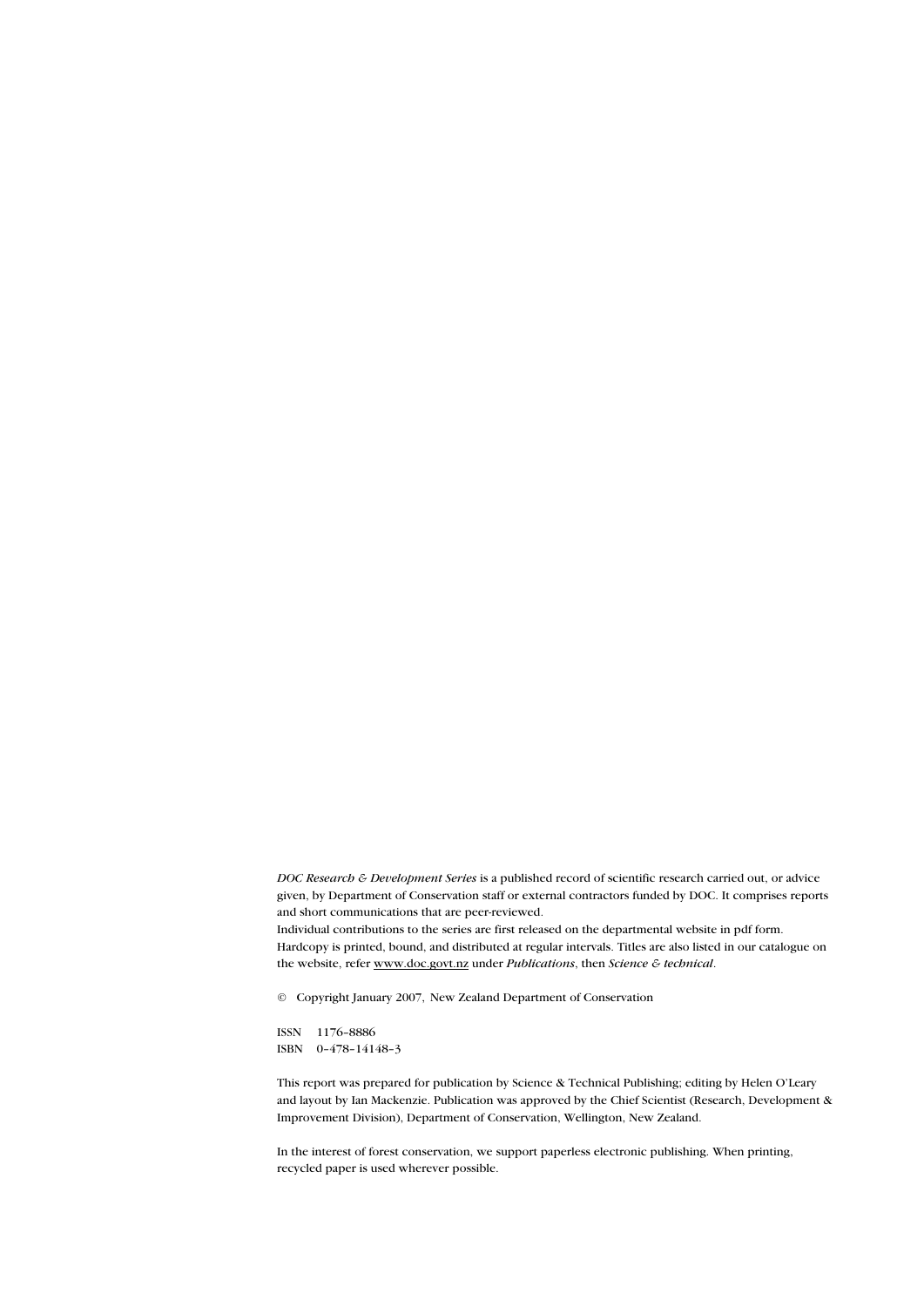*DOC Research & Development Series* is a published record of scientific research carried out, or advice given, by Department of Conservation staff or external contractors funded by DOC. It comprises reports and short communications that are peer-reviewed.

Individual contributions to the series are first released on the departmental website in pdf form. Hardcopy is printed, bound, and distributed at regular intervals. Titles are also listed in our catalogue on the website, refer www.doc.govt.nz under *Publications*, then *Science & technical*.

© Copyright January 2007, New Zealand Department of Conservation

ISSN 1176–8886
ISBN 0–478–14148–3

This report was prepared for publication by Science & Technical Publishing; editing by Helen O'Leary and layout by Ian Mackenzie. Publication was approved by the Chief Scientist (Research, Development & Improvement Division), Department of Conservation, Wellington, New Zealand.

In the interest of forest conservation, we support paperless electronic publishing. When printing, recycled paper is used wherever possible.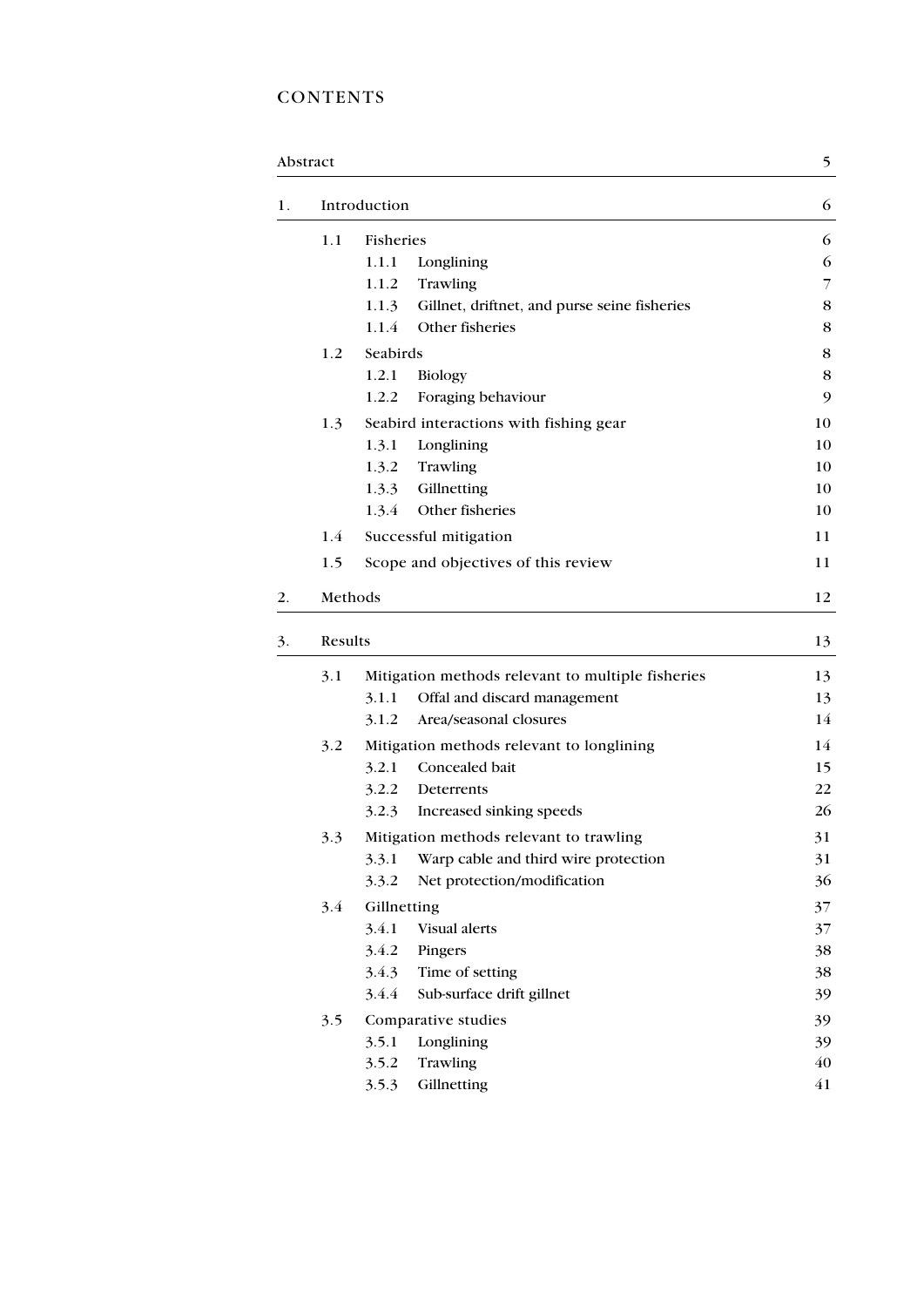# CONTENTS

| | | | | |
|---|---|---|---|---|
| Abstract | | | | 5 |
| 1. | Introduction | | | 6 |
| | 1.1 | Fisheries | | 6 |
| | | 1.1.1 | Longlining | 6 |
| | | 1.1.2 | Trawling | 7 |
| | | 1.1.3 | Gillnet, driftnet, and purse seine fisheries | 8 |
| | | 1.1.4 | Other fisheries | 8 |
| | 1.2 | Seabirds | | 8 |
| | | 1.2.1 | Biology | 8 |
| | | 1.2.2 | Foraging behaviour | 9 |
| | 1.3 | Seabird interactions with fishing gear | | 10 |
| | | 1.3.1 | Longlining | 10 |
| | | 1.3.2 | Trawling | 10 |
| | | 1.3.3 | Gillnetting | 10 |
| | | 1.3.4 | Other fisheries | 10 |
| | 1.4 | Successful mitigation | | 11 |
| | 1.5 | Scope and objectives of this review | | 11 |
| 2. | Methods | | | 12 |
| 3. | Results | | | 13 |
| | 3.1 | Mitigation methods relevant to multiple fisheries | | 13 |
| | | 3.1.1 | Offal and discard management | 13 |
| | | 3.1.2 | Area/seasonal closures | 14 |
| | 3.2 | Mitigation methods relevant to longlining | | 14 |
| | | 3.2.1 | Concealed bait | 15 |
| | | 3.2.2 | Deterrents | 22 |
| | | 3.2.3 | Increased sinking speeds | 26 |
| | 3.3 | Mitigation methods relevant to trawling | | 31 |
| | | 3.3.1 | Warp cable and third wire protection | 31 |
| | | 3.3.2 | Net protection/modification | 36 |
| | 3.4 | Gillnetting | | 37 |
| | | 3.4.1 | Visual alerts | 37 |
| | | 3.4.2 | Pingers | 38 |
| | | 3.4.3 | Time of setting | 38 |
| | | 3.4.4 | Sub-surface drift gillnet | 39 |
| | 3.5 | Comparative studies | | 39 |
| | | 3.5.1 | Longlining | 39 |
| | | 3.5.2 | Trawling | 40 |
| | | 3.5.3 | Gillnetting | 41 |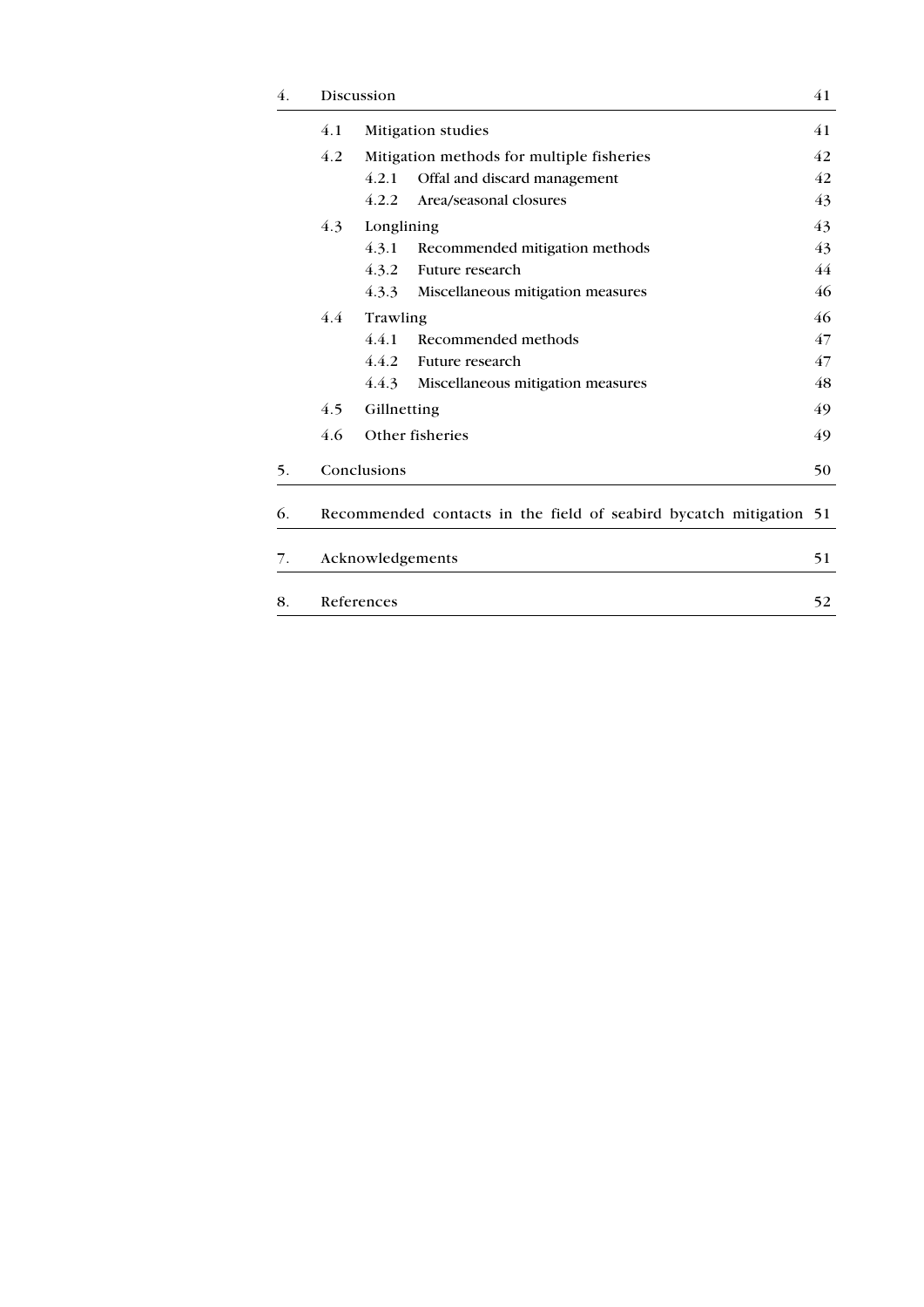| | | | |
|---|---|---|---|
| 4. | Discussion | | 41 |
| | 4.1 | Mitigation studies | 41 |
| | 4.2 | Mitigation methods for multiple fisheries | 42 |
| | | 4.2.1 Offal and discard management | 42 |
| | | 4.2.2 Area/seasonal closures | 43 |
| | 4.3 | Longlining | 43 |
| | | 4.3.1 Recommended mitigation methods | 43 |
| | | 4.3.2 Future research | 44 |
| | | 4.3.3 Miscellaneous mitigation measures | 46 |
| | 4.4 | Trawling | 46 |
| | | 4.4.1 Recommended methods | 47 |
| | | 4.4.2 Future research | 47 |
| | | 4.4.3 Miscellaneous mitigation measures | 48 |
| | 4.5 | Gillnetting | 49 |
| | 4.6 | Other fisheries | 49 |
| 5. | Conclusions | | 50 |
| 6. | Recommended contacts in the field of seabird bycatch mitigation | | 51 |
| 7. | Acknowledgements | | 51 |
| 8. | References | | 52 |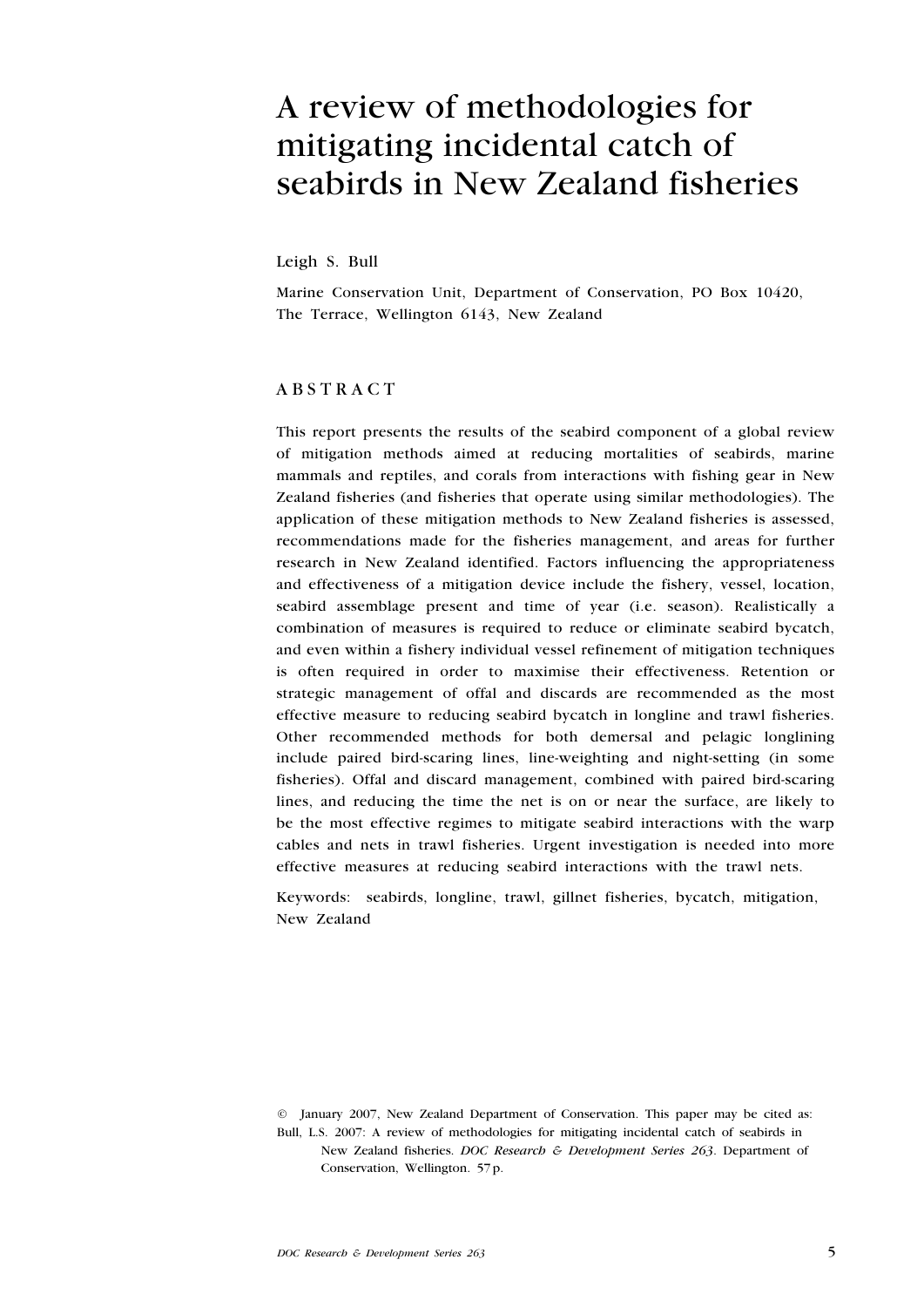# A review of methodologies for mitigating incidental catch of seabirds in New Zealand fisheries

Leigh S. Bull

Marine Conservation Unit, Department of Conservation, PO Box 10420, The Terrace, Wellington 6143, New Zealand

## ABSTRACT

This report presents the results of the seabird component of a global review of mitigation methods aimed at reducing mortalities of seabirds, marine mammals and reptiles, and corals from interactions with fishing gear in New Zealand fisheries (and fisheries that operate using similar methodologies). The application of these mitigation methods to New Zealand fisheries is assessed, recommendations made for the fisheries management, and areas for further research in New Zealand identified. Factors influencing the appropriateness and effectiveness of a mitigation device include the fishery, vessel, location, seabird assemblage present and time of year (i.e. season). Realistically a combination of measures is required to reduce or eliminate seabird bycatch, and even within a fishery individual vessel refinement of mitigation techniques is often required in order to maximise their effectiveness. Retention or strategic management of offal and discards are recommended as the most effective measure to reducing seabird bycatch in longline and trawl fisheries. Other recommended methods for both demersal and pelagic longlining include paired bird-scaring lines, line-weighting and night-setting (in some fisheries). Offal and discard management, combined with paired bird-scaring lines, and reducing the time the net is on or near the surface, are likely to be the most effective regimes to mitigate seabird interactions with the warp cables and nets in trawl fisheries. Urgent investigation is needed into more effective measures at reducing seabird interactions with the trawl nets.

Keywords: seabirds, longline, trawl, gillnet fisheries, bycatch, mitigation, New Zealand

© January 2007, New Zealand Department of Conservation. This paper may be cited as:
Bull, L.S. 2007: A review of methodologies for mitigating incidental catch of seabirds in New Zealand fisheries. *DOC Research & Development Series 263*. Department of Conservation, Wellington. 57 p.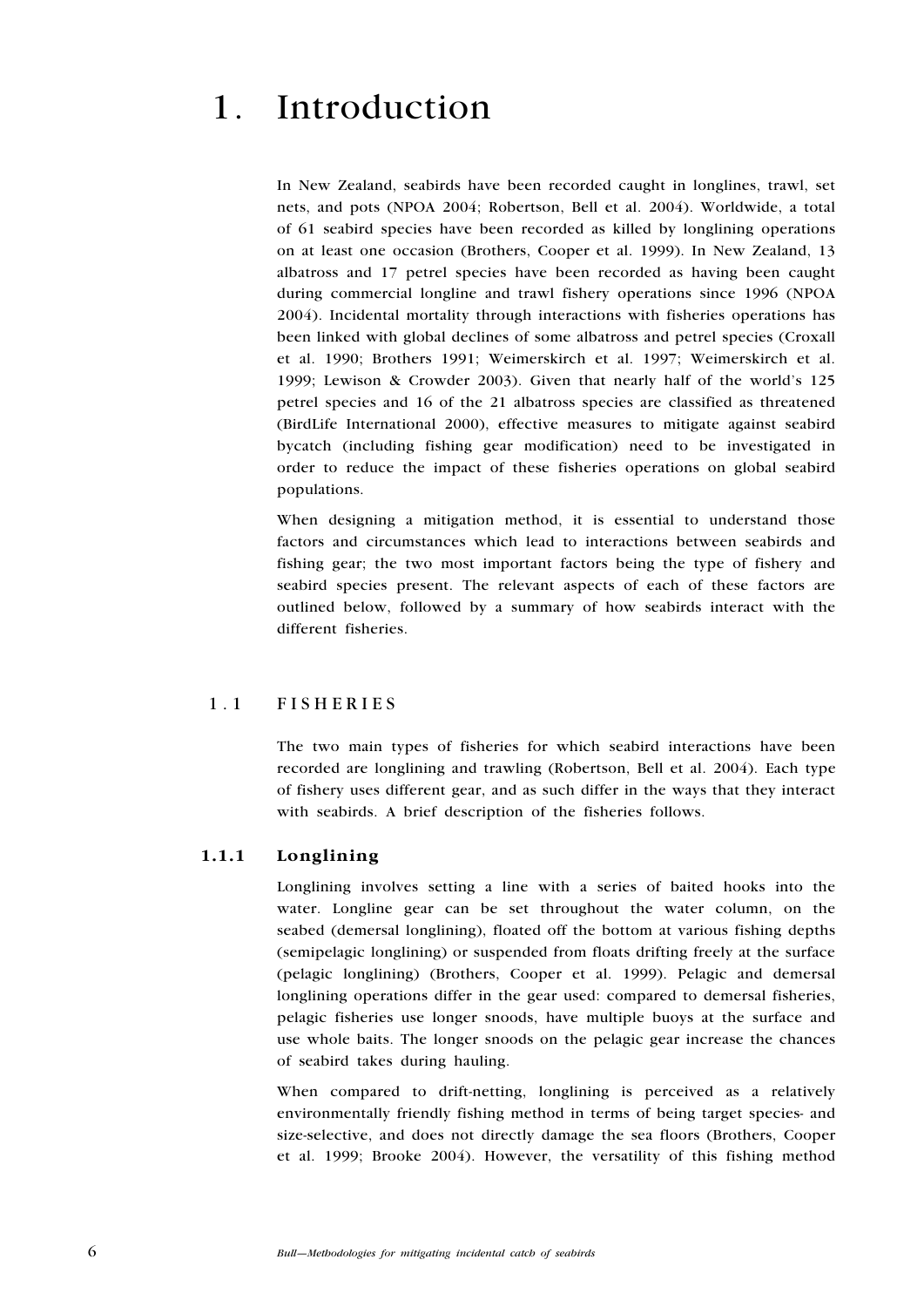# 1. Introduction

In New Zealand, seabirds have been recorded caught in longlines, trawl, set nets, and pots (NPOA 2004; Robertson, Bell et al. 2004). Worldwide, a total of 61 seabird species have been recorded as killed by longlining operations on at least one occasion (Brothers, Cooper et al. 1999). In New Zealand, 13 albatross and 17 petrel species have been recorded as having been caught during commercial longline and trawl fishery operations since 1996 (NPOA 2004). Incidental mortality through interactions with fisheries operations has been linked with global declines of some albatross and petrel species (Croxall et al. 1990; Brothers 1991; Weimerskirch et al. 1997; Weimerskirch et al. 1999; Lewison & Crowder 2003). Given that nearly half of the world's 125 petrel species and 16 of the 21 albatross species are classified as threatened (BirdLife International 2000), effective measures to mitigate against seabird bycatch (including fishing gear modification) need to be investigated in order to reduce the impact of these fisheries operations on global seabird populations.

When designing a mitigation method, it is essential to understand those factors and circumstances which lead to interactions between seabirds and fishing gear; the two most important factors being the type of fishery and seabird species present. The relevant aspects of each of these factors are outlined below, followed by a summary of how seabirds interact with the different fisheries.

## 1.1 FISHERIES

The two main types of fisheries for which seabird interactions have been recorded are longlining and trawling (Robertson, Bell et al. 2004). Each type of fishery uses different gear, and as such differ in the ways that they interact with seabirds. A brief description of the fisheries follows.

### 1.1.1 Longlining

Longlining involves setting a line with a series of baited hooks into the water. Longline gear can be set throughout the water column, on the seabed (demersal longlining), floated off the bottom at various fishing depths (semipelagic longlining) or suspended from floats drifting freely at the surface (pelagic longlining) (Brothers, Cooper et al. 1999). Pelagic and demersal longlining operations differ in the gear used: compared to demersal fisheries, pelagic fisheries use longer snoods, have multiple buoys at the surface and use whole baits. The longer snoods on the pelagic gear increase the chances of seabird takes during hauling.

When compared to drift-netting, longlining is perceived as a relatively environmentally friendly fishing method in terms of being target species- and size-selective, and does not directly damage the sea floors (Brothers, Cooper et al. 1999; Brooke 2004). However, the versatility of this fishing method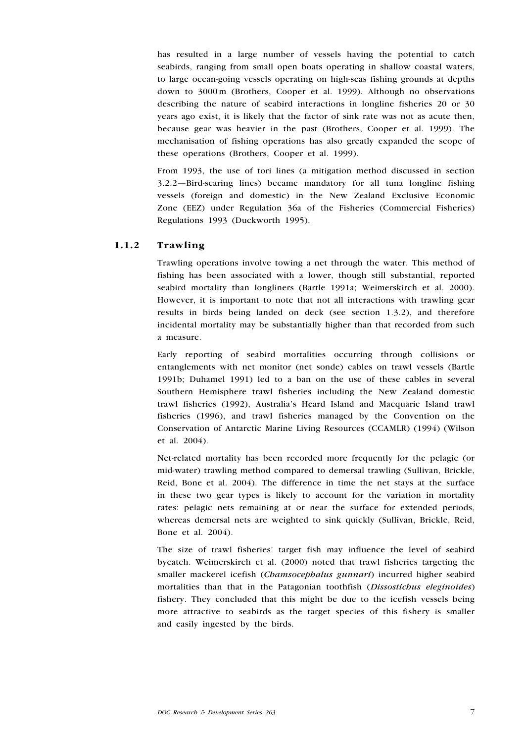has resulted in a large number of vessels having the potential to catch seabirds, ranging from small open boats operating in shallow coastal waters, to large ocean-going vessels operating on high-seas fishing grounds at depths down to 3000 m (Brothers, Cooper et al. 1999). Although no observations describing the nature of seabird interactions in longline fisheries 20 or 30 years ago exist, it is likely that the factor of sink rate was not as acute then, because gear was heavier in the past (Brothers, Cooper et al. 1999). The mechanisation of fishing operations has also greatly expanded the scope of these operations (Brothers, Cooper et al. 1999).

From 1993, the use of tori lines (a mitigation method discussed in section 3.2.2—Bird-scaring lines) became mandatory for all tuna longline fishing vessels (foreign and domestic) in the New Zealand Exclusive Economic Zone (EEZ) under Regulation 36a of the Fisheries (Commercial Fisheries) Regulations 1993 (Duckworth 1995).

### 1.1.2 Trawling

Trawling operations involve towing a net through the water. This method of fishing has been associated with a lower, though still substantial, reported seabird mortality than longliners (Bartle 1991a; Weimerskirch et al. 2000). However, it is important to note that not all interactions with trawling gear results in birds being landed on deck (see section 1.3.2), and therefore incidental mortality may be substantially higher than that recorded from such a measure.

Early reporting of seabird mortalities occurring through collisions or entanglements with net monitor (net sonde) cables on trawl vessels (Bartle 1991b; Duhamel 1991) led to a ban on the use of these cables in several Southern Hemisphere trawl fisheries including the New Zealand domestic trawl fisheries (1992), Australia's Heard Island and Macquarie Island trawl fisheries (1996), and trawl fisheries managed by the Convention on the Conservation of Antarctic Marine Living Resources (CCAMLR) (1994) (Wilson et al. 2004).

Net-related mortality has been recorded more frequently for the pelagic (or mid-water) trawling method compared to demersal trawling (Sullivan, Brickle, Reid, Bone et al. 2004). The difference in time the net stays at the surface in these two gear types is likely to account for the variation in mortality rates: pelagic nets remaining at or near the surface for extended periods, whereas demersal nets are weighted to sink quickly (Sullivan, Brickle, Reid, Bone et al. 2004).

The size of trawl fisheries' target fish may influence the level of seabird bycatch. Weimerskirch et al. (2000) noted that trawl fisheries targeting the smaller mackerel icefish (*Champsocephalus gunnari*) incurred higher seabird mortalities than that in the Patagonian toothfish (*Dissostichus eleginoides*) fishery. They concluded that this might be due to the icefish vessels being more attractive to seabirds as the target species of this fishery is smaller and easily ingested by the birds.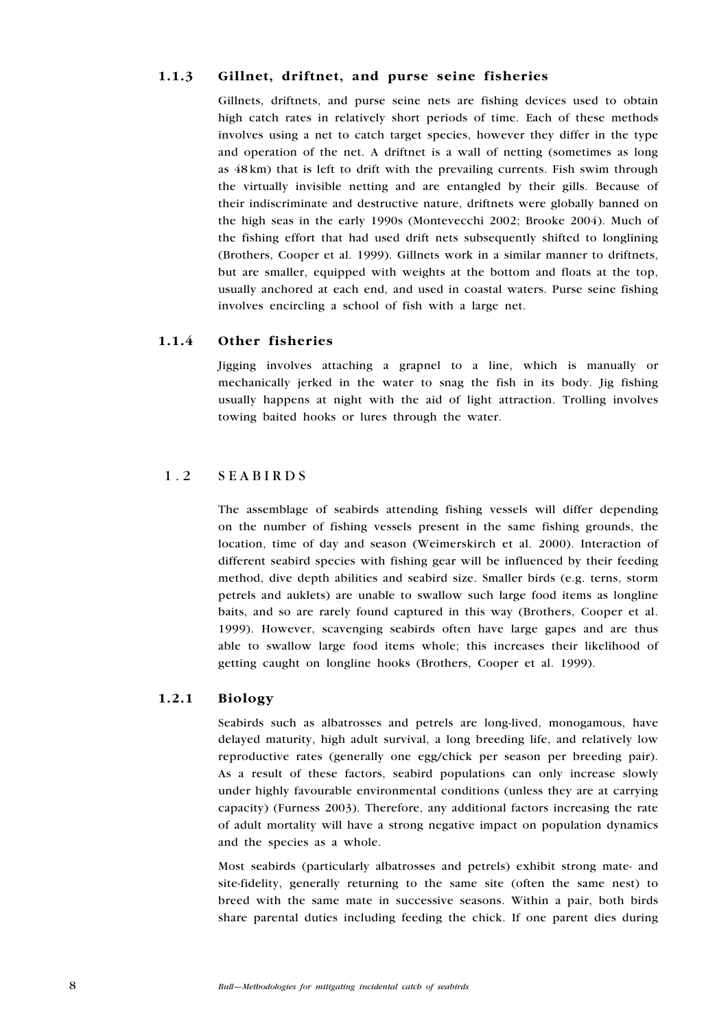### 1.1.3 Gillnet, driftnet, and purse seine fisheries

Gillnets, driftnets, and purse seine nets are fishing devices used to obtain high catch rates in relatively short periods of time. Each of these methods involves using a net to catch target species, however they differ in the type and operation of the net. A driftnet is a wall of netting (sometimes as long as 48 km) that is left to drift with the prevailing currents. Fish swim through the virtually invisible netting and are entangled by their gills. Because of their indiscriminate and destructive nature, driftnets were globally banned on the high seas in the early 1990s (Montevecchi 2002; Brooke 2004). Much of the fishing effort that had used drift nets subsequently shifted to longlining (Brothers, Cooper et al. 1999). Gillnets work in a similar manner to driftnets, but are smaller, equipped with weights at the bottom and floats at the top, usually anchored at each end, and used in coastal waters. Purse seine fishing involves encircling a school of fish with a large net.

### 1.1.4 Other fisheries

Jigging involves attaching a grapnel to a line, which is manually or mechanically jerked in the water to snag the fish in its body. Jig fishing usually happens at night with the aid of light attraction. Trolling involves towing baited hooks or lures through the water.

## 1.2 SEABIRDS

The assemblage of seabirds attending fishing vessels will differ depending on the number of fishing vessels present in the same fishing grounds, the location, time of day and season (Weimerskirch et al. 2000). Interaction of different seabird species with fishing gear will be influenced by their feeding method, dive depth abilities and seabird size. Smaller birds (e.g. terns, storm petrels and auklets) are unable to swallow such large food items as longline baits, and so are rarely found captured in this way (Brothers, Cooper et al. 1999). However, scavenging seabirds often have large gapes and are thus able to swallow large food items whole; this increases their likelihood of getting caught on longline hooks (Brothers, Cooper et al. 1999).

### 1.2.1 Biology

Seabirds such as albatrosses and petrels are long-lived, monogamous, have delayed maturity, high adult survival, a long breeding life, and relatively low reproductive rates (generally one egg/chick per season per breeding pair). As a result of these factors, seabird populations can only increase slowly under highly favourable environmental conditions (unless they are at carrying capacity) (Furness 2003). Therefore, any additional factors increasing the rate of adult mortality will have a strong negative impact on population dynamics and the species as a whole.

Most seabirds (particularly albatrosses and petrels) exhibit strong mate- and site-fidelity, generally returning to the same site (often the same nest) to breed with the same mate in successive seasons. Within a pair, both birds share parental duties including feeding the chick. If one parent dies during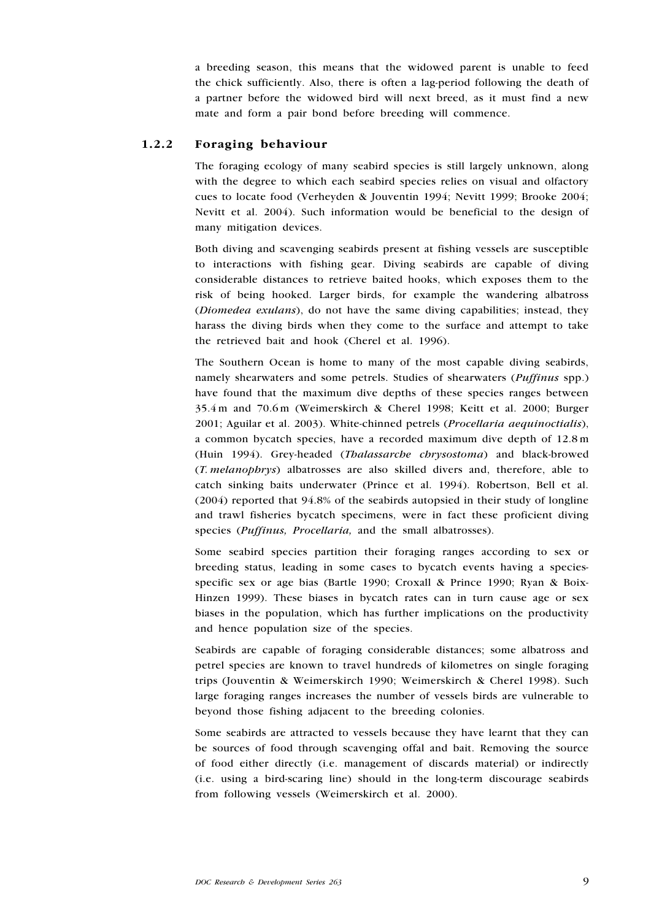a breeding season, this means that the widowed parent is unable to feed the chick sufficiently. Also, there is often a lag-period following the death of a partner before the widowed bird will next breed, as it must find a new mate and form a pair bond before breeding will commence.

### 1.2.2 Foraging behaviour

The foraging ecology of many seabird species is still largely unknown, along with the degree to which each seabird species relies on visual and olfactory cues to locate food (Verheyden & Jouventin 1994; Nevitt 1999; Brooke 2004; Nevitt et al. 2004). Such information would be beneficial to the design of many mitigation devices.

Both diving and scavenging seabirds present at fishing vessels are susceptible to interactions with fishing gear. Diving seabirds are capable of diving considerable distances to retrieve baited hooks, which exposes them to the risk of being hooked. Larger birds, for example the wandering albatross (*Diomedea exulans*), do not have the same diving capabilities; instead, they harass the diving birds when they come to the surface and attempt to take the retrieved bait and hook (Cherel et al. 1996).

The Southern Ocean is home to many of the most capable diving seabirds, namely shearwaters and some petrels. Studies of shearwaters (*Puffinus* spp.) have found that the maximum dive depths of these species ranges between 35.4 m and 70.6 m (Weimerskirch & Cherel 1998; Keitt et al. 2000; Burger 2001; Aguilar et al. 2003). White-chinned petrels (*Procellaria aequinoctialis*), a common bycatch species, have a recorded maximum dive depth of 12.8 m (Huin 1994). Grey-headed (*Thalassarche chrysostoma*) and black-browed (*T. melanophrys*) albatrosses are also skilled divers and, therefore, able to catch sinking baits underwater (Prince et al. 1994). Robertson, Bell et al. (2004) reported that 94.8% of the seabirds autopsied in their study of longline and trawl fisheries bycatch specimens, were in fact these proficient diving species (*Puffinus, Procellaria,* and the small albatrosses).

Some seabird species partition their foraging ranges according to sex or breeding status, leading in some cases to bycatch events having a species-specific sex or age bias (Bartle 1990; Croxall & Prince 1990; Ryan & Boix-Hinzen 1999). These biases in bycatch rates can in turn cause age or sex biases in the population, which has further implications on the productivity and hence population size of the species.

Seabirds are capable of foraging considerable distances; some albatross and petrel species are known to travel hundreds of kilometres on single foraging trips (Jouventin & Weimerskirch 1990; Weimerskirch & Cherel 1998). Such large foraging ranges increases the number of vessels birds are vulnerable to beyond those fishing adjacent to the breeding colonies.

Some seabirds are attracted to vessels because they have learnt that they can be sources of food through scavenging offal and bait. Removing the source of food either directly (i.e. management of discards material) or indirectly (i.e. using a bird-scaring line) should in the long-term discourage seabirds from following vessels (Weimerskirch et al. 2000).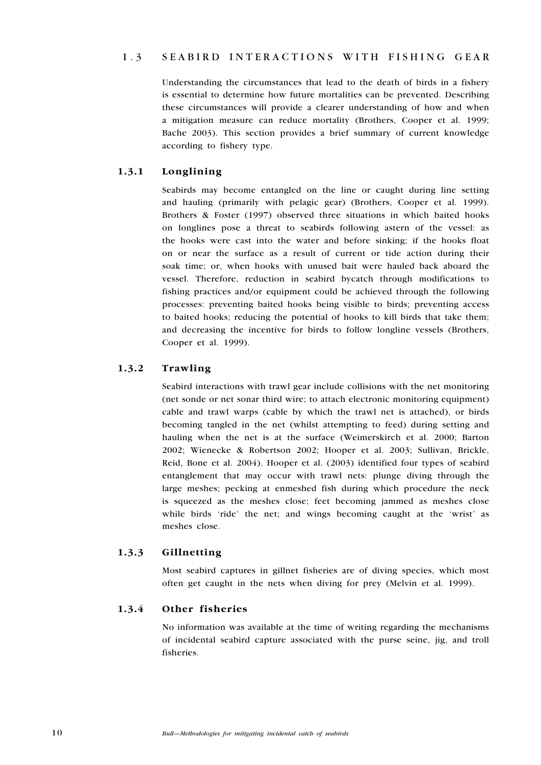## 1.3 SEABIRD INTERACTIONS WITH FISHING GEAR

Understanding the circumstances that lead to the death of birds in a fishery is essential to determine how future mortalities can be prevented. Describing these circumstances will provide a clearer understanding of how and when a mitigation measure can reduce mortality (Brothers, Cooper et al. 1999; Bache 2003). This section provides a brief summary of current knowledge according to fishery type.

### 1.3.1 Longlining

Seabirds may become entangled on the line or caught during line setting and hauling (primarily with pelagic gear) (Brothers, Cooper et al. 1999). Brothers & Foster (1997) observed three situations in which baited hooks on longlines pose a threat to seabirds following astern of the vessel: as the hooks were cast into the water and before sinking; if the hooks float on or near the surface as a result of current or tide action during their soak time; or, when hooks with unused bait were hauled back aboard the vessel. Therefore, reduction in seabird bycatch through modifications to fishing practices and/or equipment could be achieved through the following processes: preventing baited hooks being visible to birds; preventing access to baited hooks; reducing the potential of hooks to kill birds that take them; and decreasing the incentive for birds to follow longline vessels (Brothers, Cooper et al. 1999).

### 1.3.2 Trawling

Seabird interactions with trawl gear include collisions with the net monitoring (net sonde or net sonar third wire; to attach electronic monitoring equipment) cable and trawl warps (cable by which the trawl net is attached), or birds becoming tangled in the net (whilst attempting to feed) during setting and hauling when the net is at the surface (Weimerskirch et al. 2000; Barton 2002; Wienecke & Robertson 2002; Hooper et al. 2003; Sullivan, Brickle, Reid, Bone et al. 2004). Hooper et al. (2003) identified four types of seabird entanglement that may occur with trawl nets: plunge diving through the large meshes; pecking at enmeshed fish during which procedure the neck is squeezed as the meshes close; feet becoming jammed as meshes close while birds 'ride' the net; and wings becoming caught at the 'wrist' as meshes close.

### 1.3.3 Gillnetting

Most seabird captures in gillnet fisheries are of diving species, which most often get caught in the nets when diving for prey (Melvin et al. 1999).

### 1.3.4 Other fisheries

No information was available at the time of writing regarding the mechanisms of incidental seabird capture associated with the purse seine, jig, and troll fisheries.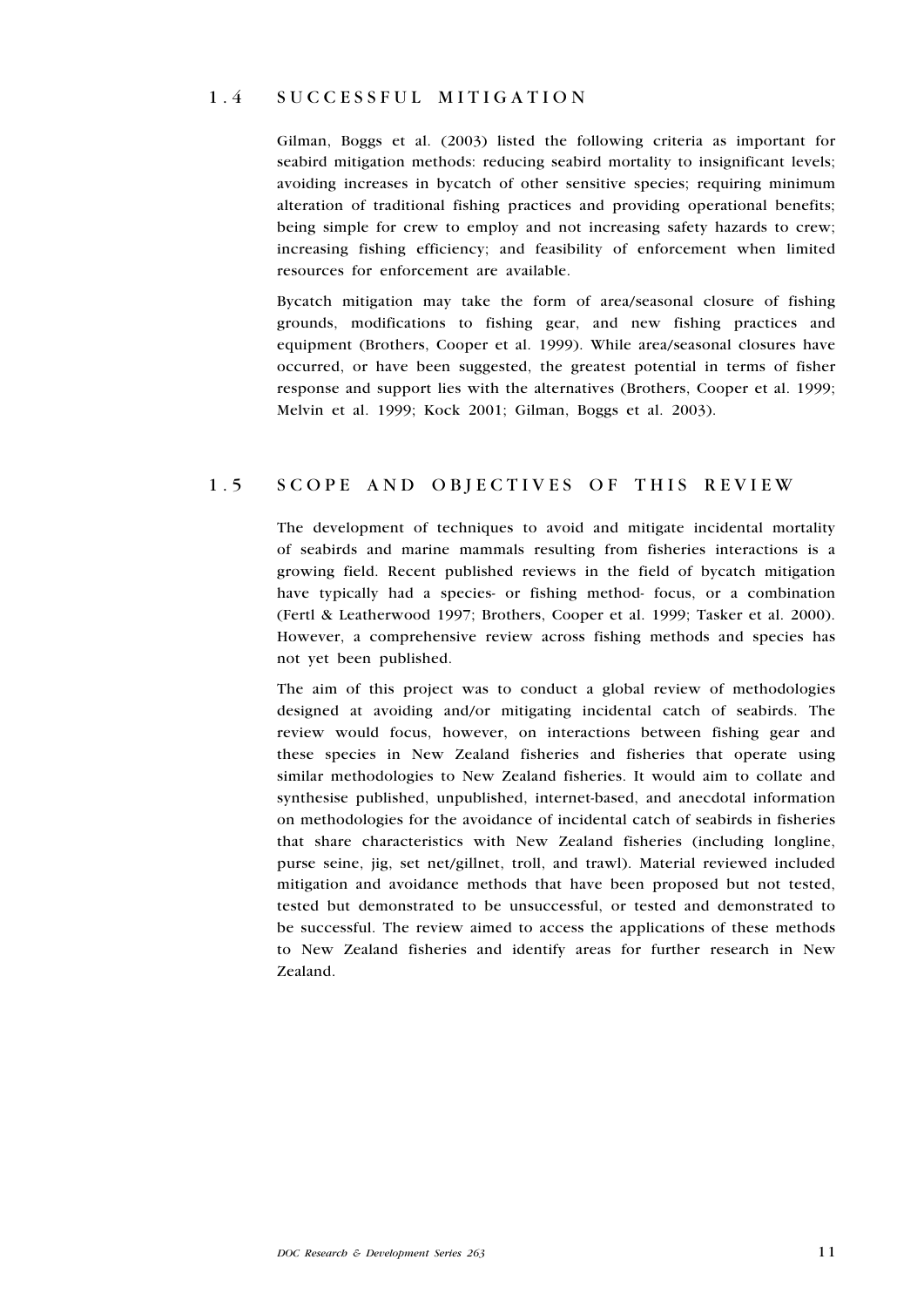## 1.4 SUCCESSFUL MITIGATION

Gilman, Boggs et al. (2003) listed the following criteria as important for seabird mitigation methods: reducing seabird mortality to insignificant levels; avoiding increases in bycatch of other sensitive species; requiring minimum alteration of traditional fishing practices and providing operational benefits; being simple for crew to employ and not increasing safety hazards to crew; increasing fishing efficiency; and feasibility of enforcement when limited resources for enforcement are available.

Bycatch mitigation may take the form of area/seasonal closure of fishing grounds, modifications to fishing gear, and new fishing practices and equipment (Brothers, Cooper et al. 1999). While area/seasonal closures have occurred, or have been suggested, the greatest potential in terms of fisher response and support lies with the alternatives (Brothers, Cooper et al. 1999; Melvin et al. 1999; Kock 2001; Gilman, Boggs et al. 2003).

## 1.5 SCOPE AND OBJECTIVES OF THIS REVIEW

The development of techniques to avoid and mitigate incidental mortality of seabirds and marine mammals resulting from fisheries interactions is a growing field. Recent published reviews in the field of bycatch mitigation have typically had a species- or fishing method- focus, or a combination (Fertl & Leatherwood 1997; Brothers, Cooper et al. 1999; Tasker et al. 2000). However, a comprehensive review across fishing methods and species has not yet been published.

The aim of this project was to conduct a global review of methodologies designed at avoiding and/or mitigating incidental catch of seabirds. The review would focus, however, on interactions between fishing gear and these species in New Zealand fisheries and fisheries that operate using similar methodologies to New Zealand fisheries. It would aim to collate and synthesise published, unpublished, internet-based, and anecdotal information on methodologies for the avoidance of incidental catch of seabirds in fisheries that share characteristics with New Zealand fisheries (including longline, purse seine, jig, set net/gillnet, troll, and trawl). Material reviewed included mitigation and avoidance methods that have been proposed but not tested, tested but demonstrated to be unsuccessful, or tested and demonstrated to be successful. The review aimed to access the applications of these methods to New Zealand fisheries and identify areas for further research in New Zealand.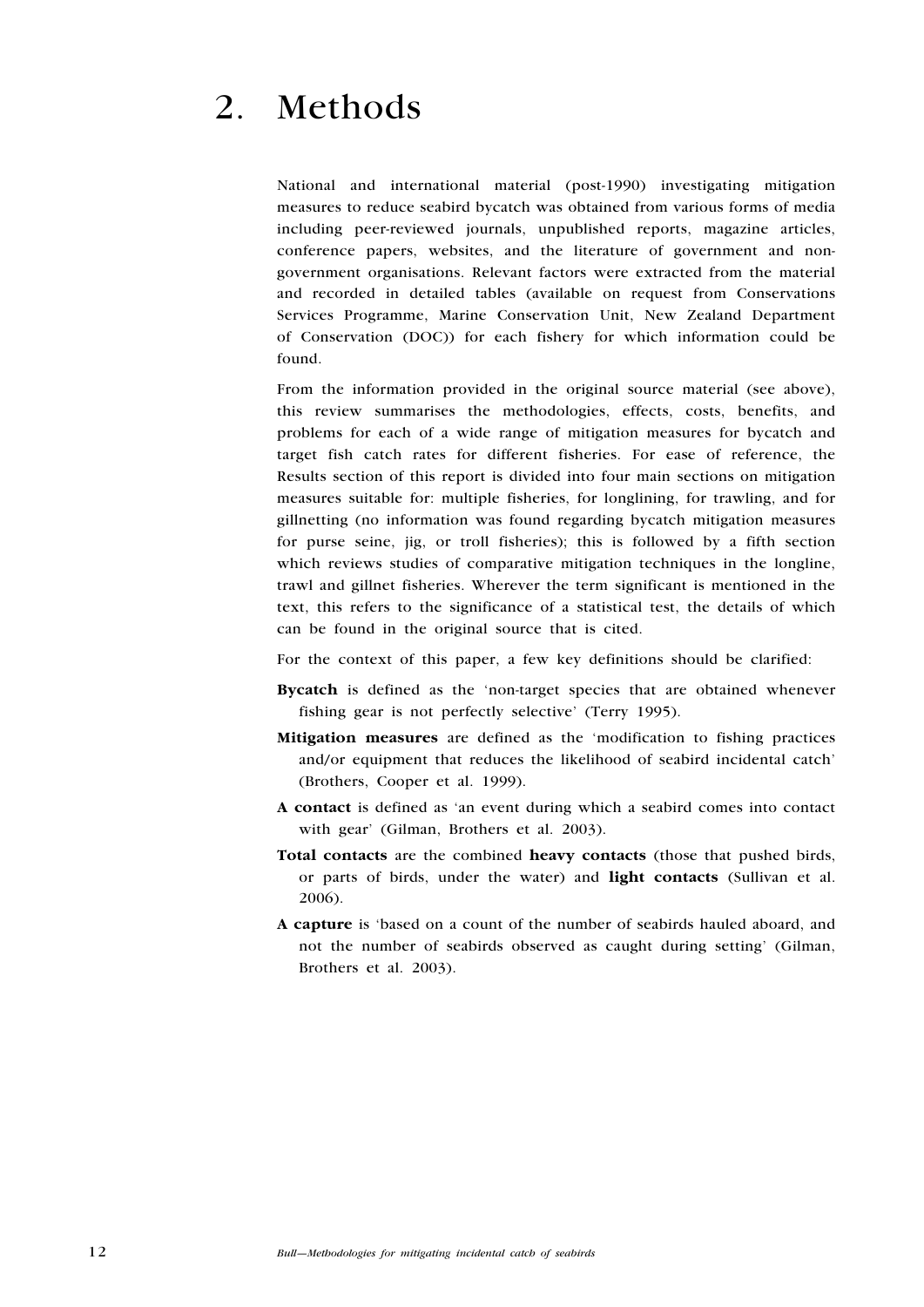# 2. Methods

National and international material (post-1990) investigating mitigation measures to reduce seabird bycatch was obtained from various forms of media including peer-reviewed journals, unpublished reports, magazine articles, conference papers, websites, and the literature of government and non-government organisations. Relevant factors were extracted from the material and recorded in detailed tables (available on request from Conservations Services Programme, Marine Conservation Unit, New Zealand Department of Conservation (DOC)) for each fishery for which information could be found.

From the information provided in the original source material (see above), this review summarises the methodologies, effects, costs, benefits, and problems for each of a wide range of mitigation measures for bycatch and target fish catch rates for different fisheries. For ease of reference, the Results section of this report is divided into four main sections on mitigation measures suitable for: multiple fisheries, for longlining, for trawling, and for gillnetting (no information was found regarding bycatch mitigation measures for purse seine, jig, or troll fisheries); this is followed by a fifth section which reviews studies of comparative mitigation techniques in the longline, trawl and gillnet fisheries. Wherever the term significant is mentioned in the text, this refers to the significance of a statistical test, the details of which can be found in the original source that is cited.

For the context of this paper, a few key definitions should be clarified:

- **Bycatch** is defined as the 'non-target species that are obtained whenever fishing gear is not perfectly selective' (Terry 1995).
- **Mitigation measures** are defined as the 'modification to fishing practices and/or equipment that reduces the likelihood of seabird incidental catch' (Brothers, Cooper et al. 1999).
- **A contact** is defined as 'an event during which a seabird comes into contact with gear' (Gilman, Brothers et al. 2003).
- **Total contacts** are the combined **heavy contacts** (those that pushed birds, or parts of birds, under the water) and **light contacts** (Sullivan et al. 2006).
- **A capture** is 'based on a count of the number of seabirds hauled aboard, and not the number of seabirds observed as caught during setting' (Gilman, Brothers et al. 2003).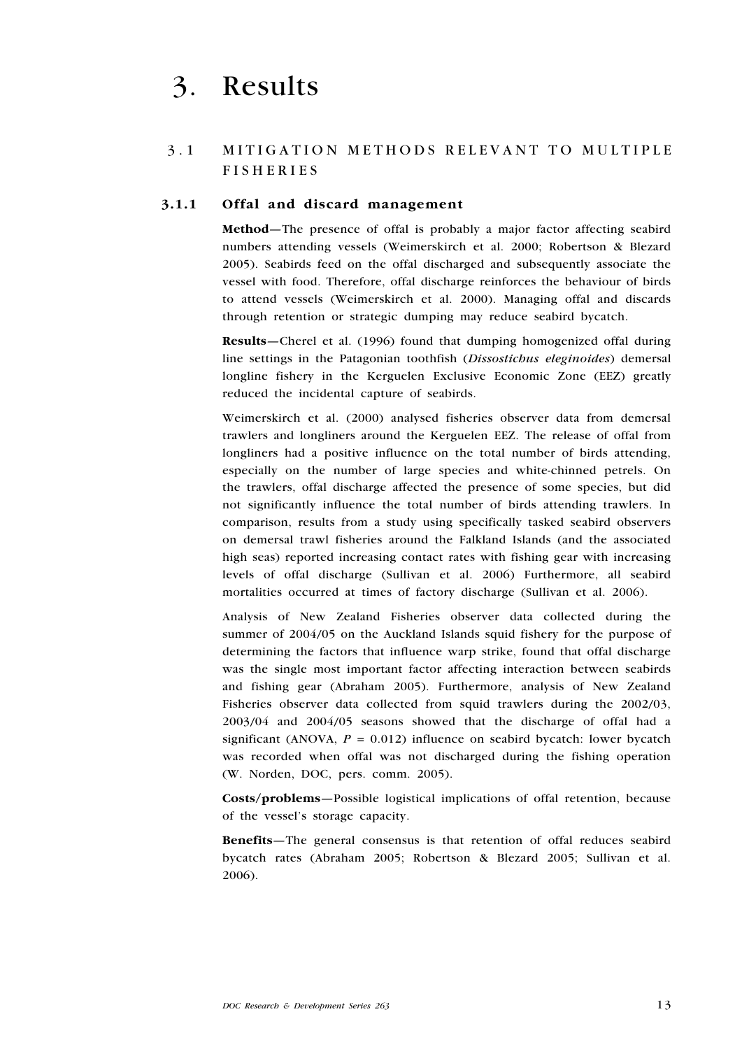# 3. Results

## 3.1 MITIGATION METHODS RELEVANT TO MULTIPLE FISHERIES

### 3.1.1 Offal and discard management

**Method**—The presence of offal is probably a major factor affecting seabird numbers attending vessels (Weimerskirch et al. 2000; Robertson & Blezard 2005). Seabirds feed on the offal discharged and subsequently associate the vessel with food. Therefore, offal discharge reinforces the behaviour of birds to attend vessels (Weimerskirch et al. 2000). Managing offal and discards through retention or strategic dumping may reduce seabird bycatch.

**Results**—Cherel et al. (1996) found that dumping homogenized offal during line settings in the Patagonian toothfish (*Dissostichus eleginoides*) demersal longline fishery in the Kerguelen Exclusive Economic Zone (EEZ) greatly reduced the incidental capture of seabirds.

Weimerskirch et al. (2000) analysed fisheries observer data from demersal trawlers and longliners around the Kerguelen EEZ. The release of offal from longliners had a positive influence on the total number of birds attending, especially on the number of large species and white-chinned petrels. On the trawlers, offal discharge affected the presence of some species, but did not significantly influence the total number of birds attending trawlers. In comparison, results from a study using specifically tasked seabird observers on demersal trawl fisheries around the Falkland Islands (and the associated high seas) reported increasing contact rates with fishing gear with increasing levels of offal discharge (Sullivan et al. 2006) Furthermore, all seabird mortalities occurred at times of factory discharge (Sullivan et al. 2006).

Analysis of New Zealand Fisheries observer data collected during the summer of 2004/05 on the Auckland Islands squid fishery for the purpose of determining the factors that influence warp strike, found that offal discharge was the single most important factor affecting interaction between seabirds and fishing gear (Abraham 2005). Furthermore, analysis of New Zealand Fisheries observer data collected from squid trawlers during the 2002/03, 2003/04 and 2004/05 seasons showed that the discharge of offal had a significant (ANOVA, $P = 0.012$) influence on seabird bycatch: lower bycatch was recorded when offal was not discharged during the fishing operation (W. Norden, DOC, pers. comm. 2005).

**Costs/problems**—Possible logistical implications of offal retention, because of the vessel's storage capacity.

**Benefits**—The general consensus is that retention of offal reduces seabird bycatch rates (Abraham 2005; Robertson & Blezard 2005; Sullivan et al. 2006).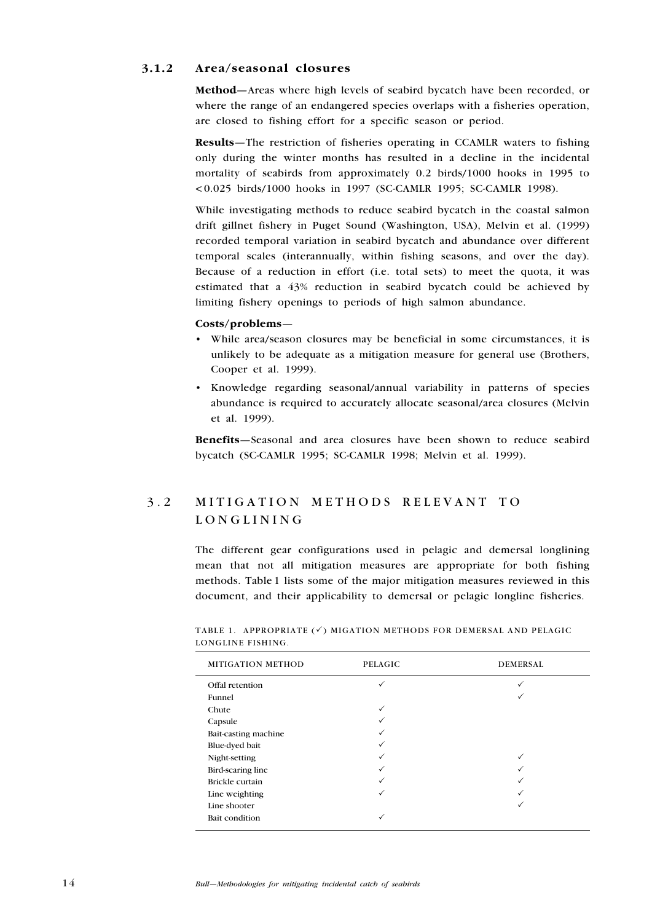### 3.1.2 Area/seasonal closures

**Method**—Areas where high levels of seabird bycatch have been recorded, or where the range of an endangered species overlaps with a fisheries operation, are closed to fishing effort for a specific season or period.

**Results**—The restriction of fisheries operating in CCAMLR waters to fishing only during the winter months has resulted in a decline in the incidental mortality of seabirds from approximately 0.2 birds/1000 hooks in 1995 to < 0.025 birds/1000 hooks in 1997 (SC-CAMLR 1995; SC-CAMLR 1998).

While investigating methods to reduce seabird bycatch in the coastal salmon drift gillnet fishery in Puget Sound (Washington, USA), Melvin et al. (1999) recorded temporal variation in seabird bycatch and abundance over different temporal scales (interannually, within fishing seasons, and over the day). Because of a reduction in effort (i.e. total sets) to meet the quota, it was estimated that a 43% reduction in seabird bycatch could be achieved by limiting fishery openings to periods of high salmon abundance.

**Costs/problems**—

- While area/season closures may be beneficial in some circumstances, it is unlikely to be adequate as a mitigation measure for general use (Brothers, Cooper et al. 1999).
- Knowledge regarding seasonal/annual variability in patterns of species abundance is required to accurately allocate seasonal/area closures (Melvin et al. 1999).

**Benefits**—Seasonal and area closures have been shown to reduce seabird bycatch (SC-CAMLR 1995; SC-CAMLR 1998; Melvin et al. 1999).

## 3.2 MITIGATION METHODS RELEVANT TO LONGLINING

The different gear configurations used in pelagic and demersal longlining mean that not all mitigation measures are appropriate for both fishing methods. Table 1 lists some of the major mitigation measures reviewed in this document, and their applicability to demersal or pelagic longline fisheries.

TABLE 1. APPROPRIATE (✓) MIGATION METHODS FOR DEMERSAL AND PELAGIC LONGLINE FISHING.

| MITIGATION METHOD | PELAGIC | DEMERSAL |
|---|---|---|
| Offal retention | ✓ | ✓ |
| Funnel | | ✓ |
| Chute | ✓ | |
| Capsule | ✓ | |
| Bait-casting machine | ✓ | |
| Blue-dyed bait | ✓ | |
| Night-setting | ✓ | ✓ |
| Bird-scaring line | ✓ | ✓ |
| Brickle curtain | ✓ | ✓ |
| Line weighting | ✓ | ✓ |
| Line shooter | | ✓ |
| Bait condition | ✓ | |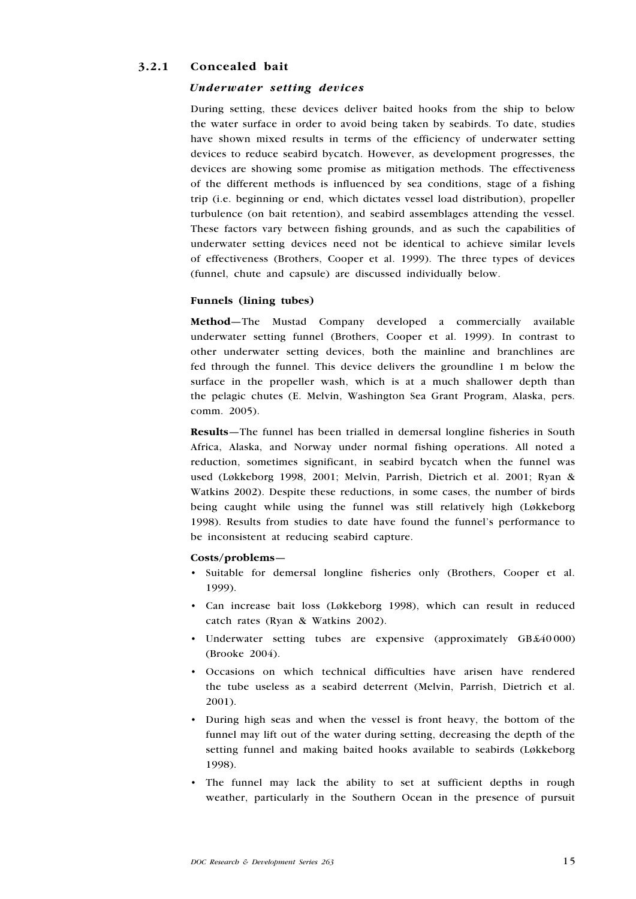### 3.2.1 Concealed bait

#### *Underwater setting devices*

During setting, these devices deliver baited hooks from the ship to below the water surface in order to avoid being taken by seabirds. To date, studies have shown mixed results in terms of the efficiency of underwater setting devices to reduce seabird bycatch. However, as development progresses, the devices are showing some promise as mitigation methods. The effectiveness of the different methods is influenced by sea conditions, stage of a fishing trip (i.e. beginning or end, which dictates vessel load distribution), propeller turbulence (on bait retention), and seabird assemblages attending the vessel. These factors vary between fishing grounds, and as such the capabilities of underwater setting devices need not be identical to achieve similar levels of effectiveness (Brothers, Cooper et al. 1999). The three types of devices (funnel, chute and capsule) are discussed individually below.

**Funnels (lining tubes)**

**Method**—The Mustad Company developed a commercially available underwater setting funnel (Brothers, Cooper et al. 1999). In contrast to other underwater setting devices, both the mainline and branchlines are fed through the funnel. This device delivers the groundline 1 m below the surface in the propeller wash, which is at a much shallower depth than the pelagic chutes (E. Melvin, Washington Sea Grant Program, Alaska, pers. comm. 2005).

**Results**—The funnel has been trialled in demersal longline fisheries in South Africa, Alaska, and Norway under normal fishing operations. All noted a reduction, sometimes significant, in seabird bycatch when the funnel was used (Løkkeborg 1998, 2001; Melvin, Parrish, Dietrich et al. 2001; Ryan & Watkins 2002). Despite these reductions, in some cases, the number of birds being caught while using the funnel was still relatively high (Løkkeborg 1998). Results from studies to date have found the funnel's performance to be inconsistent at reducing seabird capture.

**Costs/problems**—

- Suitable for demersal longline fisheries only (Brothers, Cooper et al. 1999).
- Can increase bait loss (Løkkeborg 1998), which can result in reduced catch rates (Ryan & Watkins 2002).
- Underwater setting tubes are expensive (approximately GB£40 000) (Brooke 2004).
- Occasions on which technical difficulties have arisen have rendered the tube useless as a seabird deterrent (Melvin, Parrish, Dietrich et al. 2001).
- During high seas and when the vessel is front heavy, the bottom of the funnel may lift out of the water during setting, decreasing the depth of the setting funnel and making baited hooks available to seabirds (Løkkeborg 1998).
- The funnel may lack the ability to set at sufficient depths in rough weather, particularly in the Southern Ocean in the presence of pursuit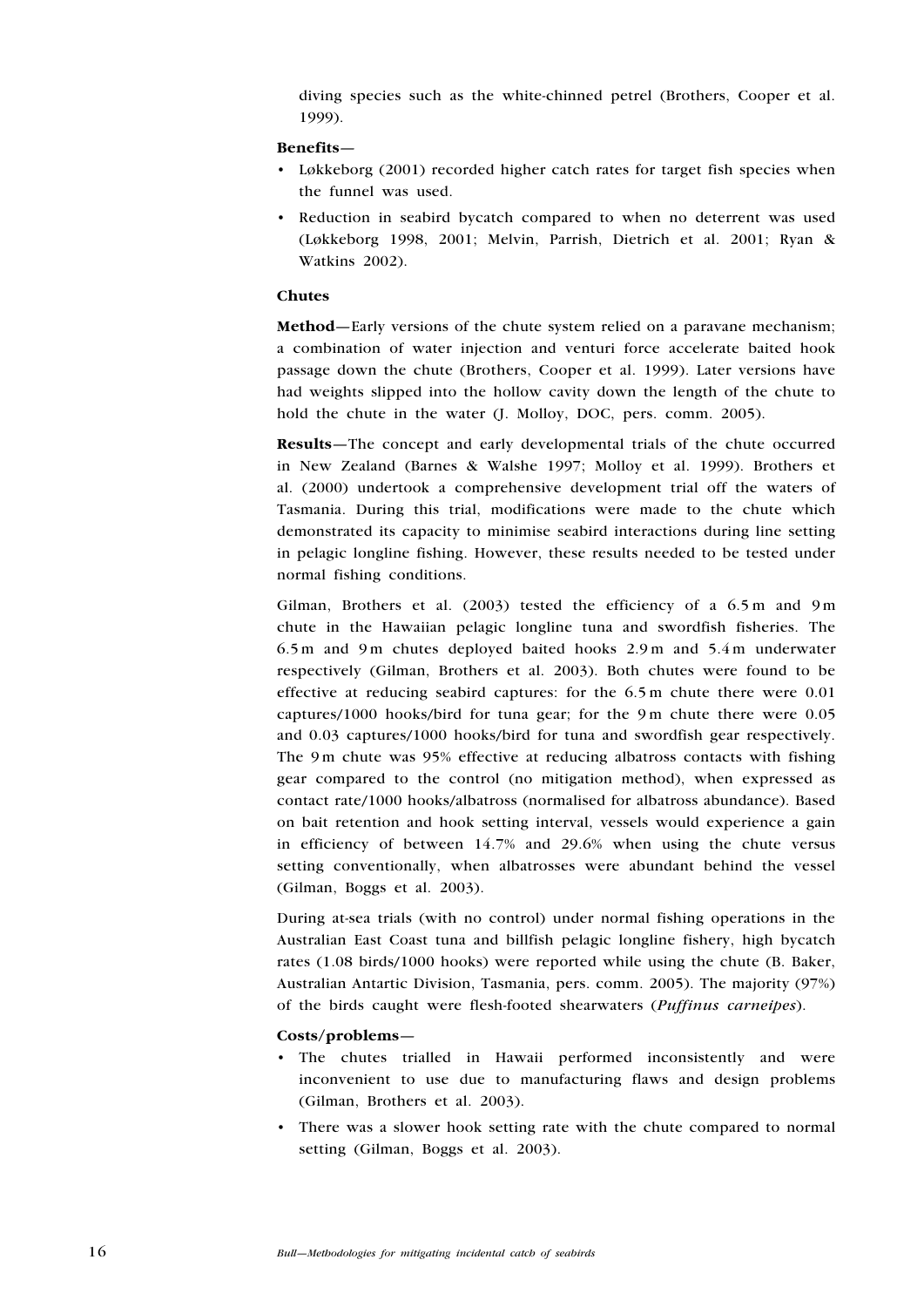diving species such as the white-chinned petrel (Brothers, Cooper et al. 1999).

**Benefits—**

- Løkkeborg (2001) recorded higher catch rates for target fish species when the funnel was used.
- Reduction in seabird bycatch compared to when no deterrent was used (Løkkeborg 1998, 2001; Melvin, Parrish, Dietrich et al. 2001; Ryan & Watkins 2002).

### Chutes

**Method**—Early versions of the chute system relied on a paravane mechanism; a combination of water injection and venturi force accelerate baited hook passage down the chute (Brothers, Cooper et al. 1999). Later versions have had weights slipped into the hollow cavity down the length of the chute to hold the chute in the water (J. Molloy, DOC, pers. comm. 2005).

**Results**—The concept and early developmental trials of the chute occurred in New Zealand (Barnes & Walshe 1997; Molloy et al. 1999). Brothers et al. (2000) undertook a comprehensive development trial off the waters of Tasmania. During this trial, modifications were made to the chute which demonstrated its capacity to minimise seabird interactions during line setting in pelagic longline fishing. However, these results needed to be tested under normal fishing conditions.

Gilman, Brothers et al. (2003) tested the efficiency of a 6.5 m and 9 m chute in the Hawaiian pelagic longline tuna and swordfish fisheries. The 6.5 m and 9 m chutes deployed baited hooks 2.9 m and 5.4 m underwater respectively (Gilman, Brothers et al. 2003). Both chutes were found to be effective at reducing seabird captures: for the 6.5 m chute there were 0.01 captures/1000 hooks/bird for tuna gear; for the 9 m chute there were 0.05 and 0.03 captures/1000 hooks/bird for tuna and swordfish gear respectively. The 9 m chute was 95% effective at reducing albatross contacts with fishing gear compared to the control (no mitigation method), when expressed as contact rate/1000 hooks/albatross (normalised for albatross abundance). Based on bait retention and hook setting interval, vessels would experience a gain in efficiency of between 14.7% and 29.6% when using the chute versus setting conventionally, when albatrosses were abundant behind the vessel (Gilman, Boggs et al. 2003).

During at-sea trials (with no control) under normal fishing operations in the Australian East Coast tuna and billfish pelagic longline fishery, high bycatch rates (1.08 birds/1000 hooks) were reported while using the chute (B. Baker, Australian Antartic Division, Tasmania, pers. comm. 2005). The majority (97%) of the birds caught were flesh-footed shearwaters (*Puffinus carneipes*).

**Costs/problems—**

- The chutes trialled in Hawaii performed inconsistently and were inconvenient to use due to manufacturing flaws and design problems (Gilman, Brothers et al. 2003).
- There was a slower hook setting rate with the chute compared to normal setting (Gilman, Boggs et al. 2003).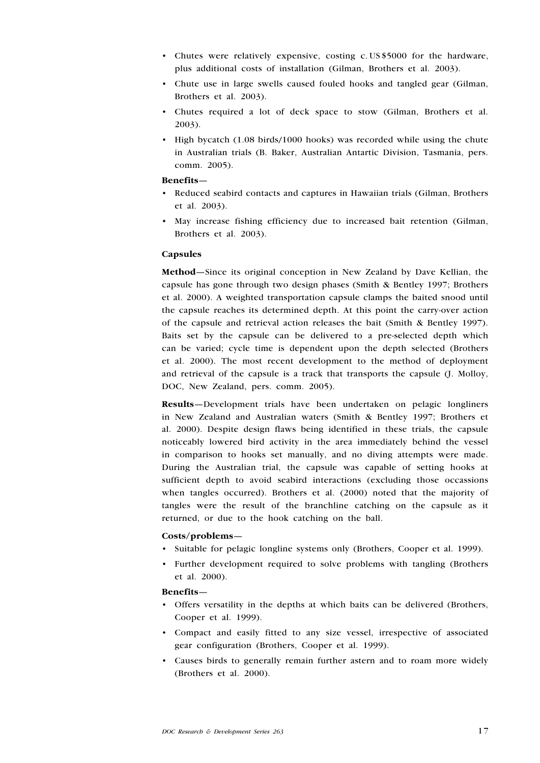- Chutes were relatively expensive, costing c. US $5000 for the hardware, plus additional costs of installation (Gilman, Brothers et al. 2003).
- Chute use in large swells caused fouled hooks and tangled gear (Gilman, Brothers et al. 2003).
- Chutes required a lot of deck space to stow (Gilman, Brothers et al. 2003).
- High bycatch (1.08 birds/1000 hooks) was recorded while using the chute in Australian trials (B. Baker, Australian Antartic Division, Tasmania, pers. comm. 2005).

**Benefits—**

- Reduced seabird contacts and captures in Hawaiian trials (Gilman, Brothers et al. 2003).
- May increase fishing efficiency due to increased bait retention (Gilman, Brothers et al. 2003).

### Capsules

**Method**—Since its original conception in New Zealand by Dave Kellian, the capsule has gone through two design phases (Smith & Bentley 1997; Brothers et al. 2000). A weighted transportation capsule clamps the baited snood until the capsule reaches its determined depth. At this point the carry-over action of the capsule and retrieval action releases the bait (Smith & Bentley 1997). Baits set by the capsule can be delivered to a pre-selected depth which can be varied; cycle time is dependent upon the depth selected (Brothers et al. 2000). The most recent development to the method of deployment and retrieval of the capsule is a track that transports the capsule (J. Molloy, DOC, New Zealand, pers. comm. 2005).

**Results**—Development trials have been undertaken on pelagic longliners in New Zealand and Australian waters (Smith & Bentley 1997; Brothers et al. 2000). Despite design flaws being identified in these trials, the capsule noticeably lowered bird activity in the area immediately behind the vessel in comparison to hooks set manually, and no diving attempts were made. During the Australian trial, the capsule was capable of setting hooks at sufficient depth to avoid seabird interactions (excluding those occassions when tangles occurred). Brothers et al. (2000) noted that the majority of tangles were the result of the branchline catching on the capsule as it returned, or due to the hook catching on the ball.

**Costs/problems—**

- Suitable for pelagic longline systems only (Brothers, Cooper et al. 1999).
- Further development required to solve problems with tangling (Brothers et al. 2000).

**Benefits—**

- Offers versatility in the depths at which baits can be delivered (Brothers, Cooper et al. 1999).
- Compact and easily fitted to any size vessel, irrespective of associated gear configuration (Brothers, Cooper et al. 1999).
- Causes birds to generally remain further astern and to roam more widely (Brothers et al. 2000).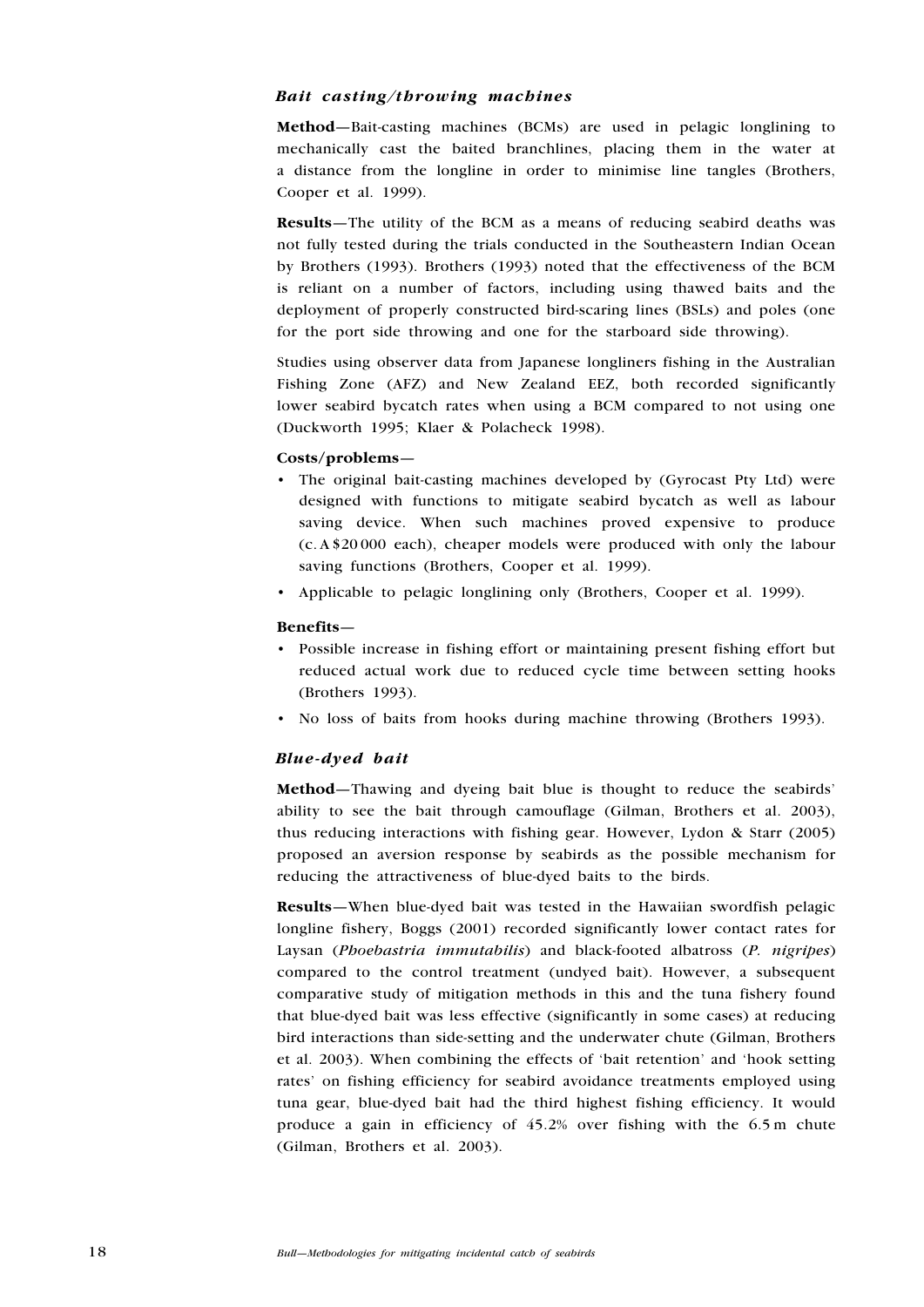### *Bait casting/throwing machines*

**Method**—Bait-casting machines (BCMs) are used in pelagic longlining to mechanically cast the baited branchlines, placing them in the water at a distance from the longline in order to minimise line tangles (Brothers, Cooper et al. 1999).

**Results**—The utility of the BCM as a means of reducing seabird deaths was not fully tested during the trials conducted in the Southeastern Indian Ocean by Brothers (1993). Brothers (1993) noted that the effectiveness of the BCM is reliant on a number of factors, including using thawed baits and the deployment of properly constructed bird-scaring lines (BSLs) and poles (one for the port side throwing and one for the starboard side throwing).

Studies using observer data from Japanese longliners fishing in the Australian Fishing Zone (AFZ) and New Zealand EEZ, both recorded significantly lower seabird bycatch rates when using a BCM compared to not using one (Duckworth 1995; Klaer & Polacheck 1998).

**Costs/problems**—

- The original bait-casting machines developed by (Gyrocast Pty Ltd) were designed with functions to mitigate seabird bycatch as well as labour saving device. When such machines proved expensive to produce (c. A$20 000 each), cheaper models were produced with only the labour saving functions (Brothers, Cooper et al. 1999).
- Applicable to pelagic longlining only (Brothers, Cooper et al. 1999).

**Benefits**—

- Possible increase in fishing effort or maintaining present fishing effort but reduced actual work due to reduced cycle time between setting hooks (Brothers 1993).
- No loss of baits from hooks during machine throwing (Brothers 1993).

### *Blue-dyed bait*

**Method**—Thawing and dyeing bait blue is thought to reduce the seabirds' ability to see the bait through camouflage (Gilman, Brothers et al. 2003), thus reducing interactions with fishing gear. However, Lydon & Starr (2005) proposed an aversion response by seabirds as the possible mechanism for reducing the attractiveness of blue-dyed baits to the birds.

**Results**—When blue-dyed bait was tested in the Hawaiian swordfish pelagic longline fishery, Boggs (2001) recorded significantly lower contact rates for Laysan (*Phoebastria immutabilis*) and black-footed albatross (*P. nigripes*) compared to the control treatment (undyed bait). However, a subsequent comparative study of mitigation methods in this and the tuna fishery found that blue-dyed bait was less effective (significantly in some cases) at reducing bird interactions than side-setting and the underwater chute (Gilman, Brothers et al. 2003). When combining the effects of 'bait retention' and 'hook setting rates' on fishing efficiency for seabird avoidance treatments employed using tuna gear, blue-dyed bait had the third highest fishing efficiency. It would produce a gain in efficiency of 45.2% over fishing with the 6.5 m chute (Gilman, Brothers et al. 2003).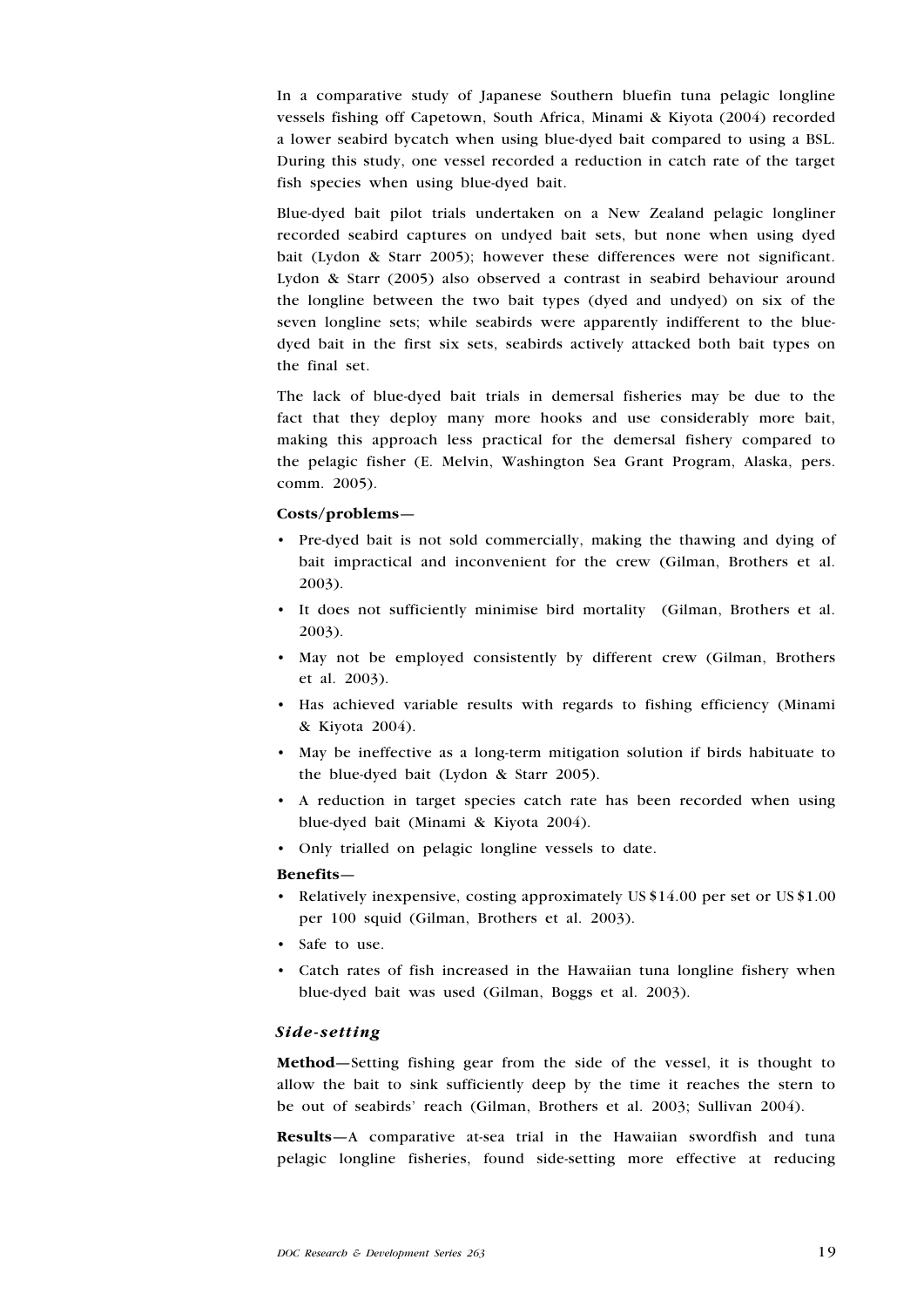In a comparative study of Japanese Southern bluefin tuna pelagic longline vessels fishing off Capetown, South Africa, Minami & Kiyota (2004) recorded a lower seabird bycatch when using blue-dyed bait compared to using a BSL. During this study, one vessel recorded a reduction in catch rate of the target fish species when using blue-dyed bait.

Blue-dyed bait pilot trials undertaken on a New Zealand pelagic longliner recorded seabird captures on undyed bait sets, but none when using dyed bait (Lydon & Starr 2005); however these differences were not significant. Lydon & Starr (2005) also observed a contrast in seabird behaviour around the longline between the two bait types (dyed and undyed) on six of the seven longline sets; while seabirds were apparently indifferent to the blue-dyed bait in the first six sets, seabirds actively attacked both bait types on the final set.

The lack of blue-dyed bait trials in demersal fisheries may be due to the fact that they deploy many more hooks and use considerably more bait, making this approach less practical for the demersal fishery compared to the pelagic fisher (E. Melvin, Washington Sea Grant Program, Alaska, pers. comm. 2005).

**Costs/problems—**

- Pre-dyed bait is not sold commercially, making the thawing and dying of bait impractical and inconvenient for the crew (Gilman, Brothers et al. 2003).
- It does not sufficiently minimise bird mortality (Gilman, Brothers et al. 2003).
- May not be employed consistently by different crew (Gilman, Brothers et al. 2003).
- Has achieved variable results with regards to fishing efficiency (Minami & Kiyota 2004).
- May be ineffective as a long-term mitigation solution if birds habituate to the blue-dyed bait (Lydon & Starr 2005).
- A reduction in target species catch rate has been recorded when using blue-dyed bait (Minami & Kiyota 2004).
- Only trialled on pelagic longline vessels to date.

**Benefits—**

- Relatively inexpensive, costing approximately US $14.00 per set or US $1.00 per 100 squid (Gilman, Brothers et al. 2003).
- Safe to use.
- Catch rates of fish increased in the Hawaiian tuna longline fishery when blue-dyed bait was used (Gilman, Boggs et al. 2003).

### *Side-setting*

**Method—**Setting fishing gear from the side of the vessel, it is thought to allow the bait to sink sufficiently deep by the time it reaches the stern to be out of seabirds' reach (Gilman, Brothers et al. 2003; Sullivan 2004).

**Results—**A comparative at-sea trial in the Hawaiian swordfish and tuna pelagic longline fisheries, found side-setting more effective at reducing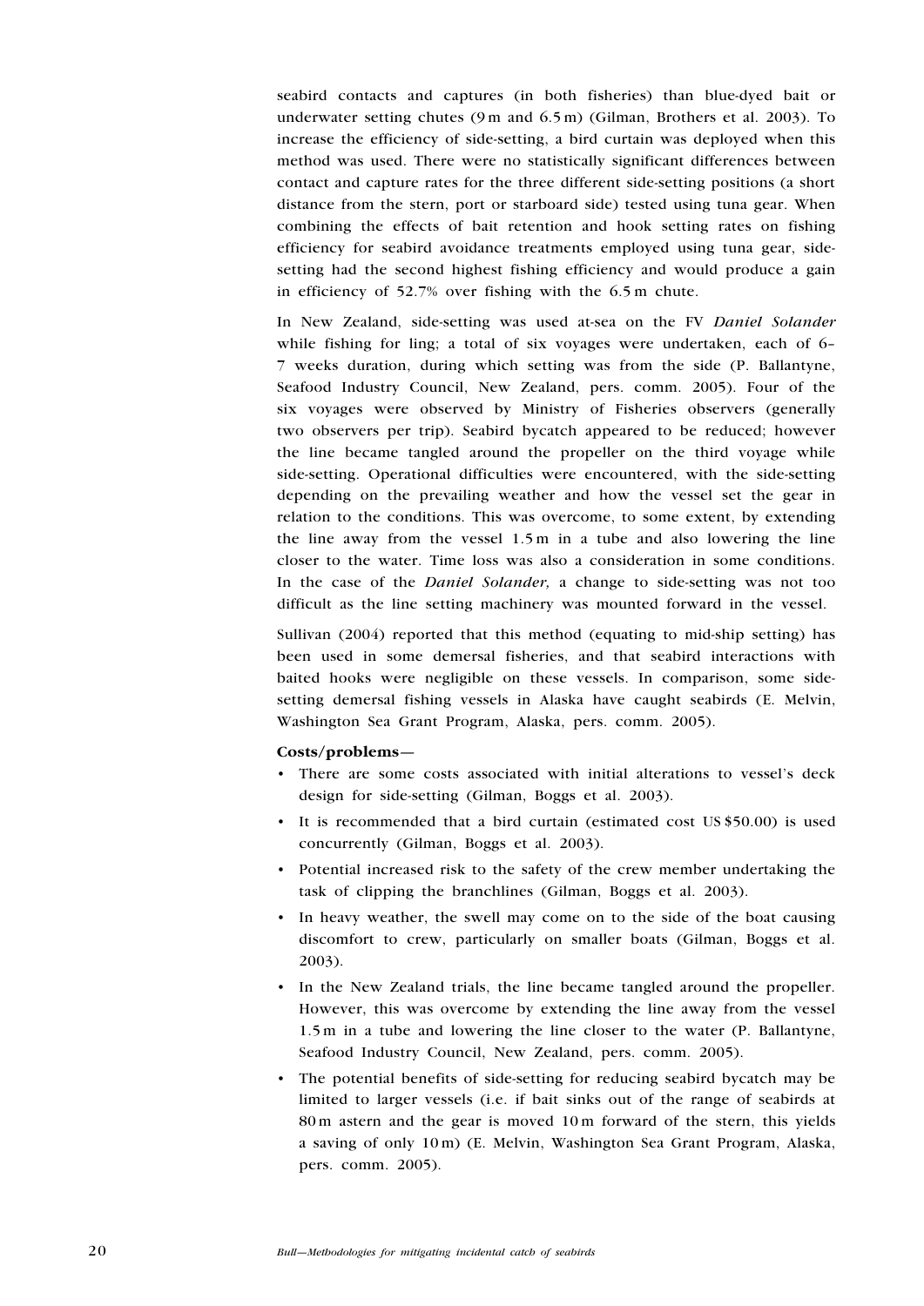seabird contacts and captures (in both fisheries) than blue-dyed bait or underwater setting chutes (9 m and 6.5 m) (Gilman, Brothers et al. 2003). To increase the efficiency of side-setting, a bird curtain was deployed when this method was used. There were no statistically significant differences between contact and capture rates for the three different side-setting positions (a short distance from the stern, port or starboard side) tested using tuna gear. When combining the effects of bait retention and hook setting rates on fishing efficiency for seabird avoidance treatments employed using tuna gear, side-setting had the second highest fishing efficiency and would produce a gain in efficiency of 52.7% over fishing with the 6.5 m chute.

In New Zealand, side-setting was used at-sea on the FV *Daniel Solander* while fishing for ling; a total of six voyages were undertaken, each of 6–7 weeks duration, during which setting was from the side (P. Ballantyne, Seafood Industry Council, New Zealand, pers. comm. 2005). Four of the six voyages were observed by Ministry of Fisheries observers (generally two observers per trip). Seabird bycatch appeared to be reduced; however the line became tangled around the propeller on the third voyage while side-setting. Operational difficulties were encountered, with the side-setting depending on the prevailing weather and how the vessel set the gear in relation to the conditions. This was overcome, to some extent, by extending the line away from the vessel 1.5 m in a tube and also lowering the line closer to the water. Time loss was also a consideration in some conditions. In the case of the *Daniel Solander,* a change to side-setting was not too difficult as the line setting machinery was mounted forward in the vessel.

Sullivan (2004) reported that this method (equating to mid-ship setting) has been used in some demersal fisheries, and that seabird interactions with baited hooks were negligible on these vessels. In comparison, some side-setting demersal fishing vessels in Alaska have caught seabirds (E. Melvin, Washington Sea Grant Program, Alaska, pers. comm. 2005).

**Costs/problems—**

- There are some costs associated with initial alterations to vessel's deck design for side-setting (Gilman, Boggs et al. 2003).
- It is recommended that a bird curtain (estimated cost US $50.00) is used concurrently (Gilman, Boggs et al. 2003).
- Potential increased risk to the safety of the crew member undertaking the task of clipping the branchlines (Gilman, Boggs et al. 2003).
- In heavy weather, the swell may come on to the side of the boat causing discomfort to crew, particularly on smaller boats (Gilman, Boggs et al. 2003).
- In the New Zealand trials, the line became tangled around the propeller. However, this was overcome by extending the line away from the vessel 1.5 m in a tube and lowering the line closer to the water (P. Ballantyne, Seafood Industry Council, New Zealand, pers. comm. 2005).
- The potential benefits of side-setting for reducing seabird bycatch may be limited to larger vessels (i.e. if bait sinks out of the range of seabirds at 80 m astern and the gear is moved 10 m forward of the stern, this yields a saving of only 10 m) (E. Melvin, Washington Sea Grant Program, Alaska, pers. comm. 2005).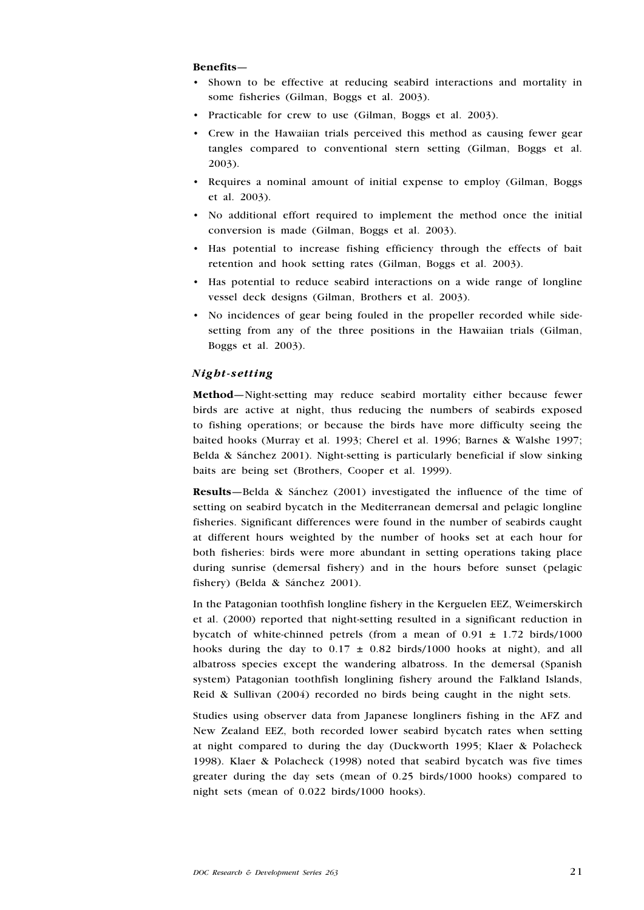**Benefits—**

- Shown to be effective at reducing seabird interactions and mortality in some fisheries (Gilman, Boggs et al. 2003).
- Practicable for crew to use (Gilman, Boggs et al. 2003).
- Crew in the Hawaiian trials perceived this method as causing fewer gear tangles compared to conventional stern setting (Gilman, Boggs et al. 2003).
- Requires a nominal amount of initial expense to employ (Gilman, Boggs et al. 2003).
- No additional effort required to implement the method once the initial conversion is made (Gilman, Boggs et al. 2003).
- Has potential to increase fishing efficiency through the effects of bait retention and hook setting rates (Gilman, Boggs et al. 2003).
- Has potential to reduce seabird interactions on a wide range of longline vessel deck designs (Gilman, Brothers et al. 2003).
- No incidences of gear being fouled in the propeller recorded while side-setting from any of the three positions in the Hawaiian trials (Gilman, Boggs et al. 2003).

### *Night-setting*

**Method—**Night-setting may reduce seabird mortality either because fewer birds are active at night, thus reducing the numbers of seabirds exposed to fishing operations; or because the birds have more difficulty seeing the baited hooks (Murray et al. 1993; Cherel et al. 1996; Barnes & Walshe 1997; Belda & Sánchez 2001). Night-setting is particularly beneficial if slow sinking baits are being set (Brothers, Cooper et al. 1999).

**Results—**Belda & Sánchez (2001) investigated the influence of the time of setting on seabird bycatch in the Mediterranean demersal and pelagic longline fisheries. Significant differences were found in the number of seabirds caught at different hours weighted by the number of hooks set at each hour for both fisheries: birds were more abundant in setting operations taking place during sunrise (demersal fishery) and in the hours before sunset (pelagic fishery) (Belda & Sánchez 2001).

In the Patagonian toothfish longline fishery in the Kerguelen EEZ, Weimerskirch et al. (2000) reported that night-setting resulted in a significant reduction in bycatch of white-chinned petrels (from a mean of $0.91 \pm 1.72$ birds/1000 hooks during the day to $0.17 \pm 0.82$ birds/1000 hooks at night), and all albatross species except the wandering albatross. In the demersal (Spanish system) Patagonian toothfish longlining fishery around the Falkland Islands, Reid & Sullivan (2004) recorded no birds being caught in the night sets.

Studies using observer data from Japanese longliners fishing in the AFZ and New Zealand EEZ, both recorded lower seabird bycatch rates when setting at night compared to during the day (Duckworth 1995; Klaer & Polacheck 1998). Klaer & Polacheck (1998) noted that seabird bycatch was five times greater during the day sets (mean of 0.25 birds/1000 hooks) compared to night sets (mean of 0.022 birds/1000 hooks).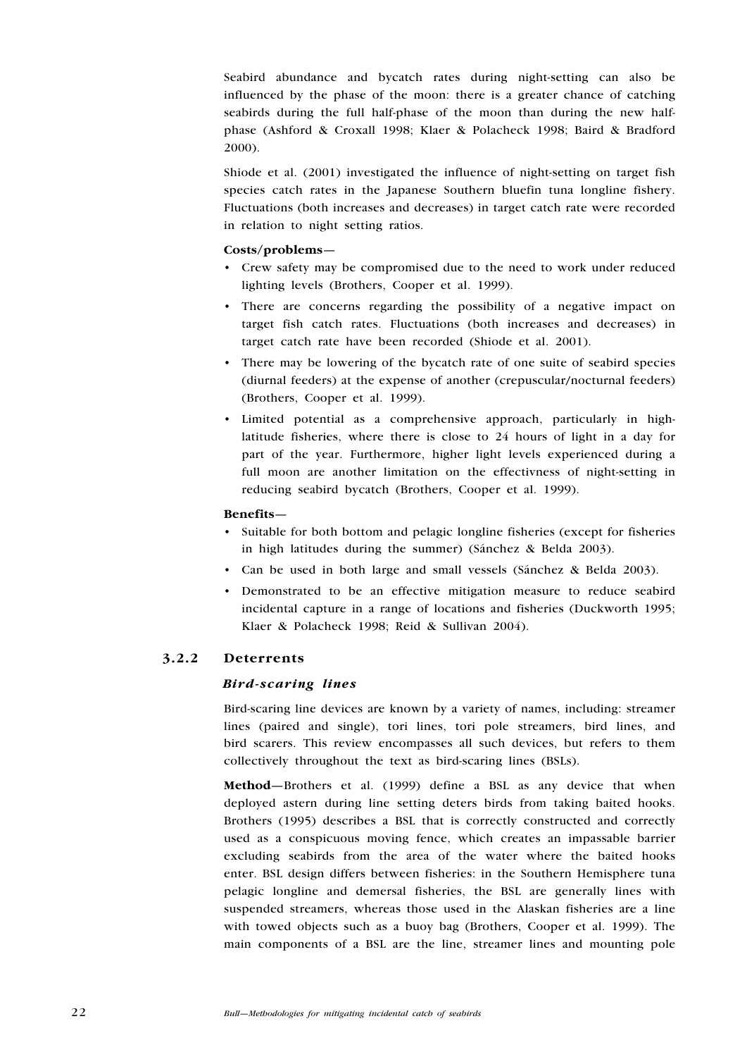Seabird abundance and bycatch rates during night-setting can also be influenced by the phase of the moon: there is a greater chance of catching seabirds during the full half-phase of the moon than during the new half-phase (Ashford & Croxall 1998; Klaer & Polacheck 1998; Baird & Bradford 2000).

Shiode et al. (2001) investigated the influence of night-setting on target fish species catch rates in the Japanese Southern bluefin tuna longline fishery. Fluctuations (both increases and decreases) in target catch rate were recorded in relation to night setting ratios.

**Costs/problems—**

- Crew safety may be compromised due to the need to work under reduced lighting levels (Brothers, Cooper et al. 1999).
- There are concerns regarding the possibility of a negative impact on target fish catch rates. Fluctuations (both increases and decreases) in target catch rate have been recorded (Shiode et al. 2001).
- There may be lowering of the bycatch rate of one suite of seabird species (diurnal feeders) at the expense of another (crepuscular/nocturnal feeders) (Brothers, Cooper et al. 1999).
- Limited potential as a comprehensive approach, particularly in high-latitude fisheries, where there is close to 24 hours of light in a day for part of the year. Furthermore, higher light levels experienced during a full moon are another limitation on the effectivness of night-setting in reducing seabird bycatch (Brothers, Cooper et al. 1999).

**Benefits—**

- Suitable for both bottom and pelagic longline fisheries (except for fisheries in high latitudes during the summer) (Sánchez & Belda 2003).
- Can be used in both large and small vessels (Sánchez & Belda 2003).
- Demonstrated to be an effective mitigation measure to reduce seabird incidental capture in a range of locations and fisheries (Duckworth 1995; Klaer & Polacheck 1998; Reid & Sullivan 2004).

### 3.2.2 Deterrents

#### *Bird-scaring lines*

Bird-scaring line devices are known by a variety of names, including: streamer lines (paired and single), tori lines, tori pole streamers, bird lines, and bird scarers. This review encompasses all such devices, but refers to them collectively throughout the text as bird-scaring lines (BSLs).

**Method**—Brothers et al. (1999) define a BSL as any device that when deployed astern during line setting deters birds from taking baited hooks. Brothers (1995) describes a BSL that is correctly constructed and correctly used as a conspicuous moving fence, which creates an impassable barrier excluding seabirds from the area of the water where the baited hooks enter. BSL design differs between fisheries: in the Southern Hemisphere tuna pelagic longline and demersal fisheries, the BSL are generally lines with suspended streamers, whereas those used in the Alaskan fisheries are a line with towed objects such as a buoy bag (Brothers, Cooper et al. 1999). The main components of a BSL are the line, streamer lines and mounting pole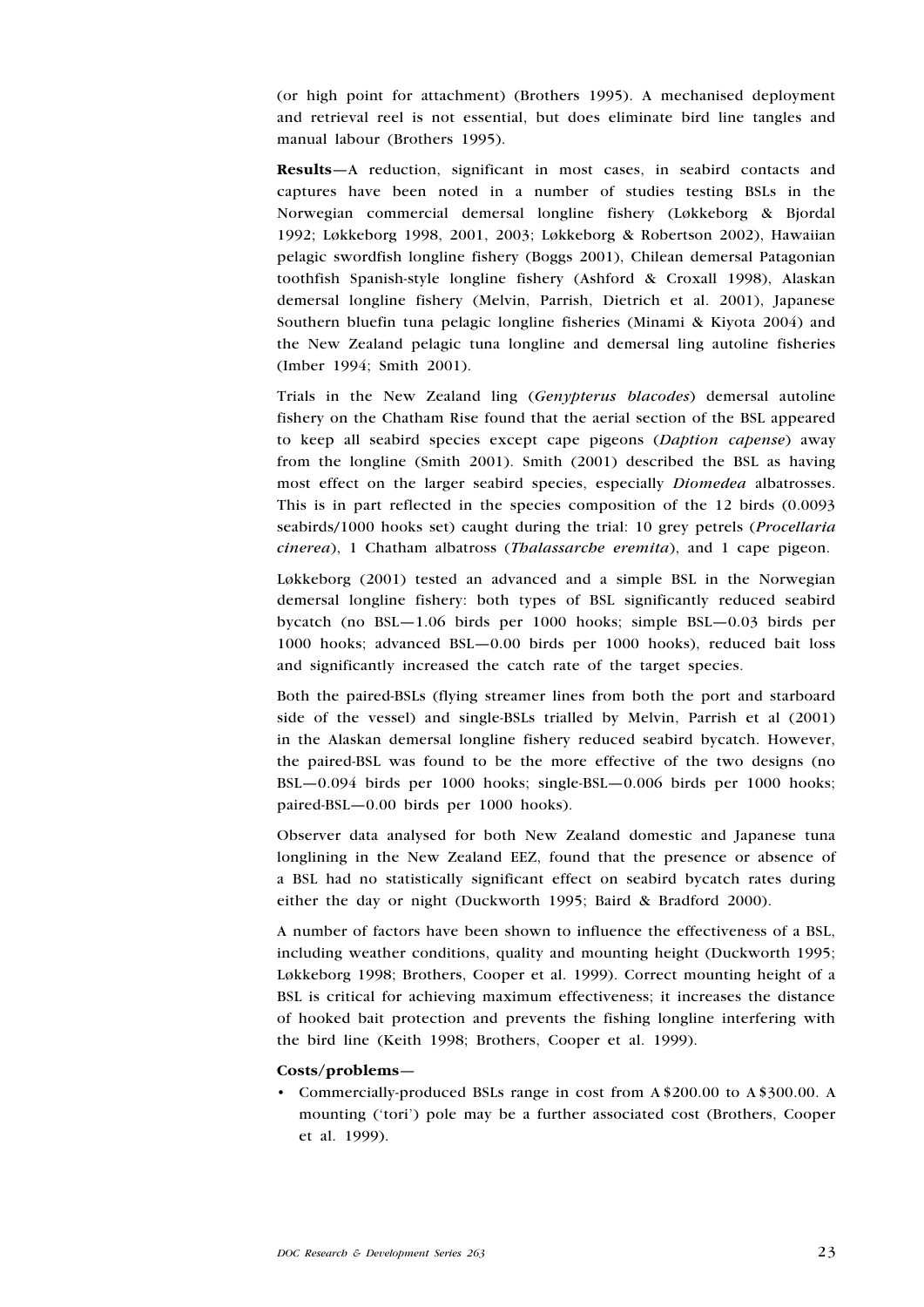(or high point for attachment) (Brothers 1995). A mechanised deployment and retrieval reel is not essential, but does eliminate bird line tangles and manual labour (Brothers 1995).

**Results**—A reduction, significant in most cases, in seabird contacts and captures have been noted in a number of studies testing BSLs in the Norwegian commercial demersal longline fishery (Løkkeborg & Bjordal 1992; Løkkeborg 1998, 2001, 2003; Løkkeborg & Robertson 2002), Hawaiian pelagic swordfish longline fishery (Boggs 2001), Chilean demersal Patagonian toothfish Spanish-style longline fishery (Ashford & Croxall 1998), Alaskan demersal longline fishery (Melvin, Parrish, Dietrich et al. 2001), Japanese Southern bluefin tuna pelagic longline fisheries (Minami & Kiyota 2004) and the New Zealand pelagic tuna longline and demersal ling autoline fisheries (Imber 1994; Smith 2001).

Trials in the New Zealand ling (*Genypterus blacodes*) demersal autoline fishery on the Chatham Rise found that the aerial section of the BSL appeared to keep all seabird species except cape pigeons (*Daption capense*) away from the longline (Smith 2001). Smith (2001) described the BSL as having most effect on the larger seabird species, especially *Diomedea* albatrosses. This is in part reflected in the species composition of the 12 birds (0.0093 seabirds/1000 hooks set) caught during the trial: 10 grey petrels (*Procellaria cinerea*), 1 Chatham albatross (*Thalassarche eremita*), and 1 cape pigeon.

Løkkeborg (2001) tested an advanced and a simple BSL in the Norwegian demersal longline fishery: both types of BSL significantly reduced seabird bycatch (no BSL—1.06 birds per 1000 hooks; simple BSL—0.03 birds per 1000 hooks; advanced BSL—0.00 birds per 1000 hooks), reduced bait loss and significantly increased the catch rate of the target species.

Both the paired-BSLs (flying streamer lines from both the port and starboard side of the vessel) and single-BSLs trialled by Melvin, Parrish et al (2001) in the Alaskan demersal longline fishery reduced seabird bycatch. However, the paired-BSL was found to be the more effective of the two designs (no BSL—0.094 birds per 1000 hooks; single-BSL—0.006 birds per 1000 hooks; paired-BSL—0.00 birds per 1000 hooks).

Observer data analysed for both New Zealand domestic and Japanese tuna longlining in the New Zealand EEZ, found that the presence or absence of a BSL had no statistically significant effect on seabird bycatch rates during either the day or night (Duckworth 1995; Baird & Bradford 2000).

A number of factors have been shown to influence the effectiveness of a BSL, including weather conditions, quality and mounting height (Duckworth 1995; Løkkeborg 1998; Brothers, Cooper et al. 1999). Correct mounting height of a BSL is critical for achieving maximum effectiveness; it increases the distance of hooked bait protection and prevents the fishing longline interfering with the bird line (Keith 1998; Brothers, Cooper et al. 1999).

**Costs/problems**—

- Commercially-produced BSLs range in cost from A$200.00 to A$300.00. A mounting ('tori') pole may be a further associated cost (Brothers, Cooper et al. 1999).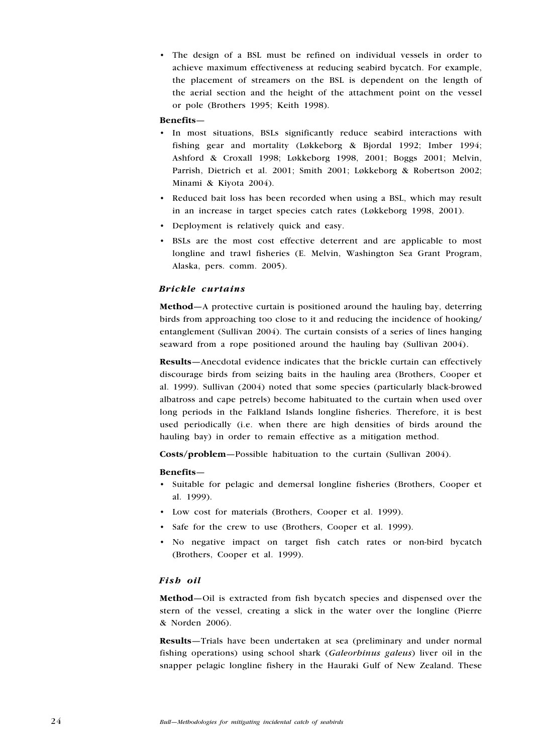- The design of a BSL must be refined on individual vessels in order to achieve maximum effectiveness at reducing seabird bycatch. For example, the placement of streamers on the BSL is dependent on the length of the aerial section and the height of the attachment point on the vessel or pole (Brothers 1995; Keith 1998).

**Benefits**—

- In most situations, BSLs significantly reduce seabird interactions with fishing gear and mortality (Løkkeborg & Bjordal 1992; Imber 1994; Ashford & Croxall 1998; Løkkeborg 1998, 2001; Boggs 2001; Melvin, Parrish, Dietrich et al. 2001; Smith 2001; Løkkeborg & Robertson 2002; Minami & Kiyota 2004).
- Reduced bait loss has been recorded when using a BSL, which may result in an increase in target species catch rates (Løkkeborg 1998, 2001).
- Deployment is relatively quick and easy.
- BSLs are the most cost effective deterrent and are applicable to most longline and trawl fisheries (E. Melvin, Washington Sea Grant Program, Alaska, pers. comm. 2005).

### *Brickle curtains*

**Method**—A protective curtain is positioned around the hauling bay, deterring birds from approaching too close to it and reducing the incidence of hooking/entanglement (Sullivan 2004). The curtain consists of a series of lines hanging seaward from a rope positioned around the hauling bay (Sullivan 2004).

**Results**—Anecdotal evidence indicates that the brickle curtain can effectively discourage birds from seizing baits in the hauling area (Brothers, Cooper et al. 1999). Sullivan (2004) noted that some species (particularly black-browed albatross and cape petrels) become habituated to the curtain when used over long periods in the Falkland Islands longline fisheries. Therefore, it is best used periodically (i.e. when there are high densities of birds around the hauling bay) in order to remain effective as a mitigation method.

**Costs/problem**—Possible habituation to the curtain (Sullivan 2004).

**Benefits**—

- Suitable for pelagic and demersal longline fisheries (Brothers, Cooper et al. 1999).
- Low cost for materials (Brothers, Cooper et al. 1999).
- Safe for the crew to use (Brothers, Cooper et al. 1999).
- No negative impact on target fish catch rates or non-bird bycatch (Brothers, Cooper et al. 1999).

### *Fish oil*

**Method**—Oil is extracted from fish bycatch species and dispensed over the stern of the vessel, creating a slick in the water over the longline (Pierre & Norden 2006).

**Results**—Trials have been undertaken at sea (preliminary and under normal fishing operations) using school shark (*Galeorhinus galeus*) liver oil in the snapper pelagic longline fishery in the Hauraki Gulf of New Zealand. These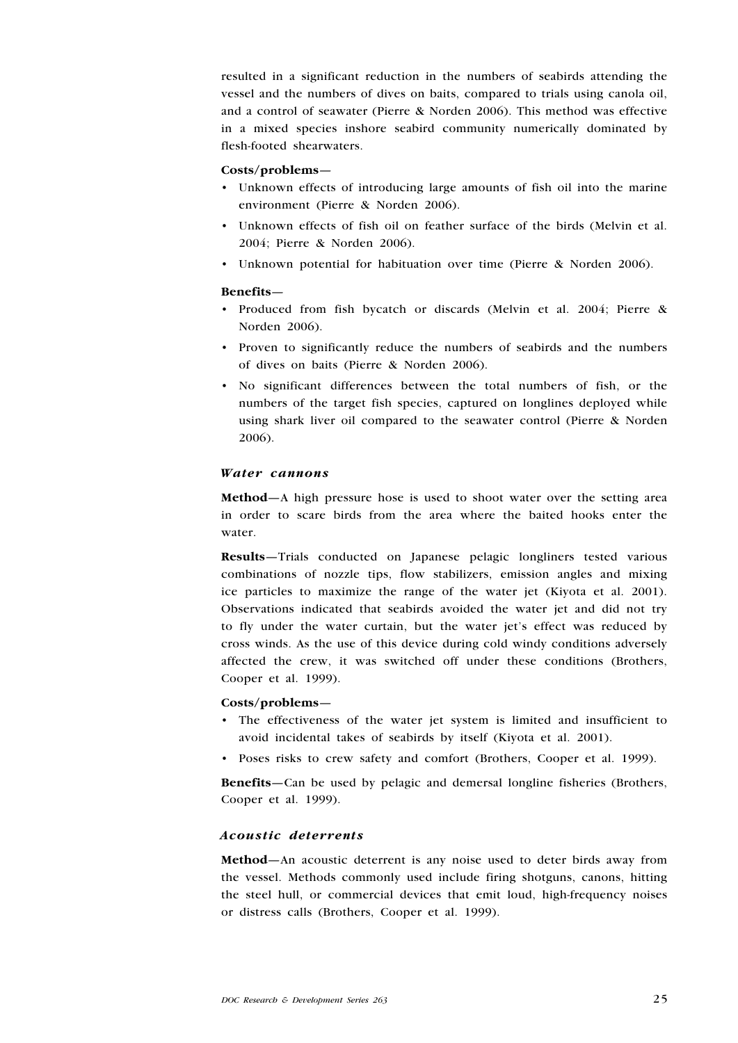resulted in a significant reduction in the numbers of seabirds attending the vessel and the numbers of dives on baits, compared to trials using canola oil, and a control of seawater (Pierre & Norden 2006). This method was effective in a mixed species inshore seabird community numerically dominated by flesh-footed shearwaters.

**Costs/problems—**

- Unknown effects of introducing large amounts of fish oil into the marine environment (Pierre & Norden 2006).
- Unknown effects of fish oil on feather surface of the birds (Melvin et al. 2004; Pierre & Norden 2006).
- Unknown potential for habituation over time (Pierre & Norden 2006).

**Benefits—**

- Produced from fish bycatch or discards (Melvin et al. 2004; Pierre & Norden 2006).
- Proven to significantly reduce the numbers of seabirds and the numbers of dives on baits (Pierre & Norden 2006).
- No significant differences between the total numbers of fish, or the numbers of the target fish species, captured on longlines deployed while using shark liver oil compared to the seawater control (Pierre & Norden 2006).

### *Water cannons*

**Method**—A high pressure hose is used to shoot water over the setting area in order to scare birds from the area where the baited hooks enter the water.

**Results**—Trials conducted on Japanese pelagic longliners tested various combinations of nozzle tips, flow stabilizers, emission angles and mixing ice particles to maximize the range of the water jet (Kiyota et al. 2001). Observations indicated that seabirds avoided the water jet and did not try to fly under the water curtain, but the water jet's effect was reduced by cross winds. As the use of this device during cold windy conditions adversely affected the crew, it was switched off under these conditions (Brothers, Cooper et al. 1999).

**Costs/problems—**

- The effectiveness of the water jet system is limited and insufficient to avoid incidental takes of seabirds by itself (Kiyota et al. 2001).
- Poses risks to crew safety and comfort (Brothers, Cooper et al. 1999).

**Benefits**—Can be used by pelagic and demersal longline fisheries (Brothers, Cooper et al. 1999).

### *Acoustic deterrents*

**Method**—An acoustic deterrent is any noise used to deter birds away from the vessel. Methods commonly used include firing shotguns, canons, hitting the steel hull, or commercial devices that emit loud, high-frequency noises or distress calls (Brothers, Cooper et al. 1999).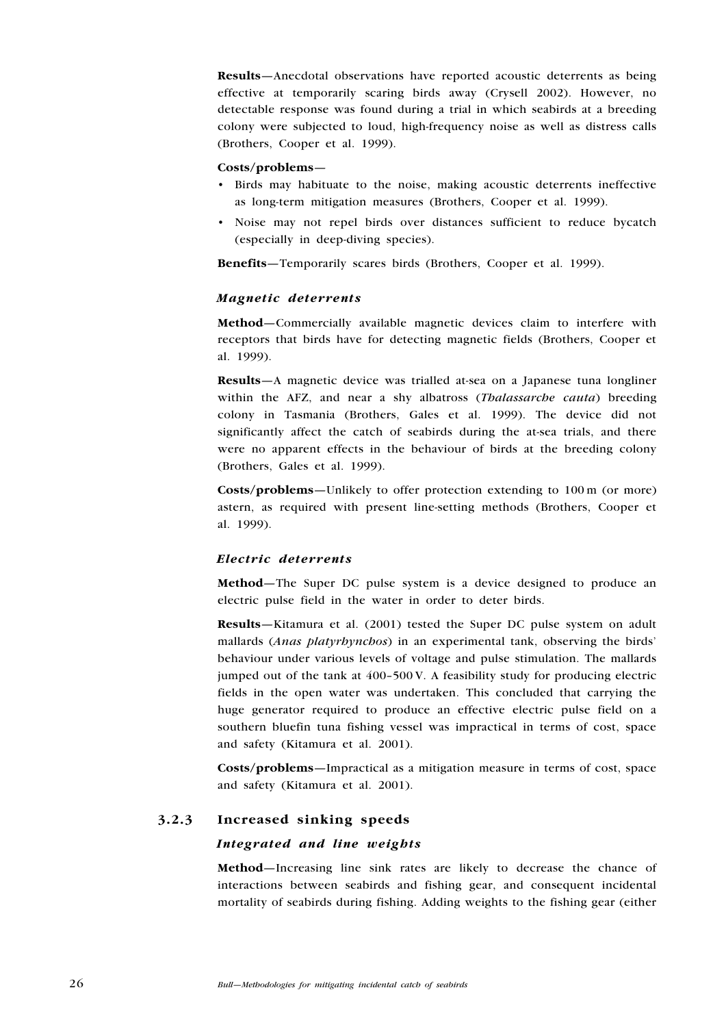**Results**—Anecdotal observations have reported acoustic deterrents as being effective at temporarily scaring birds away (Crysell 2002). However, no detectable response was found during a trial in which seabirds at a breeding colony were subjected to loud, high-frequency noise as well as distress calls (Brothers, Cooper et al. 1999).

**Costs/problems**—

- Birds may habituate to the noise, making acoustic deterrents ineffective as long-term mitigation measures (Brothers, Cooper et al. 1999).
- Noise may not repel birds over distances sufficient to reduce bycatch (especially in deep-diving species).

**Benefits**—Temporarily scares birds (Brothers, Cooper et al. 1999).

#### *Magnetic deterrents*

**Method**—Commercially available magnetic devices claim to interfere with receptors that birds have for detecting magnetic fields (Brothers, Cooper et al. 1999).

**Results**—A magnetic device was trialled at-sea on a Japanese tuna longliner within the AFZ, and near a shy albatross (*Thalassarche cauta*) breeding colony in Tasmania (Brothers, Gales et al. 1999). The device did not significantly affect the catch of seabirds during the at-sea trials, and there were no apparent effects in the behaviour of birds at the breeding colony (Brothers, Gales et al. 1999).

**Costs/problems**—Unlikely to offer protection extending to 100 m (or more) astern, as required with present line-setting methods (Brothers, Cooper et al. 1999).

#### *Electric deterrents*

**Method**—The Super DC pulse system is a device designed to produce an electric pulse field in the water in order to deter birds.

**Results**—Kitamura et al. (2001) tested the Super DC pulse system on adult mallards (*Anas platyrhynchos*) in an experimental tank, observing the birds' behaviour under various levels of voltage and pulse stimulation. The mallards jumped out of the tank at 400–500 V. A feasibility study for producing electric fields in the open water was undertaken. This concluded that carrying the huge generator required to produce an effective electric pulse field on a southern bluefin tuna fishing vessel was impractical in terms of cost, space and safety (Kitamura et al. 2001).

**Costs/problems**—Impractical as a mitigation measure in terms of cost, space and safety (Kitamura et al. 2001).

### 3.2.3 Increased sinking speeds

#### *Integrated and line weights*

**Method**—Increasing line sink rates are likely to decrease the chance of interactions between seabirds and fishing gear, and consequent incidental mortality of seabirds during fishing. Adding weights to the fishing gear (either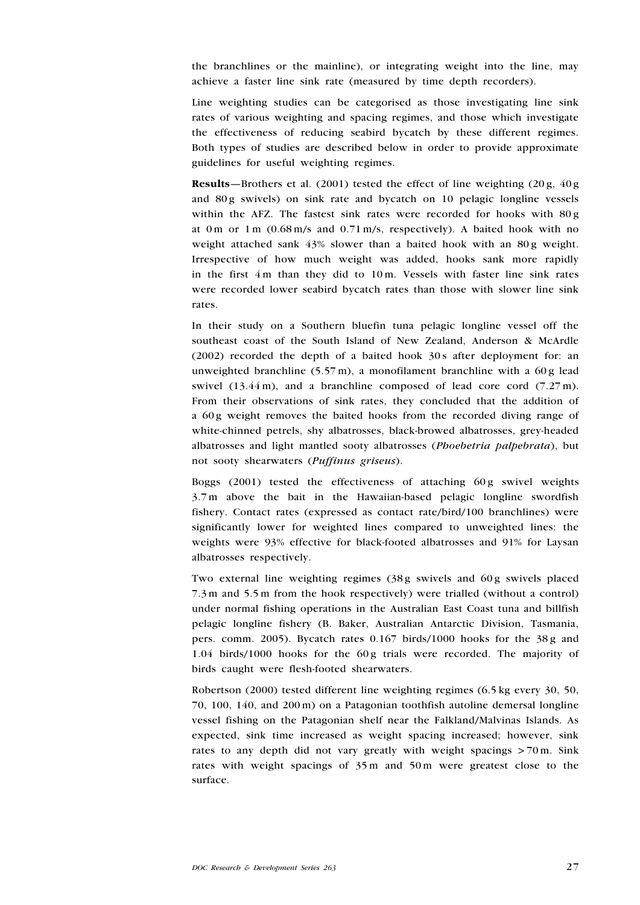the branchlines or the mainline), or integrating weight into the line, may achieve a faster line sink rate (measured by time depth recorders).

Line weighting studies can be categorised as those investigating line sink rates of various weighting and spacing regimes, and those which investigate the effectiveness of reducing seabird bycatch by these different regimes. Both types of studies are described below in order to provide approximate guidelines for useful weighting regimes.

**Results**—Brothers et al. (2001) tested the effect of line weighting (20 g, 40 g and 80 g swivels) on sink rate and bycatch on 10 pelagic longline vessels within the AFZ. The fastest sink rates were recorded for hooks with 80 g at 0 m or 1 m (0.68 m/s and 0.71 m/s, respectively). A baited hook with no weight attached sank 43% slower than a baited hook with an 80 g weight. Irrespective of how much weight was added, hooks sank more rapidly in the first 4 m than they did to 10 m. Vessels with faster line sink rates were recorded lower seabird bycatch rates than those with slower line sink rates.

In their study on a Southern bluefin tuna pelagic longline vessel off the southeast coast of the South Island of New Zealand, Anderson & McArdle (2002) recorded the depth of a baited hook 30 s after deployment for: an unweighted branchline (5.57 m), a monofilament branchline with a 60 g lead swivel (13.44 m), and a branchline composed of lead core cord (7.27 m). From their observations of sink rates, they concluded that the addition of a 60 g weight removes the baited hooks from the recorded diving range of white-chinned petrels, shy albatrosses, black-browed albatrosses, grey-headed albatrosses and light mantled sooty albatrosses (*Phoebetria palpebrata*), but not sooty shearwaters (*Puffinus griseus*).

Boggs (2001) tested the effectiveness of attaching 60 g swivel weights 3.7 m above the bait in the Hawaiian-based pelagic longline swordfish fishery. Contact rates (expressed as contact rate/bird/100 branchlines) were significantly lower for weighted lines compared to unweighted lines: the weights were 93% effective for black-footed albatrosses and 91% for Laysan albatrosses respectively.

Two external line weighting regimes (38 g swivels and 60 g swivels placed 7.3 m and 5.5 m from the hook respectively) were trialled (without a control) under normal fishing operations in the Australian East Coast tuna and billfish pelagic longline fishery (B. Baker, Australian Antarctic Division, Tasmania, pers. comm. 2005). Bycatch rates 0.167 birds/1000 hooks for the 38 g and 1.04 birds/1000 hooks for the 60 g trials were recorded. The majority of birds caught were flesh-footed shearwaters.

Robertson (2000) tested different line weighting regimes (6.5 kg every 30, 50, 70, 100, 140, and 200 m) on a Patagonian toothfish autoline demersal longline vessel fishing on the Patagonian shelf near the Falkland/Malvinas Islands. As expected, sink time increased as weight spacing increased; however, sink rates to any depth did not vary greatly with weight spacings > 70 m. Sink rates with weight spacings of 35 m and 50 m were greatest close to the surface.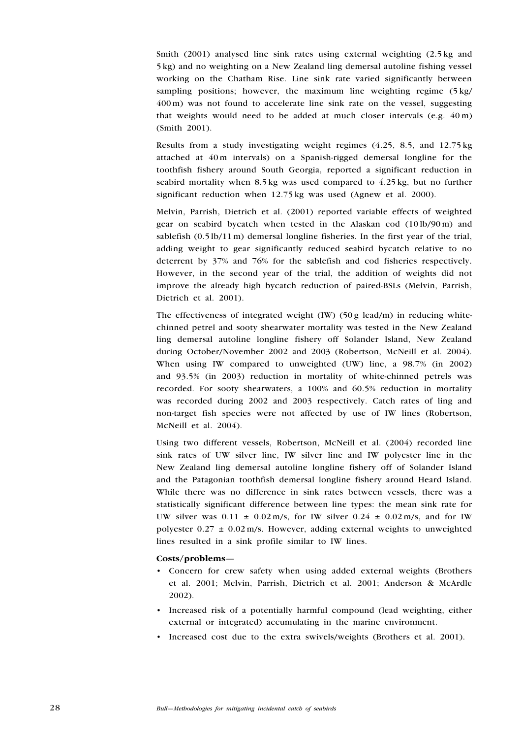Smith (2001) analysed line sink rates using external weighting (2.5 kg and 5 kg) and no weighting on a New Zealand ling demersal autoline fishing vessel working on the Chatham Rise. Line sink rate varied significantly between sampling positions; however, the maximum line weighting regime (5 kg/ 400 m) was not found to accelerate line sink rate on the vessel, suggesting that weights would need to be added at much closer intervals (e.g. 40 m) (Smith 2001).

Results from a study investigating weight regimes (4.25, 8.5, and 12.75 kg attached at 40 m intervals) on a Spanish-rigged demersal longline for the toothfish fishery around South Georgia, reported a significant reduction in seabird mortality when 8.5 kg was used compared to 4.25 kg, but no further significant reduction when 12.75 kg was used (Agnew et al. 2000).

Melvin, Parrish, Dietrich et al. (2001) reported variable effects of weighted gear on seabird bycatch when tested in the Alaskan cod (10 lb/90 m) and sablefish (0.5 lb/11 m) demersal longline fisheries. In the first year of the trial, adding weight to gear significantly reduced seabird bycatch relative to no deterrent by 37% and 76% for the sablefish and cod fisheries respectively. However, in the second year of the trial, the addition of weights did not improve the already high bycatch reduction of paired-BSLs (Melvin, Parrish, Dietrich et al. 2001).

The effectiveness of integrated weight (IW) (50 g lead/m) in reducing white-chinned petrel and sooty shearwater mortality was tested in the New Zealand ling demersal autoline longline fishery off Solander Island, New Zealand during October/November 2002 and 2003 (Robertson, McNeill et al. 2004). When using IW compared to unweighted (UW) line, a 98.7% (in 2002) and 93.5% (in 2003) reduction in mortality of white-chinned petrels was recorded. For sooty shearwaters, a 100% and 60.5% reduction in mortality was recorded during 2002 and 2003 respectively. Catch rates of ling and non-target fish species were not affected by use of IW lines (Robertson, McNeill et al. 2004).

Using two different vessels, Robertson, McNeill et al. (2004) recorded line sink rates of UW silver line, IW silver line and IW polyester line in the New Zealand ling demersal autoline longline fishery off of Solander Island and the Patagonian toothfish demersal longline fishery around Heard Island. While there was no difference in sink rates between vessels, there was a statistically significant difference between line types: the mean sink rate for UW silver was $0.11 \pm 0.02$ m/s, for IW silver $0.24 \pm 0.02$ m/s, and for IW polyester $0.27 \pm 0.02$ m/s. However, adding external weights to unweighted lines resulted in a sink profile similar to IW lines.

**Costs/problems—**

- Concern for crew safety when using added external weights (Brothers et al. 2001; Melvin, Parrish, Dietrich et al. 2001; Anderson & McArdle 2002).
- Increased risk of a potentially harmful compound (lead weighting, either external or integrated) accumulating in the marine environment.
- Increased cost due to the extra swivels/weights (Brothers et al. 2001).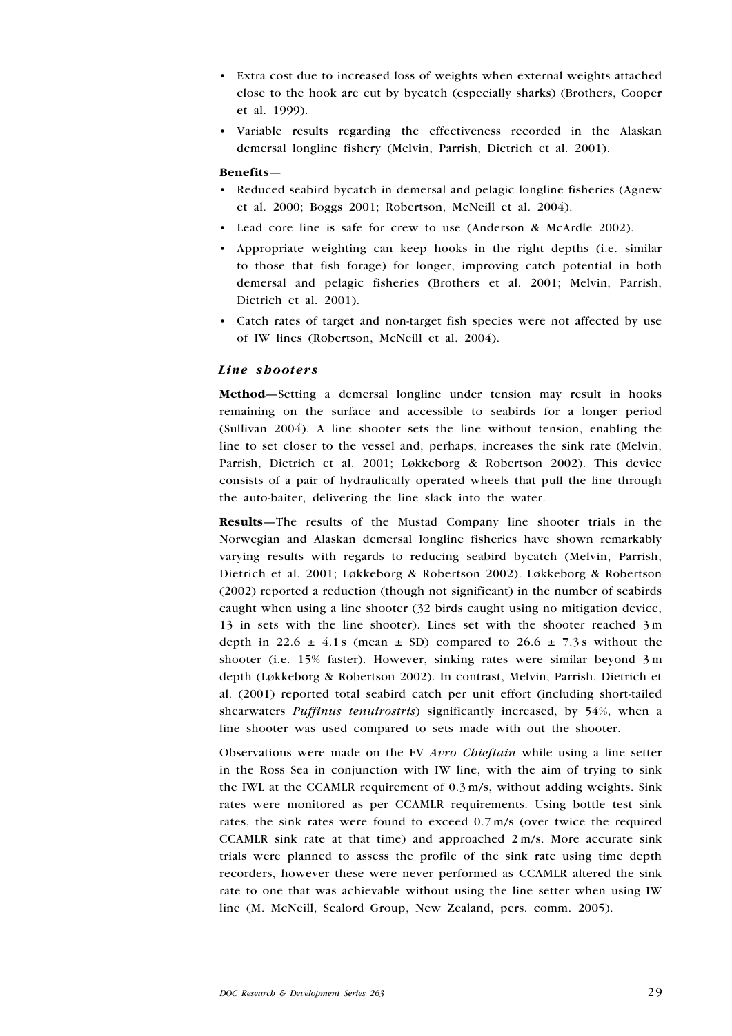- Extra cost due to increased loss of weights when external weights attached close to the hook are cut by bycatch (especially sharks) (Brothers, Cooper et al. 1999).
- Variable results regarding the effectiveness recorded in the Alaskan demersal longline fishery (Melvin, Parrish, Dietrich et al. 2001).

**Benefits**—

- Reduced seabird bycatch in demersal and pelagic longline fisheries (Agnew et al. 2000; Boggs 2001; Robertson, McNeill et al. 2004).
- Lead core line is safe for crew to use (Anderson & McArdle 2002).
- Appropriate weighting can keep hooks in the right depths (i.e. similar to those that fish forage) for longer, improving catch potential in both demersal and pelagic fisheries (Brothers et al. 2001; Melvin, Parrish, Dietrich et al. 2001).
- Catch rates of target and non-target fish species were not affected by use of IW lines (Robertson, McNeill et al. 2004).

### *Line shooters*

**Method**—Setting a demersal longline under tension may result in hooks remaining on the surface and accessible to seabirds for a longer period (Sullivan 2004). A line shooter sets the line without tension, enabling the line to set closer to the vessel and, perhaps, increases the sink rate (Melvin, Parrish, Dietrich et al. 2001; Løkkeborg & Robertson 2002). This device consists of a pair of hydraulically operated wheels that pull the line through the auto-baiter, delivering the line slack into the water.

**Results**—The results of the Mustad Company line shooter trials in the Norwegian and Alaskan demersal longline fisheries have shown remarkably varying results with regards to reducing seabird bycatch (Melvin, Parrish, Dietrich et al. 2001; Løkkeborg & Robertson 2002). Løkkeborg & Robertson (2002) reported a reduction (though not significant) in the number of seabirds caught when using a line shooter (32 birds caught using no mitigation device, 13 in sets with the line shooter). Lines set with the shooter reached 3 m depth in 22.6 ± 4.1 s (mean ± SD) compared to 26.6 ± 7.3 s without the shooter (i.e. 15% faster). However, sinking rates were similar beyond 3 m depth (Løkkeborg & Robertson 2002). In contrast, Melvin, Parrish, Dietrich et al. (2001) reported total seabird catch per unit effort (including short-tailed shearwaters *Puffinus tenuirostris*) significantly increased, by 54%, when a line shooter was used compared to sets made with out the shooter.

Observations were made on the FV *Avro Chieftain* while using a line setter in the Ross Sea in conjunction with IW line, with the aim of trying to sink the IWL at the CCAMLR requirement of 0.3 m/s, without adding weights. Sink rates were monitored as per CCAMLR requirements. Using bottle test sink rates, the sink rates were found to exceed 0.7 m/s (over twice the required CCAMLR sink rate at that time) and approached 2 m/s. More accurate sink trials were planned to assess the profile of the sink rate using time depth recorders, however these were never performed as CCAMLR altered the sink rate to one that was achievable without using the line setter when using IW line (M. McNeill, Sealord Group, New Zealand, pers. comm. 2005).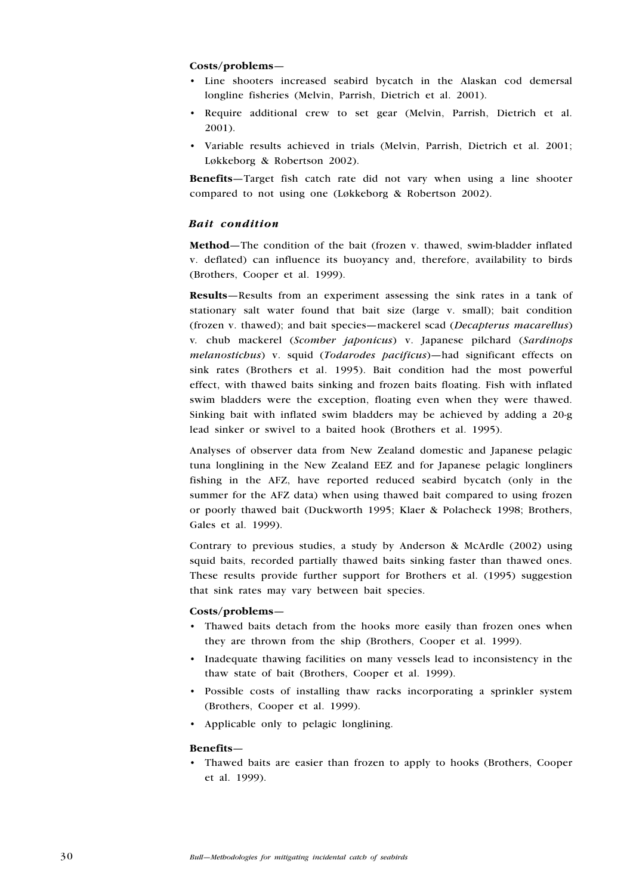**Costs/problems—**

- Line shooters increased seabird bycatch in the Alaskan cod demersal longline fisheries (Melvin, Parrish, Dietrich et al. 2001).
- Require additional crew to set gear (Melvin, Parrish, Dietrich et al. 2001).
- Variable results achieved in trials (Melvin, Parrish, Dietrich et al. 2001; Løkkeborg & Robertson 2002).

**Benefits**—Target fish catch rate did not vary when using a line shooter compared to not using one (Løkkeborg & Robertson 2002).

### *Bait condition*

**Method**—The condition of the bait (frozen v. thawed, swim-bladder inflated v. deflated) can influence its buoyancy and, therefore, availability to birds (Brothers, Cooper et al. 1999).

**Results**—Results from an experiment assessing the sink rates in a tank of stationary salt water found that bait size (large v. small); bait condition (frozen v. thawed); and bait species—mackerel scad (*Decapterus macarellus*) v. chub mackerel (*Scomber japonicus*) v. Japanese pilchard (*Sardinops melanostichus*) v. squid (*Todarodes pacificus*)—had significant effects on sink rates (Brothers et al. 1995). Bait condition had the most powerful effect, with thawed baits sinking and frozen baits floating. Fish with inflated swim bladders were the exception, floating even when they were thawed. Sinking bait with inflated swim bladders may be achieved by adding a 20-g lead sinker or swivel to a baited hook (Brothers et al. 1995).

Analyses of observer data from New Zealand domestic and Japanese pelagic tuna longlining in the New Zealand EEZ and for Japanese pelagic longliners fishing in the AFZ, have reported reduced seabird bycatch (only in the summer for the AFZ data) when using thawed bait compared to using frozen or poorly thawed bait (Duckworth 1995; Klaer & Polacheck 1998; Brothers, Gales et al. 1999).

Contrary to previous studies, a study by Anderson & McArdle (2002) using squid baits, recorded partially thawed baits sinking faster than thawed ones. These results provide further support for Brothers et al. (1995) suggestion that sink rates may vary between bait species.

**Costs/problems—**

- Thawed baits detach from the hooks more easily than frozen ones when they are thrown from the ship (Brothers, Cooper et al. 1999).
- Inadequate thawing facilities on many vessels lead to inconsistency in the thaw state of bait (Brothers, Cooper et al. 1999).
- Possible costs of installing thaw racks incorporating a sprinkler system (Brothers, Cooper et al. 1999).
- Applicable only to pelagic longlining.

**Benefits—**

- Thawed baits are easier than frozen to apply to hooks (Brothers, Cooper et al. 1999).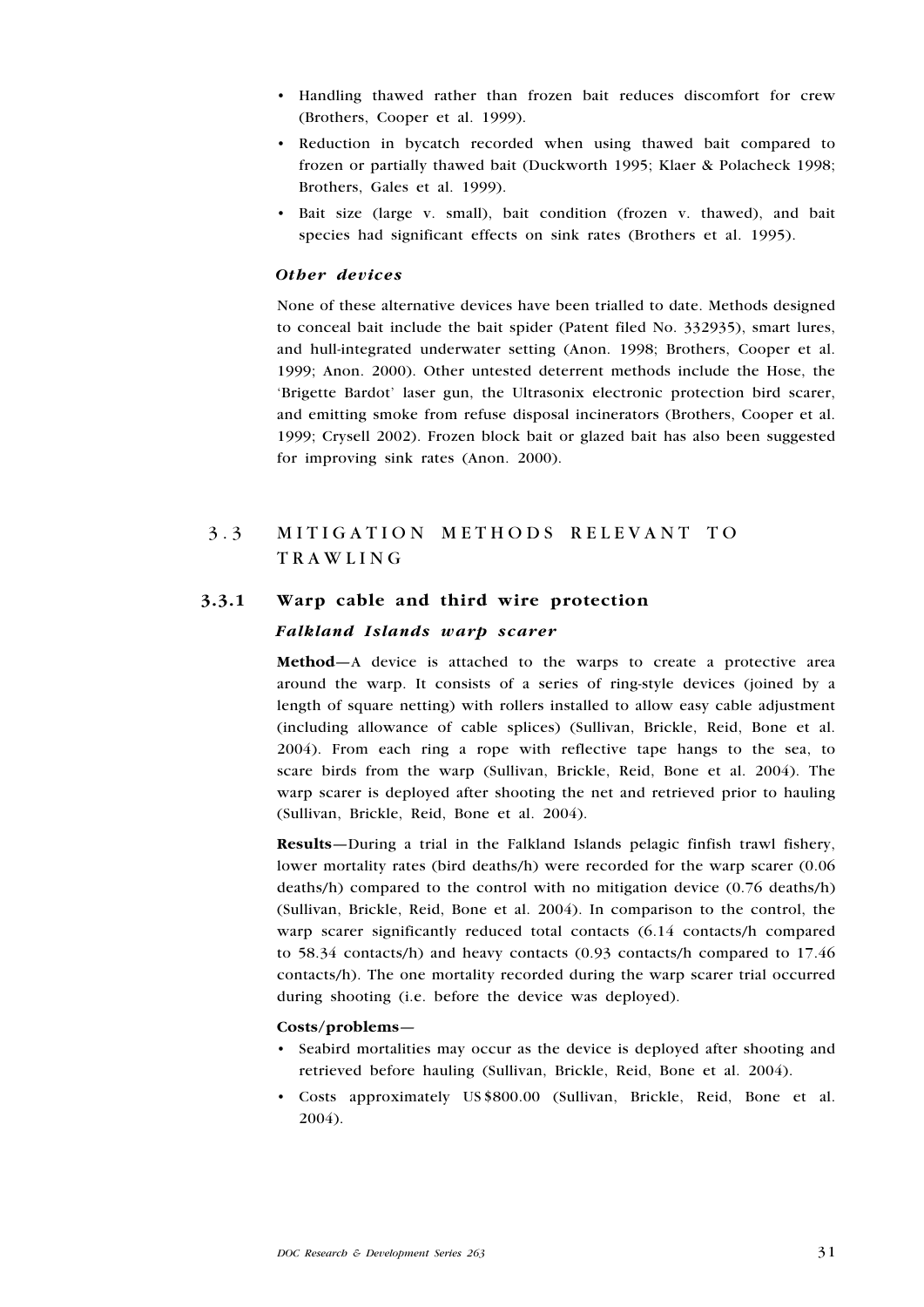- Handling thawed rather than frozen bait reduces discomfort for crew (Brothers, Cooper et al. 1999).
- Reduction in bycatch recorded when using thawed bait compared to frozen or partially thawed bait (Duckworth 1995; Klaer & Polacheck 1998; Brothers, Gales et al. 1999).
- Bait size (large v. small), bait condition (frozen v. thawed), and bait species had significant effects on sink rates (Brothers et al. 1995).

#### *Other devices*

None of these alternative devices have been trialled to date. Methods designed to conceal bait include the bait spider (Patent filed No. 332935), smart lures, and hull-integrated underwater setting (Anon. 1998; Brothers, Cooper et al. 1999; Anon. 2000). Other untested deterrent methods include the Hose, the 'Brigette Bardot' laser gun, the Ultrasonix electronic protection bird scarer, and emitting smoke from refuse disposal incinerators (Brothers, Cooper et al. 1999; Crysell 2002). Frozen block bait or glazed bait has also been suggested for improving sink rates (Anon. 2000).

## 3.3 MITIGATION METHODS RELEVANT TO TRAWLING

### 3.3.1 Warp cable and third wire protection

#### *Falkland Islands warp scarer*

**Method**—A device is attached to the warps to create a protective area around the warp. It consists of a series of ring-style devices (joined by a length of square netting) with rollers installed to allow easy cable adjustment (including allowance of cable splices) (Sullivan, Brickle, Reid, Bone et al. 2004). From each ring a rope with reflective tape hangs to the sea, to scare birds from the warp (Sullivan, Brickle, Reid, Bone et al. 2004). The warp scarer is deployed after shooting the net and retrieved prior to hauling (Sullivan, Brickle, Reid, Bone et al. 2004).

**Results**—During a trial in the Falkland Islands pelagic finfish trawl fishery, lower mortality rates (bird deaths/h) were recorded for the warp scarer (0.06 deaths/h) compared to the control with no mitigation device (0.76 deaths/h) (Sullivan, Brickle, Reid, Bone et al. 2004). In comparison to the control, the warp scarer significantly reduced total contacts (6.14 contacts/h compared to 58.34 contacts/h) and heavy contacts (0.93 contacts/h compared to 17.46 contacts/h). The one mortality recorded during the warp scarer trial occurred during shooting (i.e. before the device was deployed).

**Costs/problems**—

- Seabird mortalities may occur as the device is deployed after shooting and retrieved before hauling (Sullivan, Brickle, Reid, Bone et al. 2004).
- Costs approximately US$800.00 (Sullivan, Brickle, Reid, Bone et al. 2004).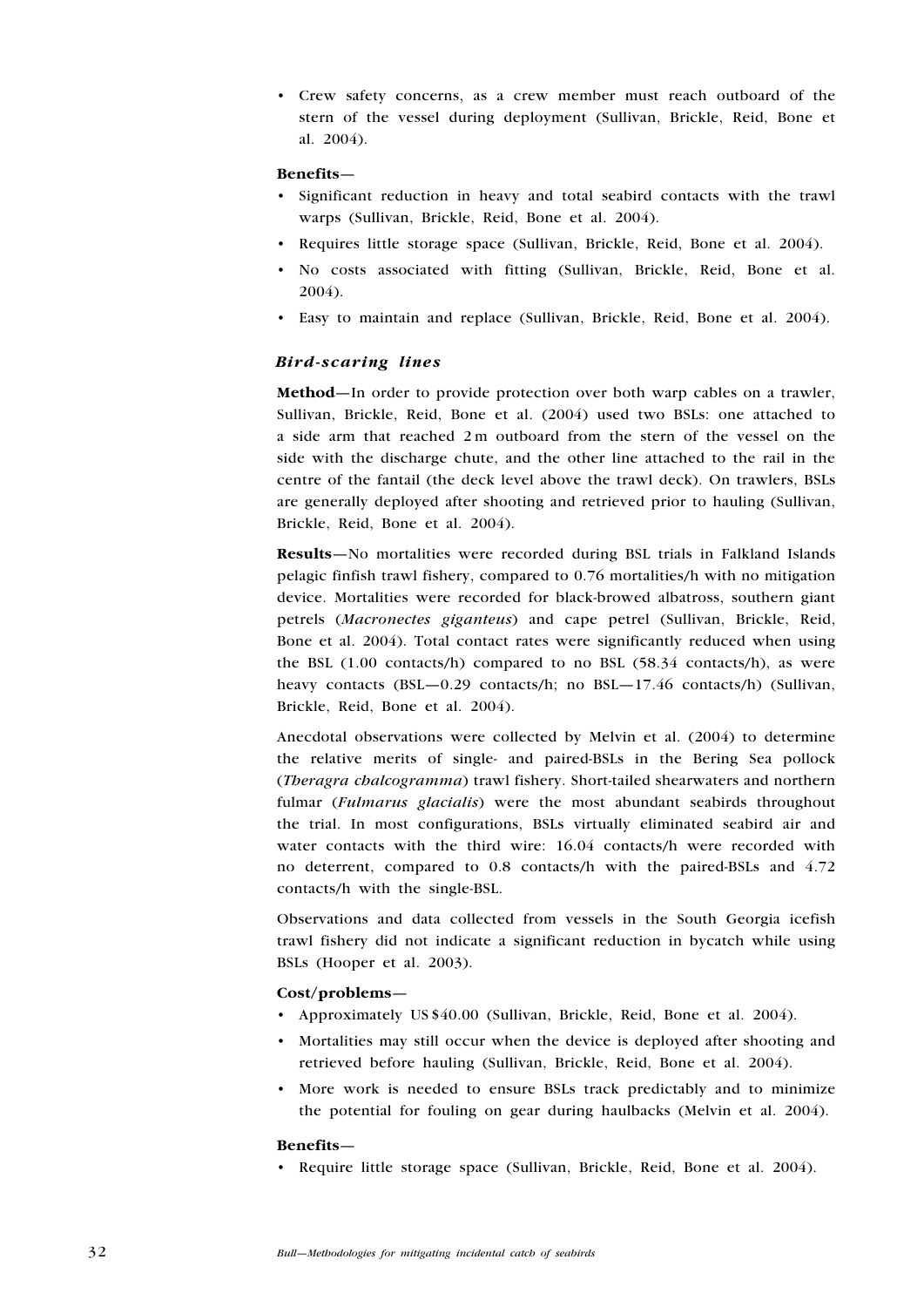- Crew safety concerns, as a crew member must reach outboard of the stern of the vessel during deployment (Sullivan, Brickle, Reid, Bone et al. 2004).

**Benefits—**

- Significant reduction in heavy and total seabird contacts with the trawl warps (Sullivan, Brickle, Reid, Bone et al. 2004).
- Requires little storage space (Sullivan, Brickle, Reid, Bone et al. 2004).
- No costs associated with fitting (Sullivan, Brickle, Reid, Bone et al. 2004).
- Easy to maintain and replace (Sullivan, Brickle, Reid, Bone et al. 2004).

### *Bird-scaring lines*

**Method—**In order to provide protection over both warp cables on a trawler, Sullivan, Brickle, Reid, Bone et al. (2004) used two BSLs: one attached to a side arm that reached 2 m outboard from the stern of the vessel on the side with the discharge chute, and the other line attached to the rail in the centre of the fantail (the deck level above the trawl deck). On trawlers, BSLs are generally deployed after shooting and retrieved prior to hauling (Sullivan, Brickle, Reid, Bone et al. 2004).

**Results—**No mortalities were recorded during BSL trials in Falkland Islands pelagic finfish trawl fishery, compared to 0.76 mortalities/h with no mitigation device. Mortalities were recorded for black-browed albatross, southern giant petrels (*Macronectes giganteus*) and cape petrel (Sullivan, Brickle, Reid, Bone et al. 2004). Total contact rates were significantly reduced when using the BSL (1.00 contacts/h) compared to no BSL (58.34 contacts/h), as were heavy contacts (BSL—0.29 contacts/h; no BSL—17.46 contacts/h) (Sullivan, Brickle, Reid, Bone et al. 2004).

Anecdotal observations were collected by Melvin et al. (2004) to determine the relative merits of single- and paired-BSLs in the Bering Sea pollock (*Theragra chalcogramma*) trawl fishery. Short-tailed shearwaters and northern fulmar (*Fulmarus glacialis*) were the most abundant seabirds throughout the trial. In most configurations, BSLs virtually eliminated seabird air and water contacts with the third wire: 16.04 contacts/h were recorded with no deterrent, compared to 0.8 contacts/h with the paired-BSLs and 4.72 contacts/h with the single-BSL.

Observations and data collected from vessels in the South Georgia icefish trawl fishery did not indicate a significant reduction in bycatch while using BSLs (Hooper et al. 2003).

**Cost/problems—**

- Approximately US $40.00 (Sullivan, Brickle, Reid, Bone et al. 2004).
- Mortalities may still occur when the device is deployed after shooting and retrieved before hauling (Sullivan, Brickle, Reid, Bone et al. 2004).
- More work is needed to ensure BSLs track predictably and to minimize the potential for fouling on gear during haulbacks (Melvin et al. 2004).

**Benefits—**

- Require little storage space (Sullivan, Brickle, Reid, Bone et al. 2004).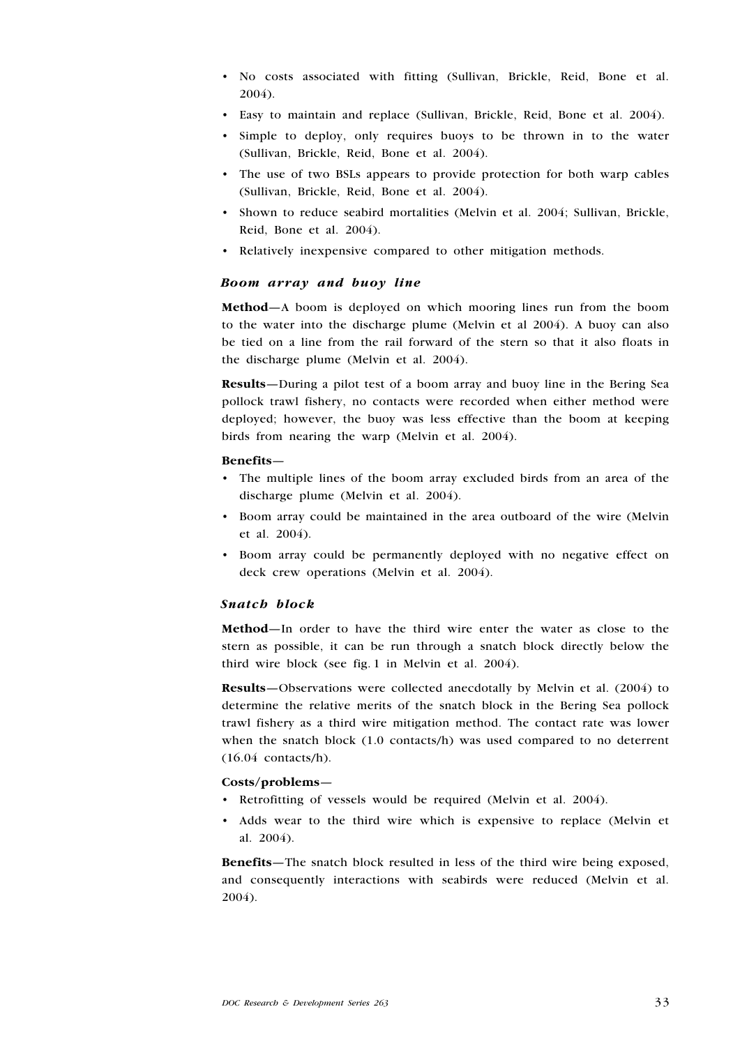- No costs associated with fitting (Sullivan, Brickle, Reid, Bone et al. 2004).
- Easy to maintain and replace (Sullivan, Brickle, Reid, Bone et al. 2004).
- Simple to deploy, only requires buoys to be thrown in to the water (Sullivan, Brickle, Reid, Bone et al. 2004).
- The use of two BSLs appears to provide protection for both warp cables (Sullivan, Brickle, Reid, Bone et al. 2004).
- Shown to reduce seabird mortalities (Melvin et al. 2004; Sullivan, Brickle, Reid, Bone et al. 2004).
- Relatively inexpensive compared to other mitigation methods.

### *Boom array and buoy line*

**Method**—A boom is deployed on which mooring lines run from the boom to the water into the discharge plume (Melvin et al 2004). A buoy can also be tied on a line from the rail forward of the stern so that it also floats in the discharge plume (Melvin et al. 2004).

**Results**—During a pilot test of a boom array and buoy line in the Bering Sea pollock trawl fishery, no contacts were recorded when either method were deployed; however, the buoy was less effective than the boom at keeping birds from nearing the warp (Melvin et al. 2004).

**Benefits**—

- The multiple lines of the boom array excluded birds from an area of the discharge plume (Melvin et al. 2004).
- Boom array could be maintained in the area outboard of the wire (Melvin et al. 2004).
- Boom array could be permanently deployed with no negative effect on deck crew operations (Melvin et al. 2004).

### *Snatch block*

**Method**—In order to have the third wire enter the water as close to the stern as possible, it can be run through a snatch block directly below the third wire block (see fig. 1 in Melvin et al. 2004).

**Results**—Observations were collected anecdotally by Melvin et al. (2004) to determine the relative merits of the snatch block in the Bering Sea pollock trawl fishery as a third wire mitigation method. The contact rate was lower when the snatch block (1.0 contacts/h) was used compared to no deterrent (16.04 contacts/h).

**Costs/problems**—

- Retrofitting of vessels would be required (Melvin et al. 2004).
- Adds wear to the third wire which is expensive to replace (Melvin et al. 2004).

**Benefits**—The snatch block resulted in less of the third wire being exposed, and consequently interactions with seabirds were reduced (Melvin et al. 2004).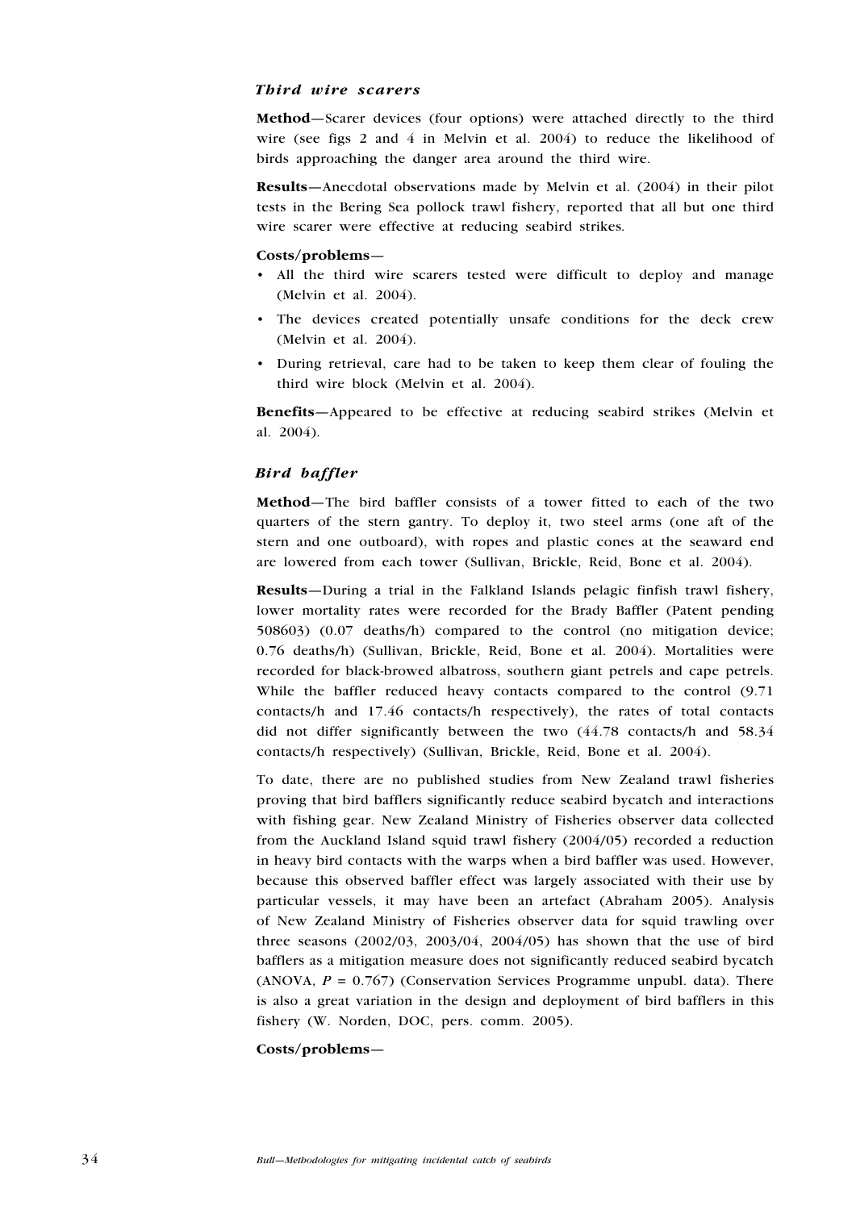### *Third wire scarers*

**Method**—Scarer devices (four options) were attached directly to the third wire (see figs 2 and 4 in Melvin et al. 2004) to reduce the likelihood of birds approaching the danger area around the third wire.

**Results**—Anecdotal observations made by Melvin et al. (2004) in their pilot tests in the Bering Sea pollock trawl fishery, reported that all but one third wire scarer were effective at reducing seabird strikes.

**Costs/problems**—

- All the third wire scarers tested were difficult to deploy and manage (Melvin et al. 2004).
- The devices created potentially unsafe conditions for the deck crew (Melvin et al. 2004).
- During retrieval, care had to be taken to keep them clear of fouling the third wire block (Melvin et al. 2004).

**Benefits**—Appeared to be effective at reducing seabird strikes (Melvin et al. 2004).

### *Bird baffler*

**Method**—The bird baffler consists of a tower fitted to each of the two quarters of the stern gantry. To deploy it, two steel arms (one aft of the stern and one outboard), with ropes and plastic cones at the seaward end are lowered from each tower (Sullivan, Brickle, Reid, Bone et al. 2004).

**Results**—During a trial in the Falkland Islands pelagic finfish trawl fishery, lower mortality rates were recorded for the Brady Baffler (Patent pending 508603) (0.07 deaths/h) compared to the control (no mitigation device; 0.76 deaths/h) (Sullivan, Brickle, Reid, Bone et al. 2004). Mortalities were recorded for black-browed albatross, southern giant petrels and cape petrels. While the baffler reduced heavy contacts compared to the control (9.71 contacts/h and 17.46 contacts/h respectively), the rates of total contacts did not differ significantly between the two (44.78 contacts/h and 58.34 contacts/h respectively) (Sullivan, Brickle, Reid, Bone et al. 2004).

To date, there are no published studies from New Zealand trawl fisheries proving that bird bafflers significantly reduce seabird bycatch and interactions with fishing gear. New Zealand Ministry of Fisheries observer data collected from the Auckland Island squid trawl fishery (2004/05) recorded a reduction in heavy bird contacts with the warps when a bird baffler was used. However, because this observed baffler effect was largely associated with their use by particular vessels, it may have been an artefact (Abraham 2005). Analysis of New Zealand Ministry of Fisheries observer data for squid trawling over three seasons (2002/03, 2003/04, 2004/05) has shown that the use of bird bafflers as a mitigation measure does not significantly reduced seabird bycatch (ANOVA, $P = 0.767$) (Conservation Services Programme unpubl. data). There is also a great variation in the design and deployment of bird bafflers in this fishery (W. Norden, DOC, pers. comm. 2005).

**Costs/problems**—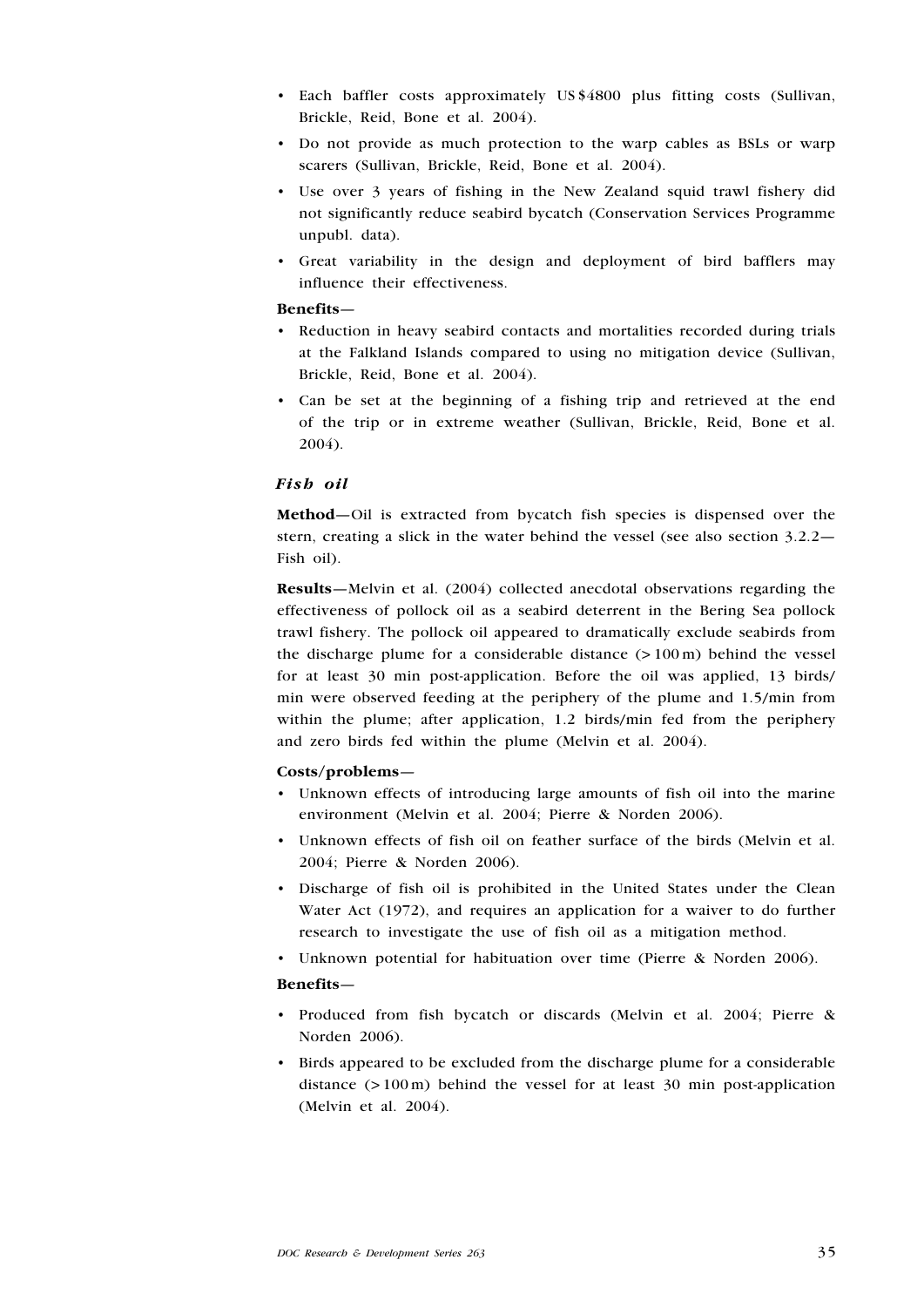- Each baffler costs approximately US $4800 plus fitting costs (Sullivan, Brickle, Reid, Bone et al. 2004).
- Do not provide as much protection to the warp cables as BSLs or warp scarers (Sullivan, Brickle, Reid, Bone et al. 2004).
- Use over 3 years of fishing in the New Zealand squid trawl fishery did not significantly reduce seabird bycatch (Conservation Services Programme unpubl. data).
- Great variability in the design and deployment of bird bafflers may influence their effectiveness.

**Benefits—**

- Reduction in heavy seabird contacts and mortalities recorded during trials at the Falkland Islands compared to using no mitigation device (Sullivan, Brickle, Reid, Bone et al. 2004).
- Can be set at the beginning of a fishing trip and retrieved at the end of the trip or in extreme weather (Sullivan, Brickle, Reid, Bone et al. 2004).

### *Fish oil*

**Method**—Oil is extracted from bycatch fish species is dispensed over the stern, creating a slick in the water behind the vessel (see also section 3.2.2—Fish oil).

**Results**—Melvin et al. (2004) collected anecdotal observations regarding the effectiveness of pollock oil as a seabird deterrent in the Bering Sea pollock trawl fishery. The pollock oil appeared to dramatically exclude seabirds from the discharge plume for a considerable distance (> 100 m) behind the vessel for at least 30 min post-application. Before the oil was applied, 13 birds/min were observed feeding at the periphery of the plume and 1.5/min from within the plume; after application, 1.2 birds/min fed from the periphery and zero birds fed within the plume (Melvin et al. 2004).

**Costs/problems—**

- Unknown effects of introducing large amounts of fish oil into the marine environment (Melvin et al. 2004; Pierre & Norden 2006).
- Unknown effects of fish oil on feather surface of the birds (Melvin et al. 2004; Pierre & Norden 2006).
- Discharge of fish oil is prohibited in the United States under the Clean Water Act (1972), and requires an application for a waiver to do further research to investigate the use of fish oil as a mitigation method.
- Unknown potential for habituation over time (Pierre & Norden 2006).

**Benefits—**

- Produced from fish bycatch or discards (Melvin et al. 2004; Pierre & Norden 2006).
- Birds appeared to be excluded from the discharge plume for a considerable distance (> 100 m) behind the vessel for at least 30 min post-application (Melvin et al. 2004).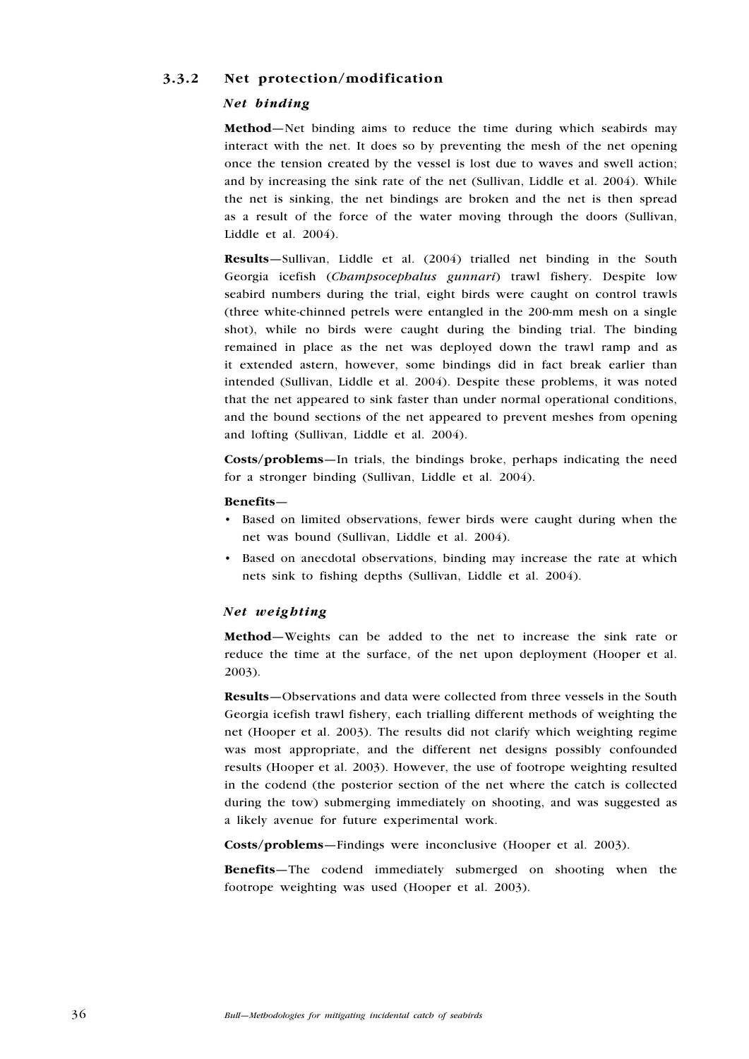### 3.3.2 Net protection/modification

#### *Net binding*

**Method**—Net binding aims to reduce the time during which seabirds may interact with the net. It does so by preventing the mesh of the net opening once the tension created by the vessel is lost due to waves and swell action; and by increasing the sink rate of the net (Sullivan, Liddle et al. 2004). While the net is sinking, the net bindings are broken and the net is then spread as a result of the force of the water moving through the doors (Sullivan, Liddle et al. 2004).

**Results**—Sullivan, Liddle et al. (2004) trialled net binding in the South Georgia icefish (*Champsocephalus gunnari*) trawl fishery. Despite low seabird numbers during the trial, eight birds were caught on control trawls (three white-chinned petrels were entangled in the 200-mm mesh on a single shot), while no birds were caught during the binding trial. The binding remained in place as the net was deployed down the trawl ramp and as it extended astern, however, some bindings did in fact break earlier than intended (Sullivan, Liddle et al. 2004). Despite these problems, it was noted that the net appeared to sink faster than under normal operational conditions, and the bound sections of the net appeared to prevent meshes from opening and lofting (Sullivan, Liddle et al. 2004).

**Costs/problems**—In trials, the bindings broke, perhaps indicating the need for a stronger binding (Sullivan, Liddle et al. 2004).

**Benefits**—

- Based on limited observations, fewer birds were caught during when the net was bound (Sullivan, Liddle et al. 2004).
- Based on anecdotal observations, binding may increase the rate at which nets sink to fishing depths (Sullivan, Liddle et al. 2004).

#### *Net weighting*

**Method**—Weights can be added to the net to increase the sink rate or reduce the time at the surface, of the net upon deployment (Hooper et al. 2003).

**Results**—Observations and data were collected from three vessels in the South Georgia icefish trawl fishery, each trialling different methods of weighting the net (Hooper et al. 2003). The results did not clarify which weighting regime was most appropriate, and the different net designs possibly confounded results (Hooper et al. 2003). However, the use of footrope weighting resulted in the codend (the posterior section of the net where the catch is collected during the tow) submerging immediately on shooting, and was suggested as a likely avenue for future experimental work.

**Costs/problems**—Findings were inconclusive (Hooper et al. 2003).

**Benefits**—The codend immediately submerged on shooting when the footrope weighting was used (Hooper et al. 2003).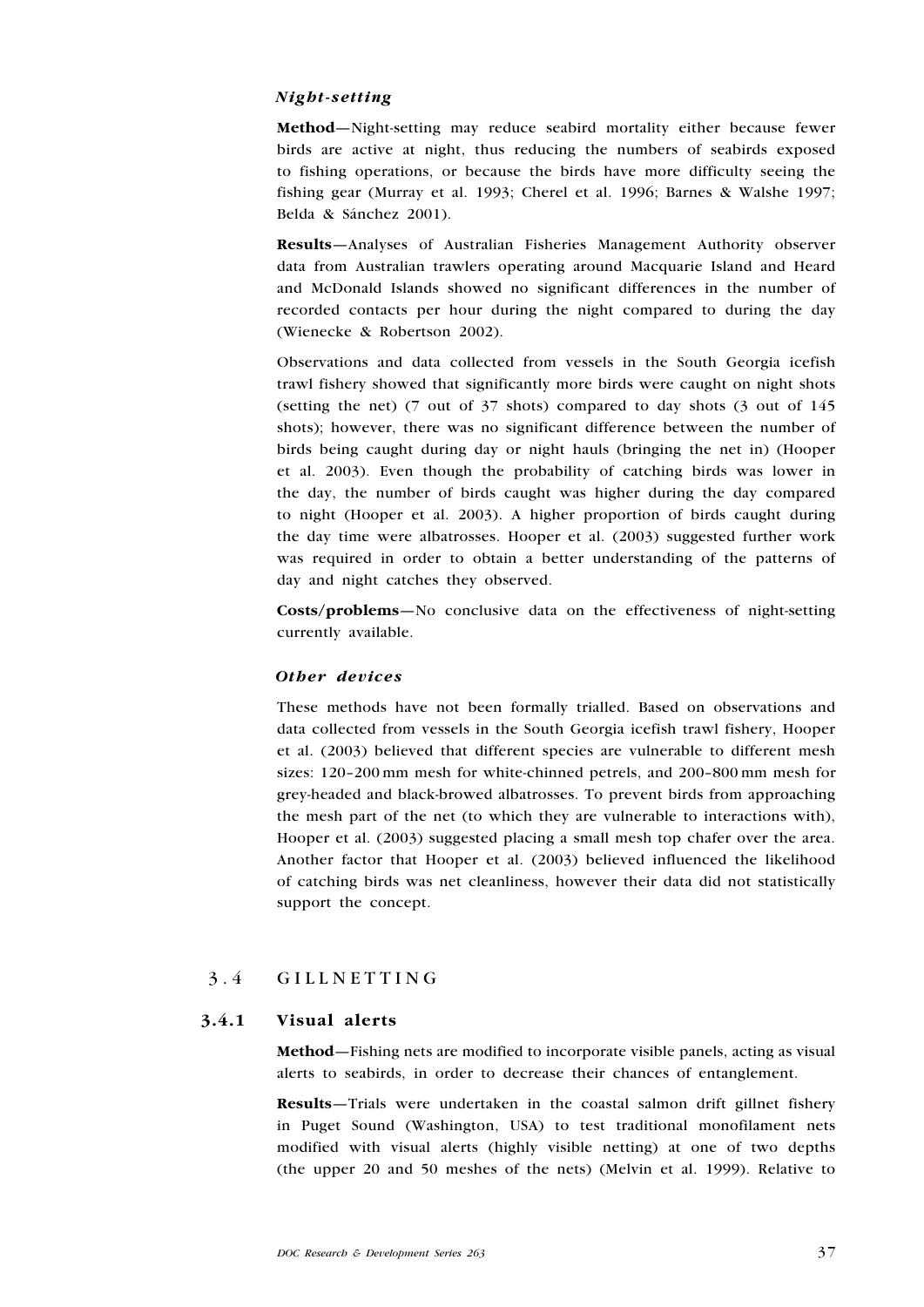### *Night-setting*

**Method**—Night-setting may reduce seabird mortality either because fewer birds are active at night, thus reducing the numbers of seabirds exposed to fishing operations, or because the birds have more difficulty seeing the fishing gear (Murray et al. 1993; Cherel et al. 1996; Barnes & Walshe 1997; Belda & Sánchez 2001).

**Results**—Analyses of Australian Fisheries Management Authority observer data from Australian trawlers operating around Macquarie Island and Heard and McDonald Islands showed no significant differences in the number of recorded contacts per hour during the night compared to during the day (Wienecke & Robertson 2002).

Observations and data collected from vessels in the South Georgia icefish trawl fishery showed that significantly more birds were caught on night shots (setting the net) (7 out of 37 shots) compared to day shots (3 out of 145 shots); however, there was no significant difference between the number of birds being caught during day or night hauls (bringing the net in) (Hooper et al. 2003). Even though the probability of catching birds was lower in the day, the number of birds caught was higher during the day compared to night (Hooper et al. 2003). A higher proportion of birds caught during the day time were albatrosses. Hooper et al. (2003) suggested further work was required in order to obtain a better understanding of the patterns of day and night catches they observed.

**Costs/problems**—No conclusive data on the effectiveness of night-setting currently available.

### *Other devices*

These methods have not been formally trialled. Based on observations and data collected from vessels in the South Georgia icefish trawl fishery, Hooper et al. (2003) believed that different species are vulnerable to different mesh sizes: 120–200 mm mesh for white-chinned petrels, and 200–800 mm mesh for grey-headed and black-browed albatrosses. To prevent birds from approaching the mesh part of the net (to which they are vulnerable to interactions with), Hooper et al. (2003) suggested placing a small mesh top chafer over the area. Another factor that Hooper et al. (2003) believed influenced the likelihood of catching birds was net cleanliness, however their data did not statistically support the concept.

## 3.4 GILLNETTING

### 3.4.1 Visual alerts

**Method**—Fishing nets are modified to incorporate visible panels, acting as visual alerts to seabirds, in order to decrease their chances of entanglement.

**Results**—Trials were undertaken in the coastal salmon drift gillnet fishery in Puget Sound (Washington, USA) to test traditional monofilament nets modified with visual alerts (highly visible netting) at one of two depths (the upper 20 and 50 meshes of the nets) (Melvin et al. 1999). Relative to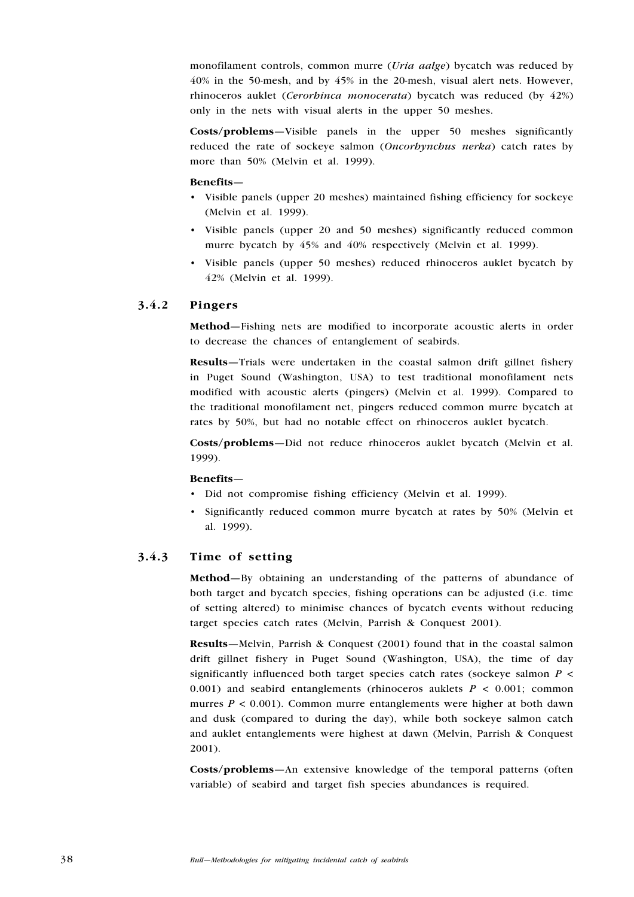monofilament controls, common murre (*Uria aalge*) bycatch was reduced by 40% in the 50-mesh, and by 45% in the 20-mesh, visual alert nets. However, rhinoceros auklet (*Cerorhinca monocerata*) bycatch was reduced (by 42%) only in the nets with visual alerts in the upper 50 meshes.

**Costs/problems**—Visible panels in the upper 50 meshes significantly reduced the rate of sockeye salmon (*Oncorhynchus nerka*) catch rates by more than 50% (Melvin et al. 1999).

**Benefits**—

- Visible panels (upper 20 meshes) maintained fishing efficiency for sockeye (Melvin et al. 1999).
- Visible panels (upper 20 and 50 meshes) significantly reduced common murre bycatch by 45% and 40% respectively (Melvin et al. 1999).
- Visible panels (upper 50 meshes) reduced rhinoceros auklet bycatch by 42% (Melvin et al. 1999).

### 3.4.2 Pingers

**Method**—Fishing nets are modified to incorporate acoustic alerts in order to decrease the chances of entanglement of seabirds.

**Results**—Trials were undertaken in the coastal salmon drift gillnet fishery in Puget Sound (Washington, USA) to test traditional monofilament nets modified with acoustic alerts (pingers) (Melvin et al. 1999). Compared to the traditional monofilament net, pingers reduced common murre bycatch at rates by 50%, but had no notable effect on rhinoceros auklet bycatch.

**Costs/problems**—Did not reduce rhinoceros auklet bycatch (Melvin et al. 1999).

**Benefits**—

- Did not compromise fishing efficiency (Melvin et al. 1999).
- Significantly reduced common murre bycatch at rates by 50% (Melvin et al. 1999).

### 3.4.3 Time of setting

**Method**—By obtaining an understanding of the patterns of abundance of both target and bycatch species, fishing operations can be adjusted (i.e. time of setting altered) to minimise chances of bycatch events without reducing target species catch rates (Melvin, Parrish & Conquest 2001).

**Results**—Melvin, Parrish & Conquest (2001) found that in the coastal salmon drift gillnet fishery in Puget Sound (Washington, USA), the time of day significantly influenced both target species catch rates (sockeye salmon $P < 0.001$) and seabird entanglements (rhinoceros auklets $P < 0.001$; common murres $P < 0.001$). Common murre entanglements were higher at both dawn and dusk (compared to during the day), while both sockeye salmon catch and auklet entanglements were highest at dawn (Melvin, Parrish & Conquest 2001).

**Costs/problems**—An extensive knowledge of the temporal patterns (often variable) of seabird and target fish species abundances is required.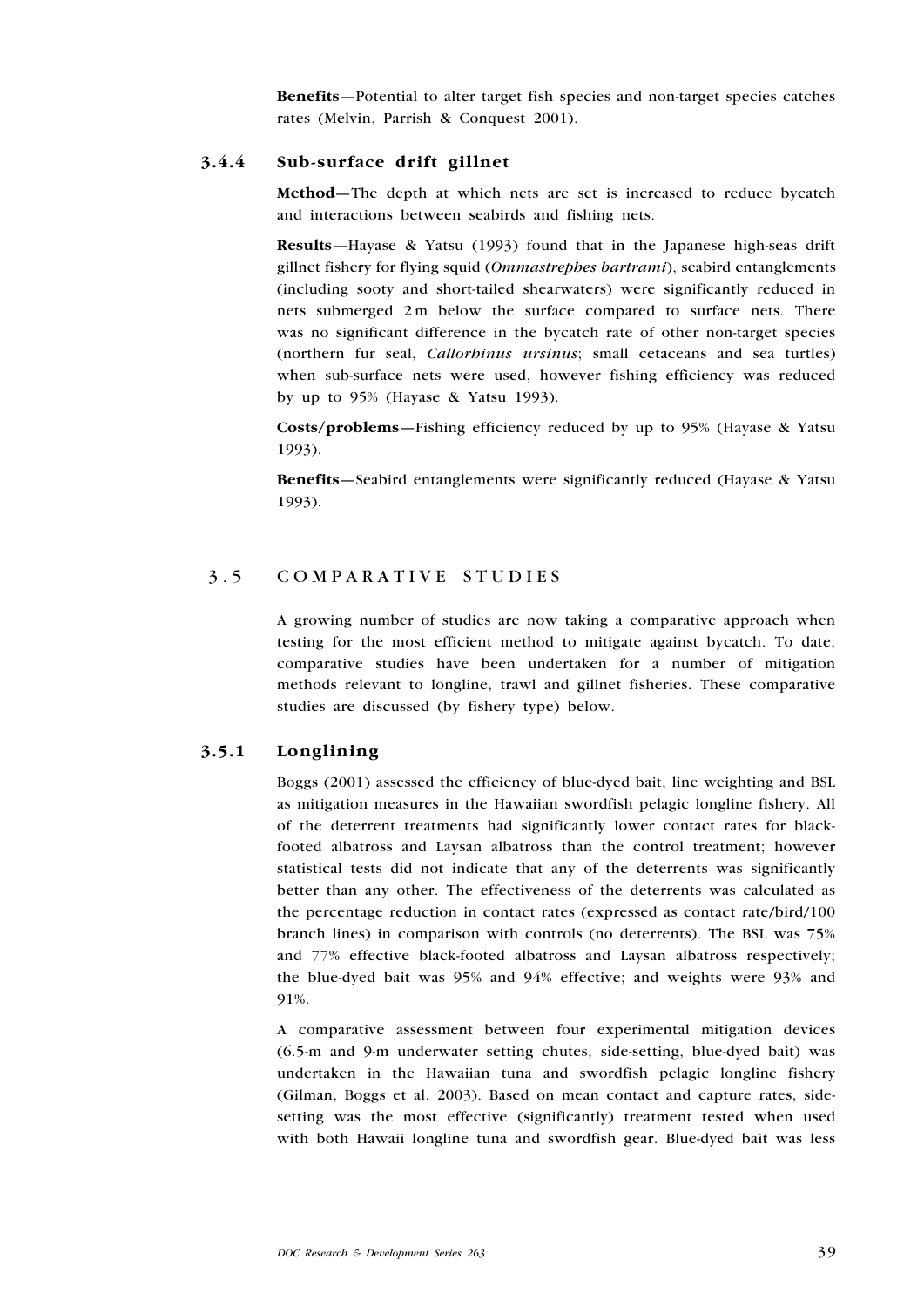**Benefits**—Potential to alter target fish species and non-target species catches rates (Melvin, Parrish & Conquest 2001).

### 3.4.4 Sub-surface drift gillnet

**Method**—The depth at which nets are set is increased to reduce bycatch and interactions between seabirds and fishing nets.

**Results**—Hayase & Yatsu (1993) found that in the Japanese high-seas drift gillnet fishery for flying squid (*Ommastrephes bartrami*), seabird entanglements (including sooty and short-tailed shearwaters) were significantly reduced in nets submerged 2 m below the surface compared to surface nets. There was no significant difference in the bycatch rate of other non-target species (northern fur seal, *Callorhinus ursinus*; small cetaceans and sea turtles) when sub-surface nets were used, however fishing efficiency was reduced by up to 95% (Hayase & Yatsu 1993).

**Costs/problems**—Fishing efficiency reduced by up to 95% (Hayase & Yatsu 1993).

**Benefits**—Seabird entanglements were significantly reduced (Hayase & Yatsu 1993).

## 3.5 COMPARATIVE STUDIES

A growing number of studies are now taking a comparative approach when testing for the most efficient method to mitigate against bycatch. To date, comparative studies have been undertaken for a number of mitigation methods relevant to longline, trawl and gillnet fisheries. These comparative studies are discussed (by fishery type) below.

### 3.5.1 Longlining

Boggs (2001) assessed the efficiency of blue-dyed bait, line weighting and BSL as mitigation measures in the Hawaiian swordfish pelagic longline fishery. All of the deterrent treatments had significantly lower contact rates for black-footed albatross and Laysan albatross than the control treatment; however statistical tests did not indicate that any of the deterrents was significantly better than any other. The effectiveness of the deterrents was calculated as the percentage reduction in contact rates (expressed as contact rate/bird/100 branch lines) in comparison with controls (no deterrents). The BSL was 75% and 77% effective black-footed albatross and Laysan albatross respectively; the blue-dyed bait was 95% and 94% effective; and weights were 93% and 91%.

A comparative assessment between four experimental mitigation devices (6.5-m and 9-m underwater setting chutes, side-setting, blue-dyed bait) was undertaken in the Hawaiian tuna and swordfish pelagic longline fishery (Gilman, Boggs et al. 2003). Based on mean contact and capture rates, side-setting was the most effective (significantly) treatment tested when used with both Hawaii longline tuna and swordfish gear. Blue-dyed bait was less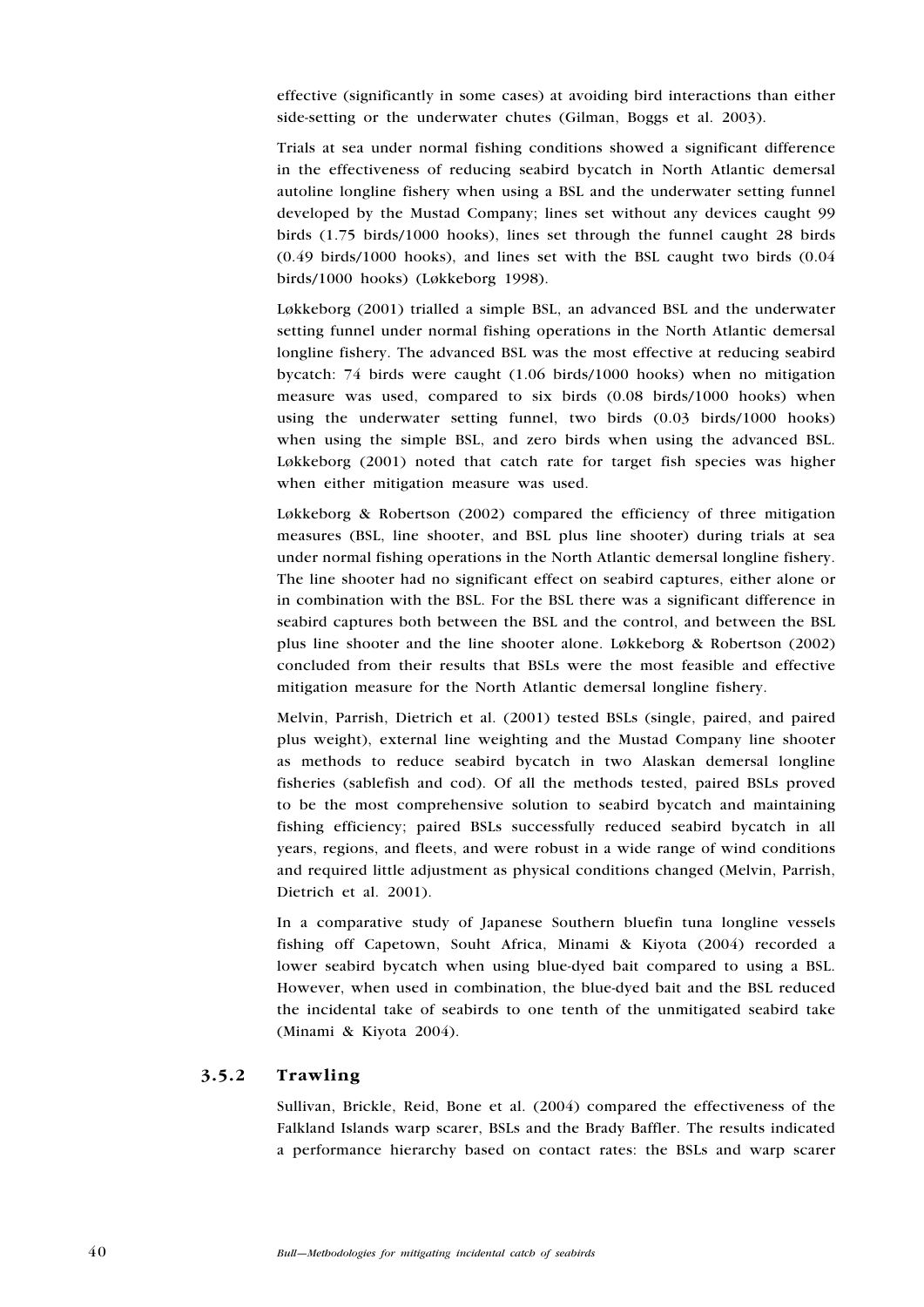effective (significantly in some cases) at avoiding bird interactions than either side-setting or the underwater chutes (Gilman, Boggs et al. 2003).

Trials at sea under normal fishing conditions showed a significant difference in the effectiveness of reducing seabird bycatch in North Atlantic demersal autoline longline fishery when using a BSL and the underwater setting funnel developed by the Mustad Company; lines set without any devices caught 99 birds (1.75 birds/1000 hooks), lines set through the funnel caught 28 birds (0.49 birds/1000 hooks), and lines set with the BSL caught two birds (0.04 birds/1000 hooks) (Løkkeborg 1998).

Løkkeborg (2001) trialled a simple BSL, an advanced BSL and the underwater setting funnel under normal fishing operations in the North Atlantic demersal longline fishery. The advanced BSL was the most effective at reducing seabird bycatch: 74 birds were caught (1.06 birds/1000 hooks) when no mitigation measure was used, compared to six birds (0.08 birds/1000 hooks) when using the underwater setting funnel, two birds (0.03 birds/1000 hooks) when using the simple BSL, and zero birds when using the advanced BSL. Løkkeborg (2001) noted that catch rate for target fish species was higher when either mitigation measure was used.

Løkkeborg & Robertson (2002) compared the efficiency of three mitigation measures (BSL, line shooter, and BSL plus line shooter) during trials at sea under normal fishing operations in the North Atlantic demersal longline fishery. The line shooter had no significant effect on seabird captures, either alone or in combination with the BSL. For the BSL there was a significant difference in seabird captures both between the BSL and the control, and between the BSL plus line shooter and the line shooter alone. Løkkeborg & Robertson (2002) concluded from their results that BSLs were the most feasible and effective mitigation measure for the North Atlantic demersal longline fishery.

Melvin, Parrish, Dietrich et al. (2001) tested BSLs (single, paired, and paired plus weight), external line weighting and the Mustad Company line shooter as methods to reduce seabird bycatch in two Alaskan demersal longline fisheries (sablefish and cod). Of all the methods tested, paired BSLs proved to be the most comprehensive solution to seabird bycatch and maintaining fishing efficiency; paired BSLs successfully reduced seabird bycatch in all years, regions, and fleets, and were robust in a wide range of wind conditions and required little adjustment as physical conditions changed (Melvin, Parrish, Dietrich et al. 2001).

In a comparative study of Japanese Southern bluefin tuna longline vessels fishing off Capetown, Souht Africa, Minami & Kiyota (2004) recorded a lower seabird bycatch when using blue-dyed bait compared to using a BSL. However, when used in combination, the blue-dyed bait and the BSL reduced the incidental take of seabirds to one tenth of the unmitigated seabird take (Minami & Kiyota 2004).

### 3.5.2 Trawling

Sullivan, Brickle, Reid, Bone et al. (2004) compared the effectiveness of the Falkland Islands warp scarer, BSLs and the Brady Baffler. The results indicated a performance hierarchy based on contact rates: the BSLs and warp scarer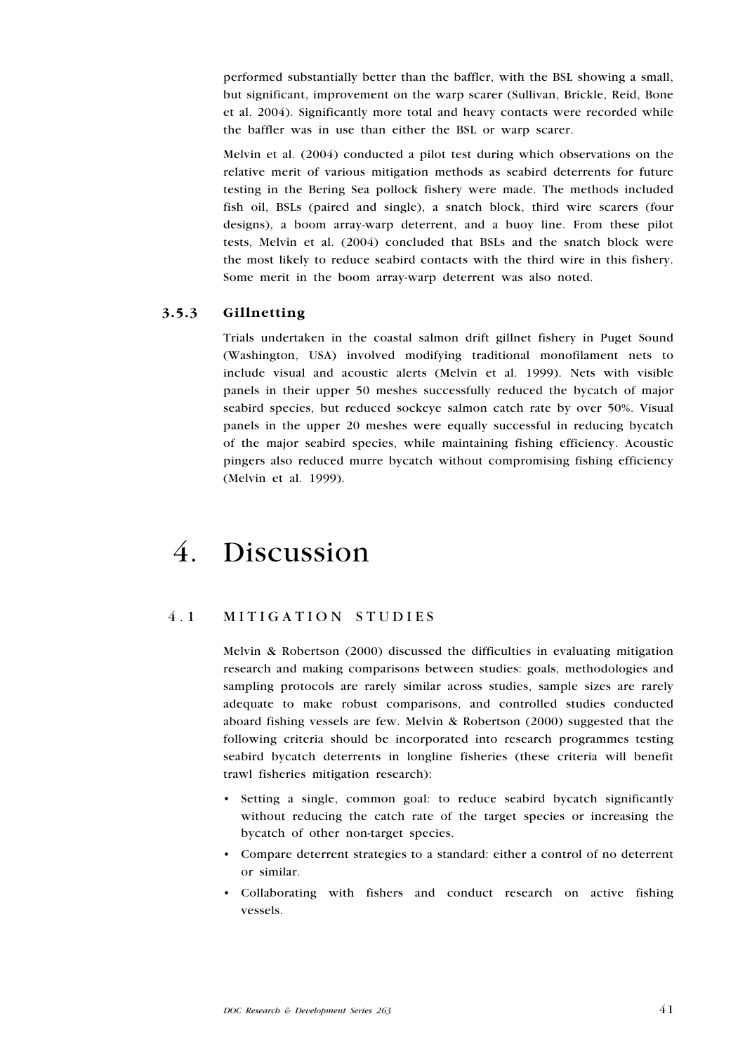performed substantially better than the baffler, with the BSL showing a small, but significant, improvement on the warp scarer (Sullivan, Brickle, Reid, Bone et al. 2004). Significantly more total and heavy contacts were recorded while the baffler was in use than either the BSL or warp scarer.

Melvin et al. (2004) conducted a pilot test during which observations on the relative merit of various mitigation methods as seabird deterrents for future testing in the Bering Sea pollock fishery were made. The methods included fish oil, BSLs (paired and single), a snatch block, third wire scarers (four designs), a boom array-warp deterrent, and a buoy line. From these pilot tests, Melvin et al. (2004) concluded that BSLs and the snatch block were the most likely to reduce seabird contacts with the third wire in this fishery. Some merit in the boom array-warp deterrent was also noted.

### 3.5.3 Gillnetting

Trials undertaken in the coastal salmon drift gillnet fishery in Puget Sound (Washington, USA) involved modifying traditional monofilament nets to include visual and acoustic alerts (Melvin et al. 1999). Nets with visible panels in their upper 50 meshes successfully reduced the bycatch of major seabird species, but reduced sockeye salmon catch rate by over 50%. Visual panels in the upper 20 meshes were equally successful in reducing bycatch of the major seabird species, while maintaining fishing efficiency. Acoustic pingers also reduced murre bycatch without compromising fishing efficiency (Melvin et al. 1999).

# 4. Discussion

## 4.1 MITIGATION STUDIES

Melvin & Robertson (2000) discussed the difficulties in evaluating mitigation research and making comparisons between studies: goals, methodologies and sampling protocols are rarely similar across studies, sample sizes are rarely adequate to make robust comparisons, and controlled studies conducted aboard fishing vessels are few. Melvin & Robertson (2000) suggested that the following criteria should be incorporated into research programmes testing seabird bycatch deterrents in longline fisheries (these criteria will benefit trawl fisheries mitigation research):

- Setting a single, common goal: to reduce seabird bycatch significantly without reducing the catch rate of the target species or increasing the bycatch of other non-target species.
- Compare deterrent strategies to a standard: either a control of no deterrent or similar.
- Collaborating with fishers and conduct research on active fishing vessels.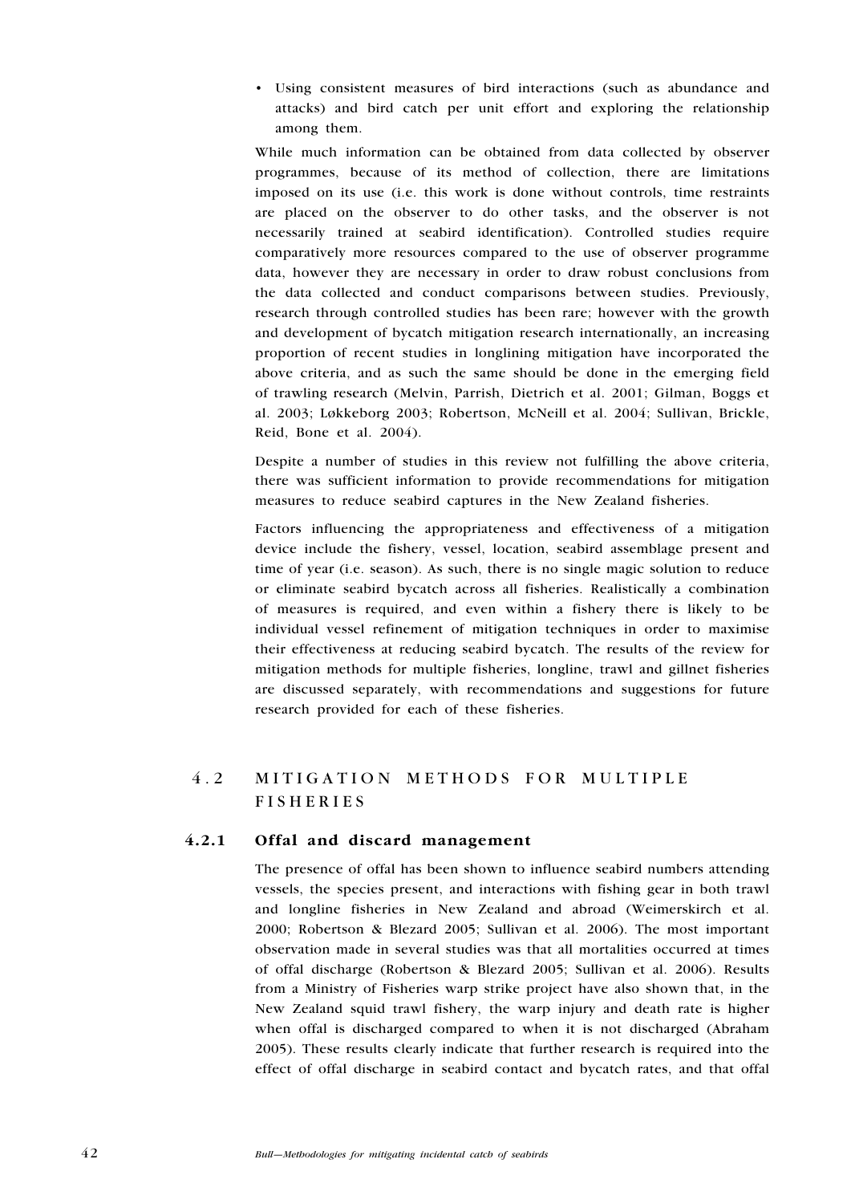- Using consistent measures of bird interactions (such as abundance and attacks) and bird catch per unit effort and exploring the relationship among them.

While much information can be obtained from data collected by observer programmes, because of its method of collection, there are limitations imposed on its use (i.e. this work is done without controls, time restraints are placed on the observer to do other tasks, and the observer is not necessarily trained at seabird identification). Controlled studies require comparatively more resources compared to the use of observer programme data, however they are necessary in order to draw robust conclusions from the data collected and conduct comparisons between studies. Previously, research through controlled studies has been rare; however with the growth and development of bycatch mitigation research internationally, an increasing proportion of recent studies in longlining mitigation have incorporated the above criteria, and as such the same should be done in the emerging field of trawling research (Melvin, Parrish, Dietrich et al. 2001; Gilman, Boggs et al. 2003; Løkkeborg 2003; Robertson, McNeill et al. 2004; Sullivan, Brickle, Reid, Bone et al. 2004).

Despite a number of studies in this review not fulfilling the above criteria, there was sufficient information to provide recommendations for mitigation measures to reduce seabird captures in the New Zealand fisheries.

Factors influencing the appropriateness and effectiveness of a mitigation device include the fishery, vessel, location, seabird assemblage present and time of year (i.e. season). As such, there is no single magic solution to reduce or eliminate seabird bycatch across all fisheries. Realistically a combination of measures is required, and even within a fishery there is likely to be individual vessel refinement of mitigation techniques in order to maximise their effectiveness at reducing seabird bycatch. The results of the review for mitigation methods for multiple fisheries, longline, trawl and gillnet fisheries are discussed separately, with recommendations and suggestions for future research provided for each of these fisheries.

## 4.2 MITIGATION METHODS FOR MULTIPLE FISHERIES

### 4.2.1 Offal and discard management

The presence of offal has been shown to influence seabird numbers attending vessels, the species present, and interactions with fishing gear in both trawl and longline fisheries in New Zealand and abroad (Weimerskirch et al. 2000; Robertson & Blezard 2005; Sullivan et al. 2006). The most important observation made in several studies was that all mortalities occurred at times of offal discharge (Robertson & Blezard 2005; Sullivan et al. 2006). Results from a Ministry of Fisheries warp strike project have also shown that, in the New Zealand squid trawl fishery, the warp injury and death rate is higher when offal is discharged compared to when it is not discharged (Abraham 2005). These results clearly indicate that further research is required into the effect of offal discharge in seabird contact and bycatch rates, and that offal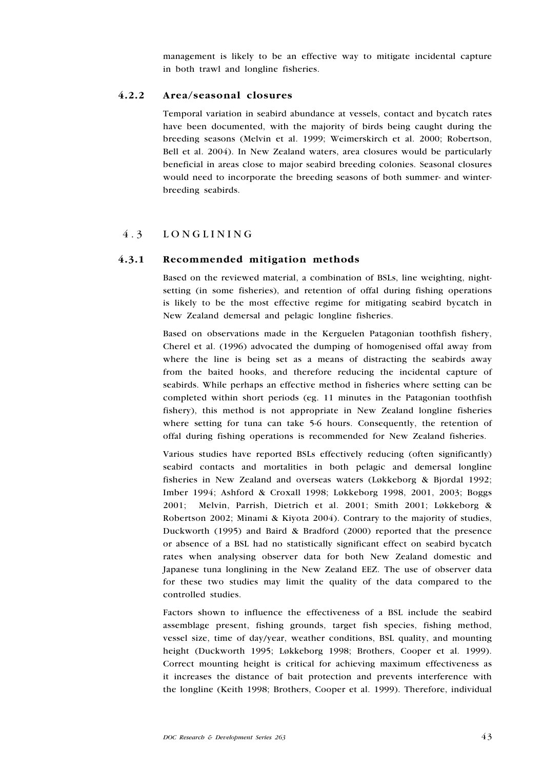management is likely to be an effective way to mitigate incidental capture in both trawl and longline fisheries.

### 4.2.2 Area/seasonal closures

Temporal variation in seabird abundance at vessels, contact and bycatch rates have been documented, with the majority of birds being caught during the breeding seasons (Melvin et al. 1999; Weimerskirch et al. 2000; Robertson, Bell et al. 2004). In New Zealand waters, area closures would be particularly beneficial in areas close to major seabird breeding colonies. Seasonal closures would need to incorporate the breeding seasons of both summer- and winter-breeding seabirds.

## 4.3 LONGLINING

### 4.3.1 Recommended mitigation methods

Based on the reviewed material, a combination of BSLs, line weighting, night-setting (in some fisheries), and retention of offal during fishing operations is likely to be the most effective regime for mitigating seabird bycatch in New Zealand demersal and pelagic longline fisheries.

Based on observations made in the Kerguelen Patagonian toothfish fishery, Cherel et al. (1996) advocated the dumping of homogenised offal away from where the line is being set as a means of distracting the seabirds away from the baited hooks, and therefore reducing the incidental capture of seabirds. While perhaps an effective method in fisheries where setting can be completed within short periods (eg. 11 minutes in the Patagonian toothfish fishery), this method is not appropriate in New Zealand longline fisheries where setting for tuna can take 5-6 hours. Consequently, the retention of offal during fishing operations is recommended for New Zealand fisheries.

Various studies have reported BSLs effectively reducing (often significantly) seabird contacts and mortalities in both pelagic and demersal longline fisheries in New Zealand and overseas waters (Løkkeborg & Bjordal 1992; Imber 1994; Ashford & Croxall 1998; Løkkeborg 1998, 2001, 2003; Boggs 2001; Melvin, Parrish, Dietrich et al. 2001; Smith 2001; Løkkeborg & Robertson 2002; Minami & Kiyota 2004). Contrary to the majority of studies, Duckworth (1995) and Baird & Bradford (2000) reported that the presence or absence of a BSL had no statistically significant effect on seabird bycatch rates when analysing observer data for both New Zealand domestic and Japanese tuna longlining in the New Zealand EEZ. The use of observer data for these two studies may limit the quality of the data compared to the controlled studies.

Factors shown to influence the effectiveness of a BSL include the seabird assemblage present, fishing grounds, target fish species, fishing method, vessel size, time of day/year, weather conditions, BSL quality, and mounting height (Duckworth 1995; Løkkeborg 1998; Brothers, Cooper et al. 1999). Correct mounting height is critical for achieving maximum effectiveness as it increases the distance of bait protection and prevents interference with the longline (Keith 1998; Brothers, Cooper et al. 1999). Therefore, individual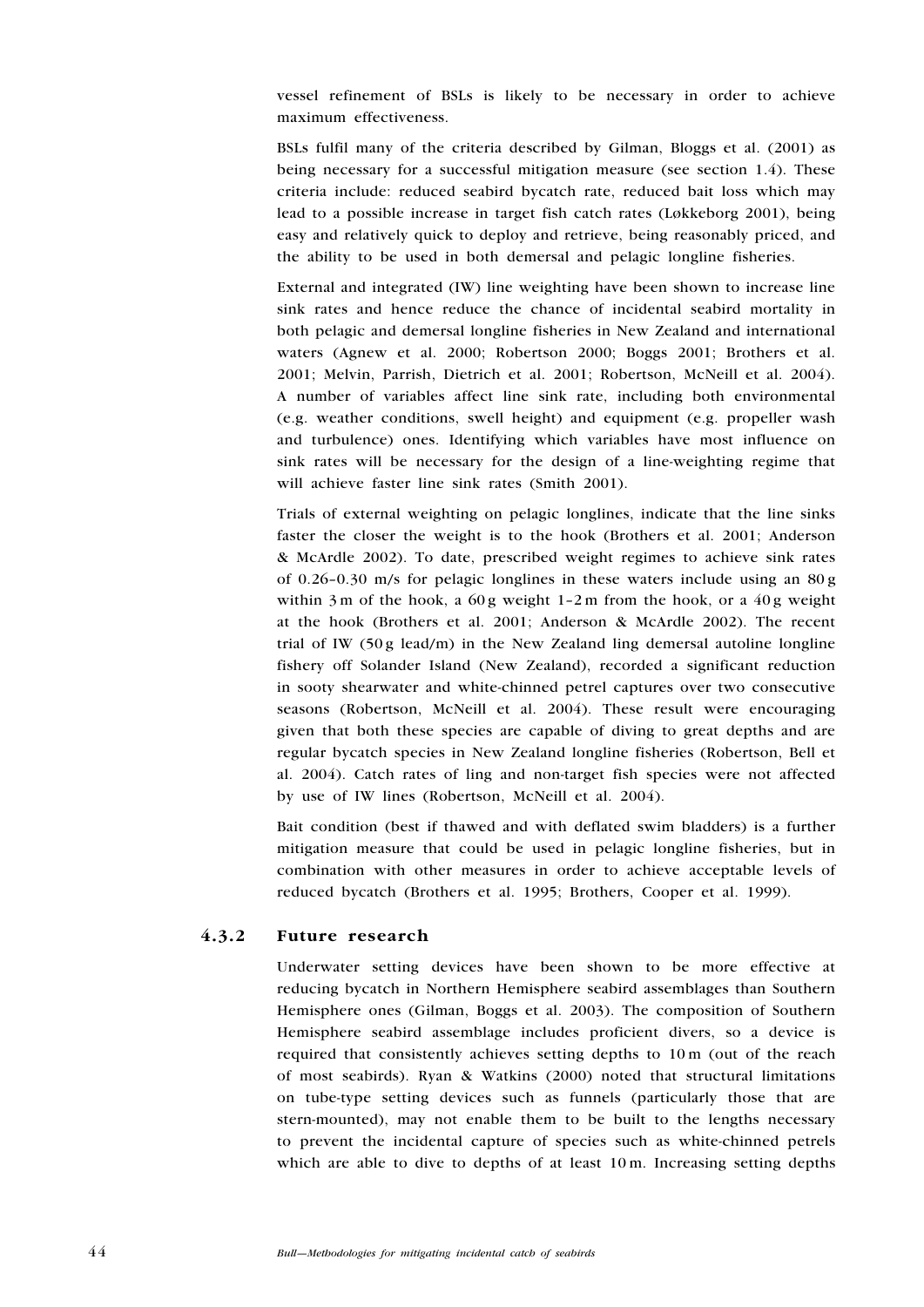vessel refinement of BSLs is likely to be necessary in order to achieve maximum effectiveness.

BSLs fulfil many of the criteria described by Gilman, Bloggs et al. (2001) as being necessary for a successful mitigation measure (see section 1.4). These criteria include: reduced seabird bycatch rate, reduced bait loss which may lead to a possible increase in target fish catch rates (Løkkeborg 2001), being easy and relatively quick to deploy and retrieve, being reasonably priced, and the ability to be used in both demersal and pelagic longline fisheries.

External and integrated (IW) line weighting have been shown to increase line sink rates and hence reduce the chance of incidental seabird mortality in both pelagic and demersal longline fisheries in New Zealand and international waters (Agnew et al. 2000; Robertson 2000; Boggs 2001; Brothers et al. 2001; Melvin, Parrish, Dietrich et al. 2001; Robertson, McNeill et al. 2004). A number of variables affect line sink rate, including both environmental (e.g. weather conditions, swell height) and equipment (e.g. propeller wash and turbulence) ones. Identifying which variables have most influence on sink rates will be necessary for the design of a line-weighting regime that will achieve faster line sink rates (Smith 2001).

Trials of external weighting on pelagic longlines, indicate that the line sinks faster the closer the weight is to the hook (Brothers et al. 2001; Anderson & McArdle 2002). To date, prescribed weight regimes to achieve sink rates of 0.26–0.30 m/s for pelagic longlines in these waters include using an 80 g within 3 m of the hook, a 60 g weight 1–2 m from the hook, or a 40 g weight at the hook (Brothers et al. 2001; Anderson & McArdle 2002). The recent trial of IW (50 g lead/m) in the New Zealand ling demersal autoline longline fishery off Solander Island (New Zealand), recorded a significant reduction in sooty shearwater and white-chinned petrel captures over two consecutive seasons (Robertson, McNeill et al. 2004). These result were encouraging given that both these species are capable of diving to great depths and are regular bycatch species in New Zealand longline fisheries (Robertson, Bell et al. 2004). Catch rates of ling and non-target fish species were not affected by use of IW lines (Robertson, McNeill et al. 2004).

Bait condition (best if thawed and with deflated swim bladders) is a further mitigation measure that could be used in pelagic longline fisheries, but in combination with other measures in order to achieve acceptable levels of reduced bycatch (Brothers et al. 1995; Brothers, Cooper et al. 1999).

### 4.3.2 Future research

Underwater setting devices have been shown to be more effective at reducing bycatch in Northern Hemisphere seabird assemblages than Southern Hemisphere ones (Gilman, Boggs et al. 2003). The composition of Southern Hemisphere seabird assemblage includes proficient divers, so a device is required that consistently achieves setting depths to 10 m (out of the reach of most seabirds). Ryan & Watkins (2000) noted that structural limitations on tube-type setting devices such as funnels (particularly those that are stern-mounted), may not enable them to be built to the lengths necessary to prevent the incidental capture of species such as white-chinned petrels which are able to dive to depths of at least 10 m. Increasing setting depths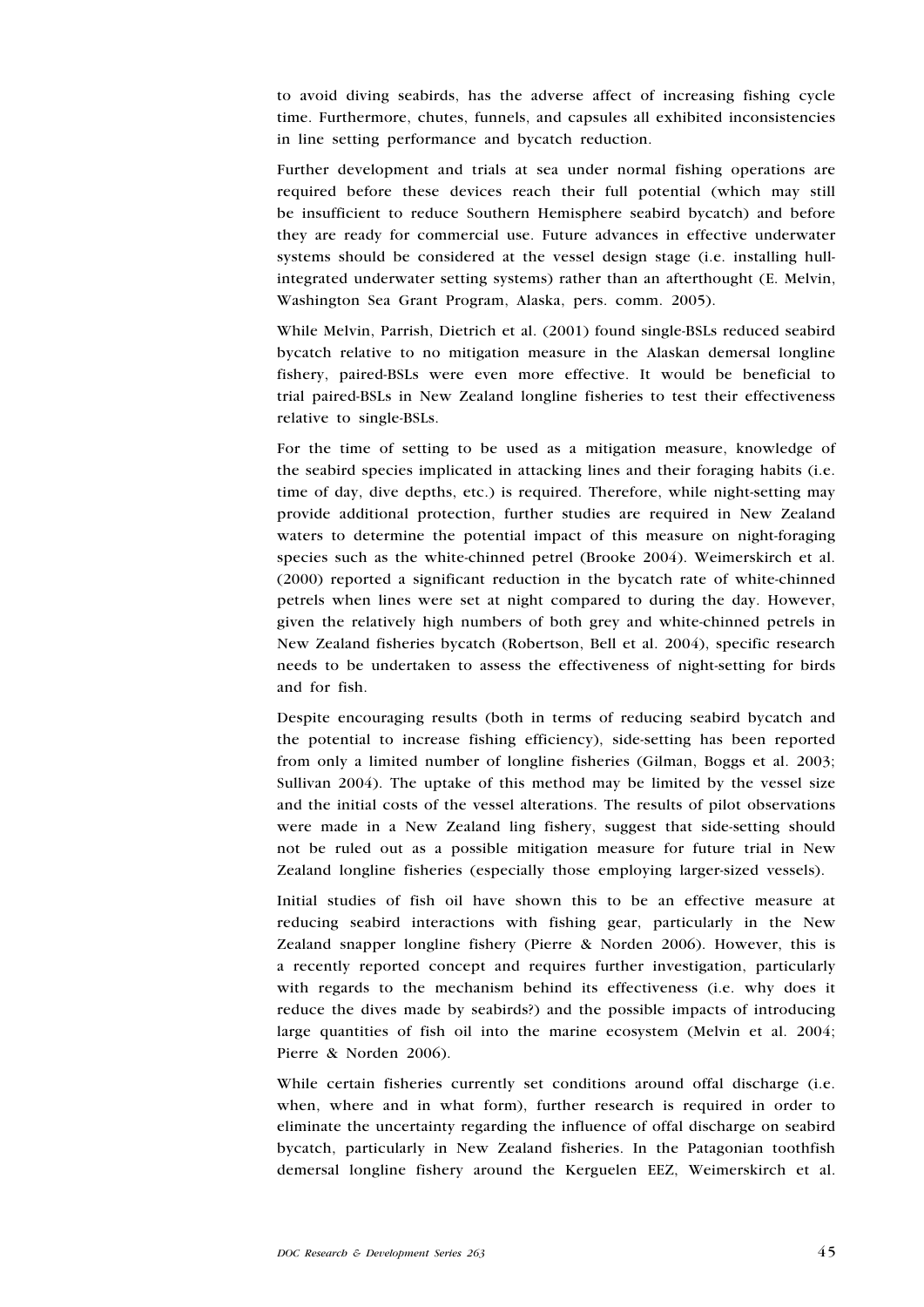to avoid diving seabirds, has the adverse affect of increasing fishing cycle time. Furthermore, chutes, funnels, and capsules all exhibited inconsistencies in line setting performance and bycatch reduction.

Further development and trials at sea under normal fishing operations are required before these devices reach their full potential (which may still be insufficient to reduce Southern Hemisphere seabird bycatch) and before they are ready for commercial use. Future advances in effective underwater systems should be considered at the vessel design stage (i.e. installing hull-integrated underwater setting systems) rather than an afterthought (E. Melvin, Washington Sea Grant Program, Alaska, pers. comm. 2005).

While Melvin, Parrish, Dietrich et al. (2001) found single-BSLs reduced seabird bycatch relative to no mitigation measure in the Alaskan demersal longline fishery, paired-BSLs were even more effective. It would be beneficial to trial paired-BSLs in New Zealand longline fisheries to test their effectiveness relative to single-BSLs.

For the time of setting to be used as a mitigation measure, knowledge of the seabird species implicated in attacking lines and their foraging habits (i.e. time of day, dive depths, etc.) is required. Therefore, while night-setting may provide additional protection, further studies are required in New Zealand waters to determine the potential impact of this measure on night-foraging species such as the white-chinned petrel (Brooke 2004). Weimerskirch et al. (2000) reported a significant reduction in the bycatch rate of white-chinned petrels when lines were set at night compared to during the day. However, given the relatively high numbers of both grey and white-chinned petrels in New Zealand fisheries bycatch (Robertson, Bell et al. 2004), specific research needs to be undertaken to assess the effectiveness of night-setting for birds and for fish.

Despite encouraging results (both in terms of reducing seabird bycatch and the potential to increase fishing efficiency), side-setting has been reported from only a limited number of longline fisheries (Gilman, Boggs et al. 2003; Sullivan 2004). The uptake of this method may be limited by the vessel size and the initial costs of the vessel alterations. The results of pilot observations were made in a New Zealand ling fishery, suggest that side-setting should not be ruled out as a possible mitigation measure for future trial in New Zealand longline fisheries (especially those employing larger-sized vessels).

Initial studies of fish oil have shown this to be an effective measure at reducing seabird interactions with fishing gear, particularly in the New Zealand snapper longline fishery (Pierre & Norden 2006). However, this is a recently reported concept and requires further investigation, particularly with regards to the mechanism behind its effectiveness (i.e. why does it reduce the dives made by seabirds?) and the possible impacts of introducing large quantities of fish oil into the marine ecosystem (Melvin et al. 2004; Pierre & Norden 2006).

While certain fisheries currently set conditions around offal discharge (i.e. when, where and in what form), further research is required in order to eliminate the uncertainty regarding the influence of offal discharge on seabird bycatch, particularly in New Zealand fisheries. In the Patagonian toothfish demersal longline fishery around the Kerguelen EEZ, Weimerskirch et al.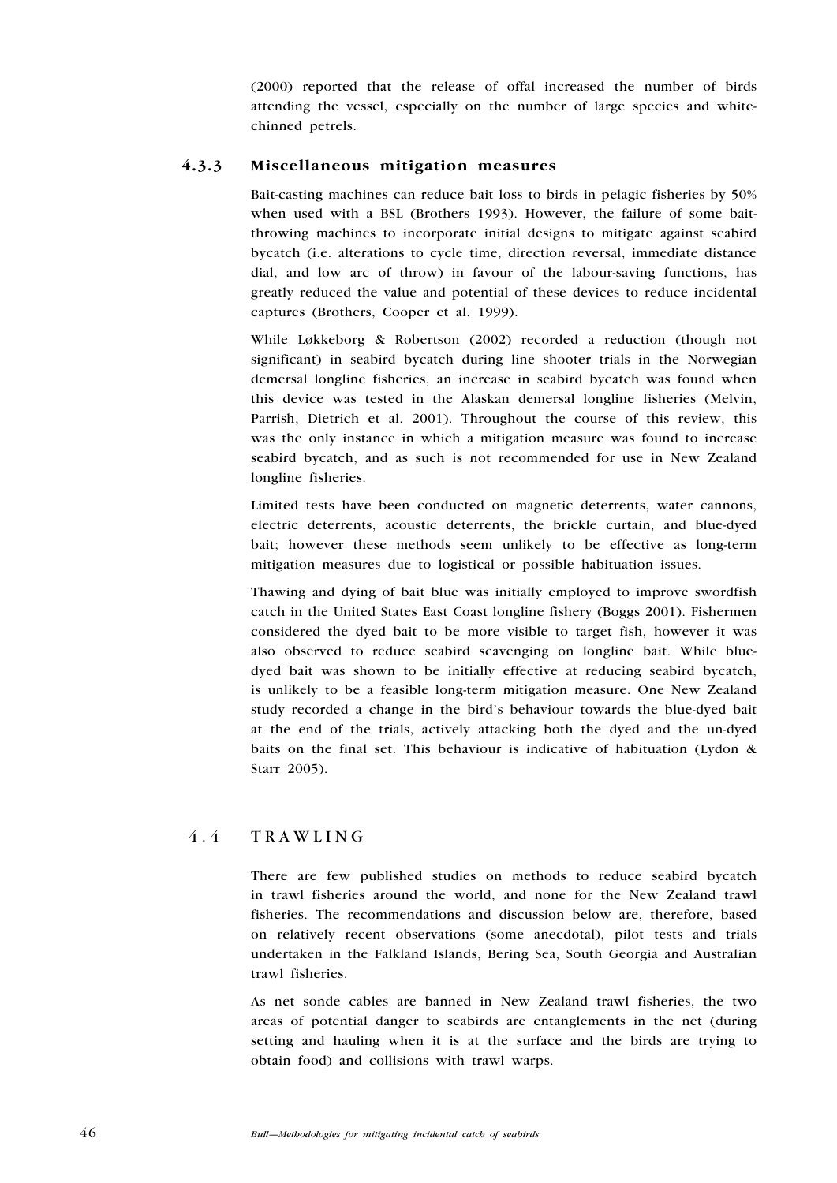(2000) reported that the release of offal increased the number of birds attending the vessel, especially on the number of large species and white-chinned petrels.

### 4.3.3 Miscellaneous mitigation measures

Bait-casting machines can reduce bait loss to birds in pelagic fisheries by 50% when used with a BSL (Brothers 1993). However, the failure of some bait-throwing machines to incorporate initial designs to mitigate against seabird bycatch (i.e. alterations to cycle time, direction reversal, immediate distance dial, and low arc of throw) in favour of the labour-saving functions, has greatly reduced the value and potential of these devices to reduce incidental captures (Brothers, Cooper et al. 1999).

While Løkkeborg & Robertson (2002) recorded a reduction (though not significant) in seabird bycatch during line shooter trials in the Norwegian demersal longline fisheries, an increase in seabird bycatch was found when this device was tested in the Alaskan demersal longline fisheries (Melvin, Parrish, Dietrich et al. 2001). Throughout the course of this review, this was the only instance in which a mitigation measure was found to increase seabird bycatch, and as such is not recommended for use in New Zealand longline fisheries.

Limited tests have been conducted on magnetic deterrents, water cannons, electric deterrents, acoustic deterrents, the brickle curtain, and blue-dyed bait; however these methods seem unlikely to be effective as long-term mitigation measures due to logistical or possible habituation issues.

Thawing and dying of bait blue was initially employed to improve swordfish catch in the United States East Coast longline fishery (Boggs 2001). Fishermen considered the dyed bait to be more visible to target fish, however it was also observed to reduce seabird scavenging on longline bait. While blue-dyed bait was shown to be initially effective at reducing seabird bycatch, is unlikely to be a feasible long-term mitigation measure. One New Zealand study recorded a change in the bird's behaviour towards the blue-dyed bait at the end of the trials, actively attacking both the dyed and the un-dyed baits on the final set. This behaviour is indicative of habituation (Lydon & Starr 2005).

## 4.4 TRAWLING

There are few published studies on methods to reduce seabird bycatch in trawl fisheries around the world, and none for the New Zealand trawl fisheries. The recommendations and discussion below are, therefore, based on relatively recent observations (some anecdotal), pilot tests and trials undertaken in the Falkland Islands, Bering Sea, South Georgia and Australian trawl fisheries.

As net sonde cables are banned in New Zealand trawl fisheries, the two areas of potential danger to seabirds are entanglements in the net (during setting and hauling when it is at the surface and the birds are trying to obtain food) and collisions with trawl warps.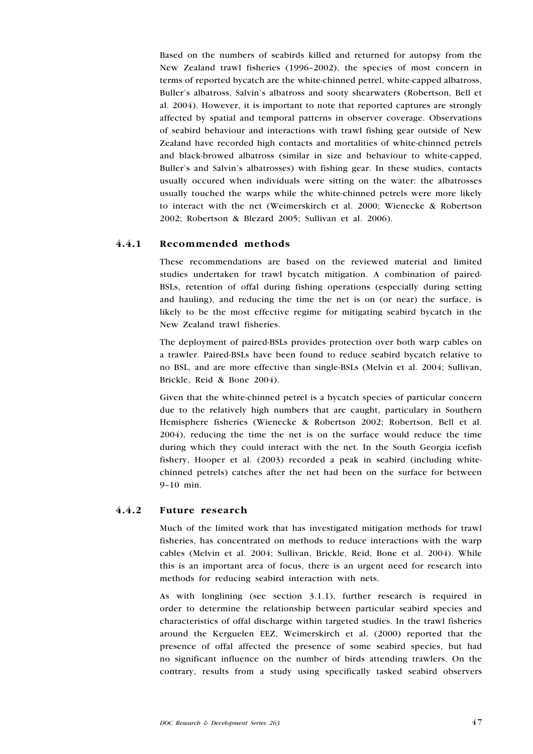Based on the numbers of seabirds killed and returned for autopsy from the New Zealand trawl fisheries (1996–2002), the species of most concern in terms of reported bycatch are the white-chinned petrel, white-capped albatross, Buller's albatross, Salvin's albatross and sooty shearwaters (Robertson, Bell et al. 2004). However, it is important to note that reported captures are strongly affected by spatial and temporal patterns in observer coverage. Observations of seabird behaviour and interactions with trawl fishing gear outside of New Zealand have recorded high contacts and mortalities of white-chinned petrels and black-browed albatross (similar in size and behaviour to white-capped, Buller's and Salvin's albatrosses) with fishing gear. In these studies, contacts usually occured when individuals were sitting on the water: the albatrosses usually touched the warps while the white-chinned petrels were more likely to interact with the net (Weimerskirch et al. 2000; Wienecke & Robertson 2002; Robertson & Blezard 2005; Sullivan et al. 2006).

### 4.4.1 Recommended methods

These recommendations are based on the reviewed material and limited studies undertaken for trawl bycatch mitigation. A combination of paired-BSLs, retention of offal during fishing operations (especially during setting and hauling), and reducing the time the net is on (or near) the surface, is likely to be the most effective regime for mitigating seabird bycatch in the New Zealand trawl fisheries.

The deployment of paired-BSLs provides protection over both warp cables on a trawler. Paired-BSLs have been found to reduce seabird bycatch relative to no BSL, and are more effective than single-BSLs (Melvin et al. 2004; Sullivan, Brickle, Reid & Bone 2004).

Given that the white-chinned petrel is a bycatch species of particular concern due to the relatively high numbers that are caught, particulary in Southern Hemisphere fisheries (Wienecke & Robertson 2002; Robertson, Bell et al. 2004), reducing the time the net is on the surface would reduce the time during which they could interact with the net. In the South Georgia icefish fishery, Hooper et al. (2003) recorded a peak in seabird (including white-chinned petrels) catches after the net had been on the surface for between 9–10 min.

### 4.4.2 Future research

Much of the limited work that has investigated mitigation methods for trawl fisheries, has concentrated on methods to reduce interactions with the warp cables (Melvin et al. 2004; Sullivan, Brickle, Reid, Bone et al. 2004). While this is an important area of focus, there is an urgent need for research into methods for reducing seabird interaction with nets.

As with longlining (see section 3.1.1), further research is required in order to determine the relationship between particular seabird species and characteristics of offal discharge within targeted studies. In the trawl fisheries around the Kerguelen EEZ, Weimerskirch et al. (2000) reported that the presence of offal affected the presence of some seabird species, but had no significant influence on the number of birds attending trawlers. On the contrary, results from a study using specifically tasked seabird observers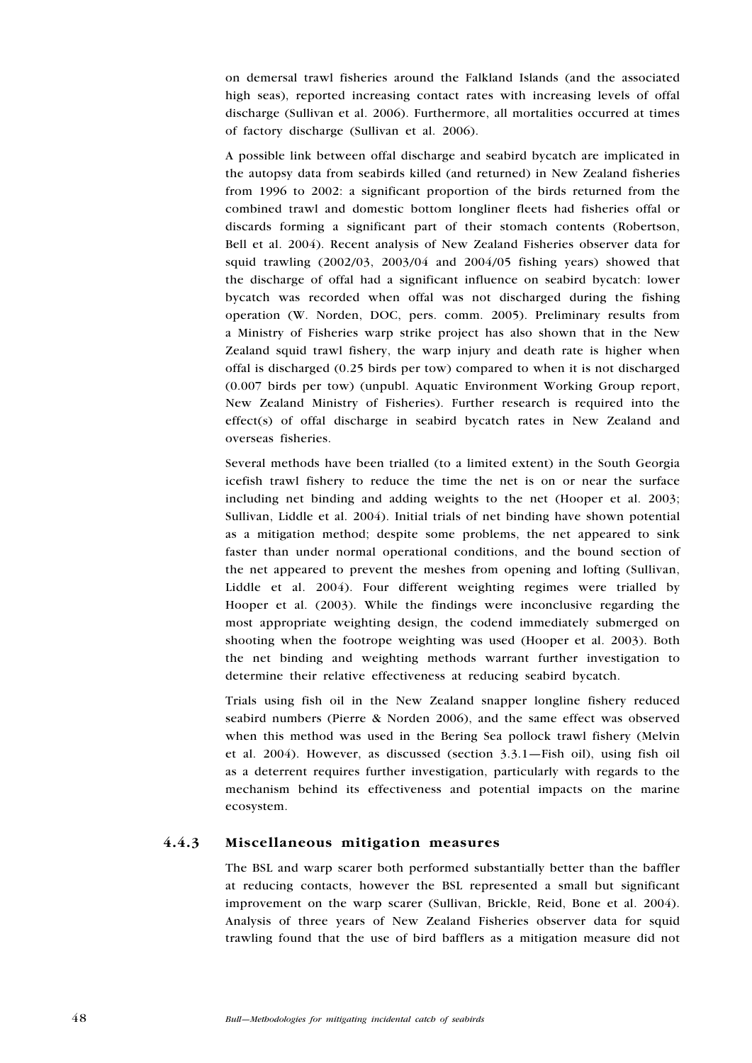on demersal trawl fisheries around the Falkland Islands (and the associated high seas), reported increasing contact rates with increasing levels of offal discharge (Sullivan et al. 2006). Furthermore, all mortalities occurred at times of factory discharge (Sullivan et al. 2006).

A possible link between offal discharge and seabird bycatch are implicated in the autopsy data from seabirds killed (and returned) in New Zealand fisheries from 1996 to 2002: a significant proportion of the birds returned from the combined trawl and domestic bottom longliner fleets had fisheries offal or discards forming a significant part of their stomach contents (Robertson, Bell et al. 2004). Recent analysis of New Zealand Fisheries observer data for squid trawling (2002/03, 2003/04 and 2004/05 fishing years) showed that the discharge of offal had a significant influence on seabird bycatch: lower bycatch was recorded when offal was not discharged during the fishing operation (W. Norden, DOC, pers. comm. 2005). Preliminary results from a Ministry of Fisheries warp strike project has also shown that in the New Zealand squid trawl fishery, the warp injury and death rate is higher when offal is discharged (0.25 birds per tow) compared to when it is not discharged (0.007 birds per tow) (unpubl. Aquatic Environment Working Group report, New Zealand Ministry of Fisheries). Further research is required into the effect(s) of offal discharge in seabird bycatch rates in New Zealand and overseas fisheries.

Several methods have been trialled (to a limited extent) in the South Georgia icefish trawl fishery to reduce the time the net is on or near the surface including net binding and adding weights to the net (Hooper et al. 2003; Sullivan, Liddle et al. 2004). Initial trials of net binding have shown potential as a mitigation method; despite some problems, the net appeared to sink faster than under normal operational conditions, and the bound section of the net appeared to prevent the meshes from opening and lofting (Sullivan, Liddle et al. 2004). Four different weighting regimes were trialled by Hooper et al. (2003). While the findings were inconclusive regarding the most appropriate weighting design, the codend immediately submerged on shooting when the footrope weighting was used (Hooper et al. 2003). Both the net binding and weighting methods warrant further investigation to determine their relative effectiveness at reducing seabird bycatch.

Trials using fish oil in the New Zealand snapper longline fishery reduced seabird numbers (Pierre & Norden 2006), and the same effect was observed when this method was used in the Bering Sea pollock trawl fishery (Melvin et al. 2004). However, as discussed (section 3.3.1—Fish oil), using fish oil as a deterrent requires further investigation, particularly with regards to the mechanism behind its effectiveness and potential impacts on the marine ecosystem.

### 4.4.3 Miscellaneous mitigation measures

The BSL and warp scarer both performed substantially better than the baffler at reducing contacts, however the BSL represented a small but significant improvement on the warp scarer (Sullivan, Brickle, Reid, Bone et al. 2004). Analysis of three years of New Zealand Fisheries observer data for squid trawling found that the use of bird bafflers as a mitigation measure did not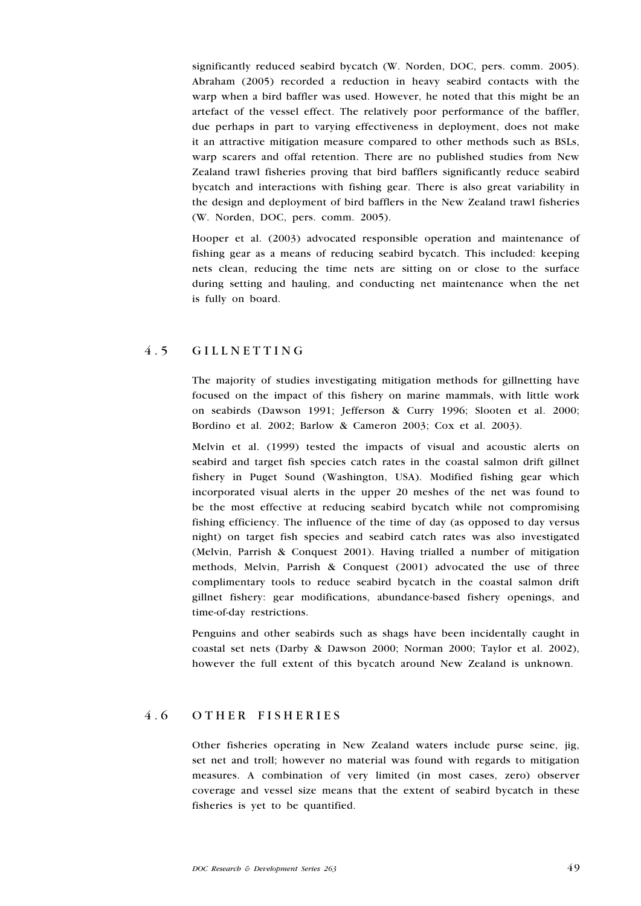significantly reduced seabird bycatch (W. Norden, DOC, pers. comm. 2005). Abraham (2005) recorded a reduction in heavy seabird contacts with the warp when a bird baffler was used. However, he noted that this might be an artefact of the vessel effect. The relatively poor performance of the baffler, due perhaps in part to varying effectiveness in deployment, does not make it an attractive mitigation measure compared to other methods such as BSLs, warp scarers and offal retention. There are no published studies from New Zealand trawl fisheries proving that bird bafflers significantly reduce seabird bycatch and interactions with fishing gear. There is also great variability in the design and deployment of bird bafflers in the New Zealand trawl fisheries (W. Norden, DOC, pers. comm. 2005).

Hooper et al. (2003) advocated responsible operation and maintenance of fishing gear as a means of reducing seabird bycatch. This included: keeping nets clean, reducing the time nets are sitting on or close to the surface during setting and hauling, and conducting net maintenance when the net is fully on board.

## 4.5 GILLNETTING

The majority of studies investigating mitigation methods for gillnetting have focused on the impact of this fishery on marine mammals, with little work on seabirds (Dawson 1991; Jefferson & Curry 1996; Slooten et al. 2000; Bordino et al. 2002; Barlow & Cameron 2003; Cox et al. 2003).

Melvin et al. (1999) tested the impacts of visual and acoustic alerts on seabird and target fish species catch rates in the coastal salmon drift gillnet fishery in Puget Sound (Washington, USA). Modified fishing gear which incorporated visual alerts in the upper 20 meshes of the net was found to be the most effective at reducing seabird bycatch while not compromising fishing efficiency. The influence of the time of day (as opposed to day versus night) on target fish species and seabird catch rates was also investigated (Melvin, Parrish & Conquest 2001). Having trialled a number of mitigation methods, Melvin, Parrish & Conquest (2001) advocated the use of three complimentary tools to reduce seabird bycatch in the coastal salmon drift gillnet fishery: gear modifications, abundance-based fishery openings, and time-of-day restrictions.

Penguins and other seabirds such as shags have been incidentally caught in coastal set nets (Darby & Dawson 2000; Norman 2000; Taylor et al. 2002), however the full extent of this bycatch around New Zealand is unknown.

## 4.6 OTHER FISHERIES

Other fisheries operating in New Zealand waters include purse seine, jig, set net and troll; however no material was found with regards to mitigation measures. A combination of very limited (in most cases, zero) observer coverage and vessel size means that the extent of seabird bycatch in these fisheries is yet to be quantified.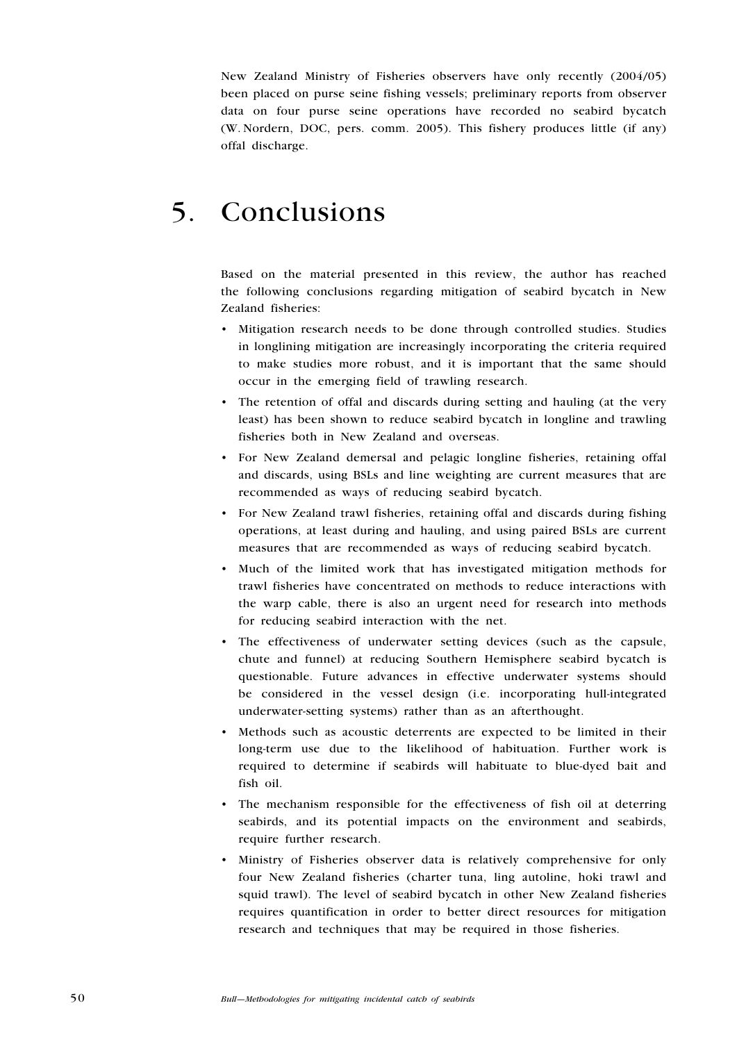New Zealand Ministry of Fisheries observers have only recently (2004/05) been placed on purse seine fishing vessels; preliminary reports from observer data on four purse seine operations have recorded no seabird bycatch (W. Nordern, DOC, pers. comm. 2005). This fishery produces little (if any) offal discharge.

# 5. Conclusions

Based on the material presented in this review, the author has reached the following conclusions regarding mitigation of seabird bycatch in New Zealand fisheries:

- Mitigation research needs to be done through controlled studies. Studies in longlining mitigation are increasingly incorporating the criteria required to make studies more robust, and it is important that the same should occur in the emerging field of trawling research.
- The retention of offal and discards during setting and hauling (at the very least) has been shown to reduce seabird bycatch in longline and trawling fisheries both in New Zealand and overseas.
- For New Zealand demersal and pelagic longline fisheries, retaining offal and discards, using BSLs and line weighting are current measures that are recommended as ways of reducing seabird bycatch.
- For New Zealand trawl fisheries, retaining offal and discards during fishing operations, at least during and hauling, and using paired BSLs are current measures that are recommended as ways of reducing seabird bycatch.
- Much of the limited work that has investigated mitigation methods for trawl fisheries have concentrated on methods to reduce interactions with the warp cable, there is also an urgent need for research into methods for reducing seabird interaction with the net.
- The effectiveness of underwater setting devices (such as the capsule, chute and funnel) at reducing Southern Hemisphere seabird bycatch is questionable. Future advances in effective underwater systems should be considered in the vessel design (i.e. incorporating hull-integrated underwater-setting systems) rather than as an afterthought.
- Methods such as acoustic deterrents are expected to be limited in their long-term use due to the likelihood of habituation. Further work is required to determine if seabirds will habituate to blue-dyed bait and fish oil.
- The mechanism responsible for the effectiveness of fish oil at deterring seabirds, and its potential impacts on the environment and seabirds, require further research.
- Ministry of Fisheries observer data is relatively comprehensive for only four New Zealand fisheries (charter tuna, ling autoline, hoki trawl and squid trawl). The level of seabird bycatch in other New Zealand fisheries requires quantification in order to better direct resources for mitigation research and techniques that may be required in those fisheries.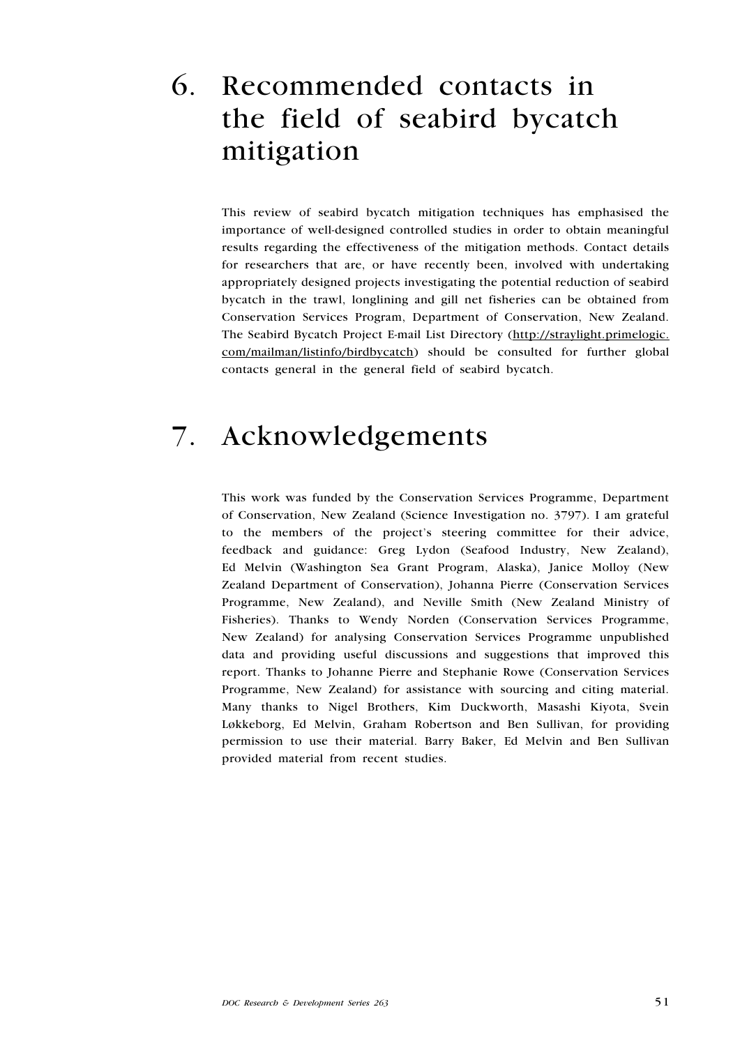# 6. Recommended contacts in the field of seabird bycatch mitigation

This review of seabird bycatch mitigation techniques has emphasised the importance of well-designed controlled studies in order to obtain meaningful results regarding the effectiveness of the mitigation methods. Contact details for researchers that are, or have recently been, involved with undertaking appropriately designed projects investigating the potential reduction of seabird bycatch in the trawl, longlining and gill net fisheries can be obtained from Conservation Services Program, Department of Conservation, New Zealand. The Seabird Bycatch Project E-mail List Directory (http://straylight.primelogic.com/mailman/listinfo/birdbycatch) should be consulted for further global contacts general in the general field of seabird bycatch.

# 7. Acknowledgements

This work was funded by the Conservation Services Programme, Department of Conservation, New Zealand (Science Investigation no. 3797). I am grateful to the members of the project's steering committee for their advice, feedback and guidance: Greg Lydon (Seafood Industry, New Zealand), Ed Melvin (Washington Sea Grant Program, Alaska), Janice Molloy (New Zealand Department of Conservation), Johanna Pierre (Conservation Services Programme, New Zealand), and Neville Smith (New Zealand Ministry of Fisheries). Thanks to Wendy Norden (Conservation Services Programme, New Zealand) for analysing Conservation Services Programme unpublished data and providing useful discussions and suggestions that improved this report. Thanks to Johanne Pierre and Stephanie Rowe (Conservation Services Programme, New Zealand) for assistance with sourcing and citing material. Many thanks to Nigel Brothers, Kim Duckworth, Masashi Kiyota, Svein Løkkeborg, Ed Melvin, Graham Robertson and Ben Sullivan, for providing permission to use their material. Barry Baker, Ed Melvin and Ben Sullivan provided material from recent studies.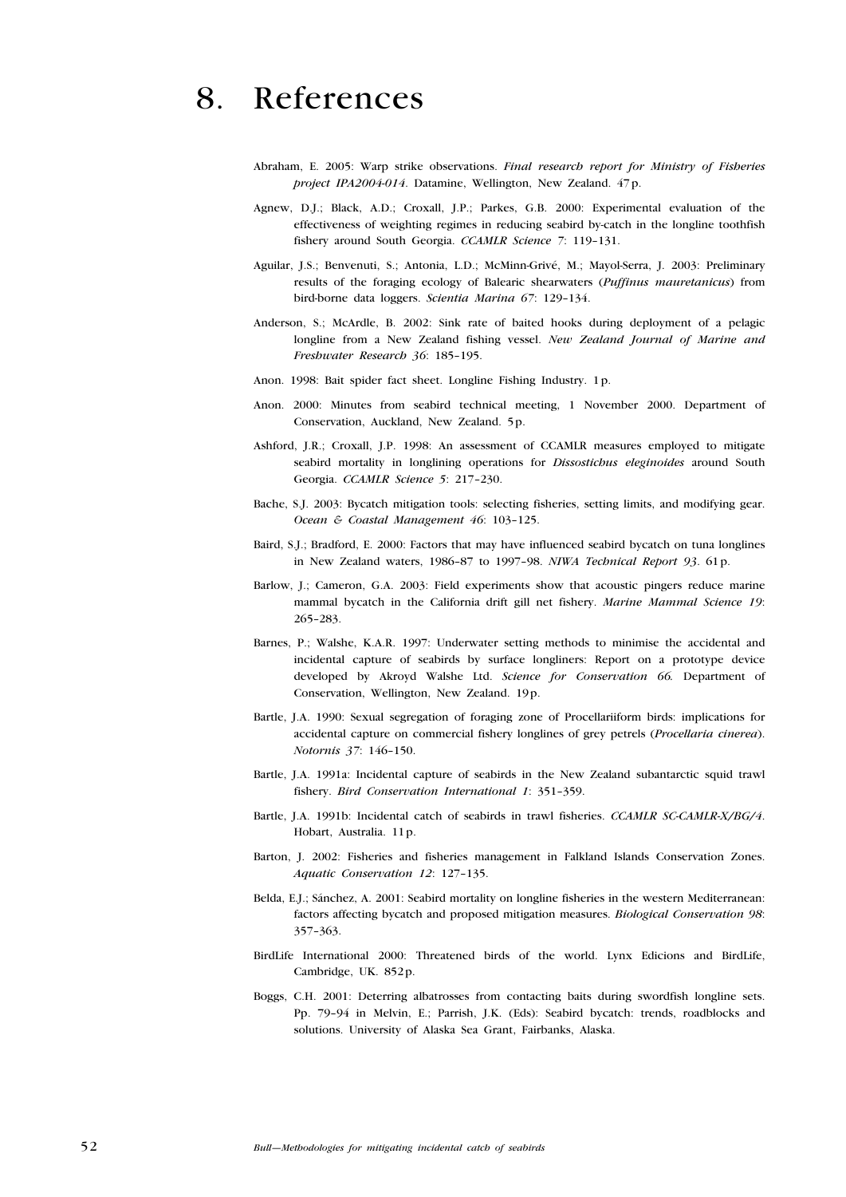# 8. References

Abraham, E. 2005: Warp strike observations. *Final research report for Ministry of Fisheries project IPA2004-014*. Datamine, Wellington, New Zealand. 47 p.

Agnew, D.J.; Black, A.D.; Croxall, J.P.; Parkes, G.B. 2000: Experimental evaluation of the effectiveness of weighting regimes in reducing seabird by-catch in the longline toothfish fishery around South Georgia. *CCAMLR Science 7*: 119–131.

Aguilar, J.S.; Benvenuti, S.; Antonia, L.D.; McMinn-Grivé, M.; Mayol-Serra, J. 2003: Preliminary results of the foraging ecology of Balearic shearwaters (*Puffinus mauretanicus*) from bird-borne data loggers. *Scientia Marina 67*: 129–134.

Anderson, S.; McArdle, B. 2002: Sink rate of baited hooks during deployment of a pelagic longline from a New Zealand fishing vessel. *New Zealand Journal of Marine and Freshwater Research 36*: 185–195.

Anon. 1998: Bait spider fact sheet. Longline Fishing Industry. 1 p.

Anon. 2000: Minutes from seabird technical meeting, 1 November 2000. Department of Conservation, Auckland, New Zealand. 5 p.

Ashford, J.R.; Croxall, J.P. 1998: An assessment of CCAMLR measures employed to mitigate seabird mortality in longlining operations for *Dissostichus eleginoides* around South Georgia. *CCAMLR Science 5*: 217–230.

Bache, S.J. 2003: Bycatch mitigation tools: selecting fisheries, setting limits, and modifying gear. *Ocean & Coastal Management 46*: 103–125.

Baird, S.J.; Bradford, E. 2000: Factors that may have influenced seabird bycatch on tuna longlines in New Zealand waters, 1986–87 to 1997–98. *NIWA Technical Report 93*. 61 p.

Barlow, J.; Cameron, G.A. 2003: Field experiments show that acoustic pingers reduce marine mammal bycatch in the California drift gill net fishery. *Marine Mammal Science 19*: 265–283.

Barnes, P.; Walshe, K.A.R. 1997: Underwater setting methods to minimise the accidental and incidental capture of seabirds by surface longliners: Report on a prototype device developed by Akroyd Walshe Ltd. *Science for Conservation 66.* Department of Conservation, Wellington, New Zealand. 19 p.

Bartle, J.A. 1990: Sexual segregation of foraging zone of Procellariiform birds: implications for accidental capture on commercial fishery longlines of grey petrels (*Procellaria cinerea*). *Notornis 37*: 146–150.

Bartle, J.A. 1991a: Incidental capture of seabirds in the New Zealand subantarctic squid trawl fishery. *Bird Conservation International 1*: 351–359.

Bartle, J.A. 1991b: Incidental catch of seabirds in trawl fisheries. *CCAMLR SC-CAMLR-X/BG/4*. Hobart, Australia. 11 p.

Barton, J. 2002: Fisheries and fisheries management in Falkland Islands Conservation Zones. *Aquatic Conservation 12*: 127–135.

Belda, E.J.; Sánchez, A. 2001: Seabird mortality on longline fisheries in the western Mediterranean: factors affecting bycatch and proposed mitigation measures. *Biological Conservation 98*: 357–363.

BirdLife International 2000: Threatened birds of the world. Lynx Edicions and BirdLife, Cambridge, UK. 852 p.

Boggs, C.H. 2001: Deterring albatrosses from contacting baits during swordfish longline sets. Pp. 79–94 in Melvin, E.; Parrish, J.K. (Eds): Seabird bycatch: trends, roadblocks and solutions. University of Alaska Sea Grant, Fairbanks, Alaska.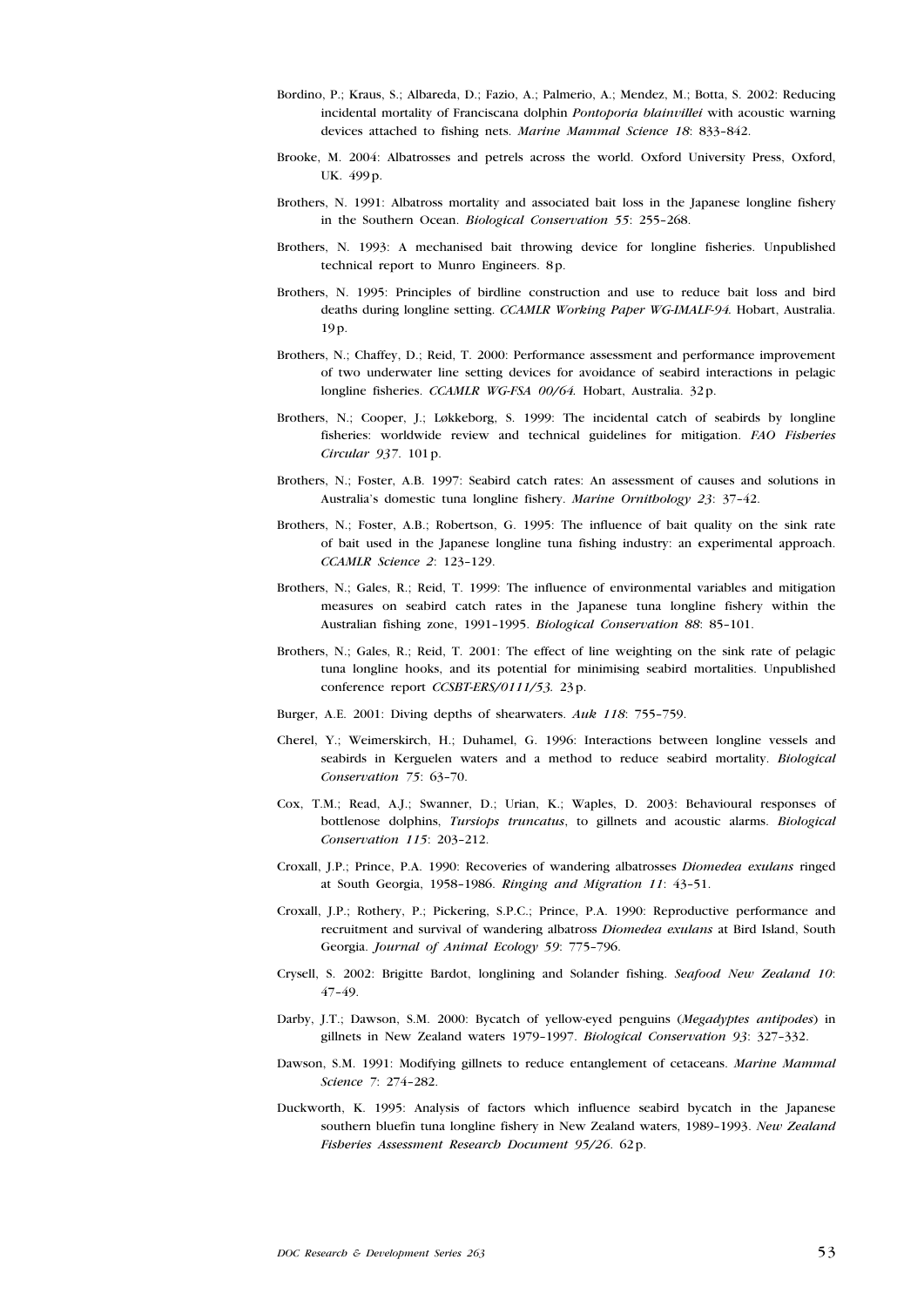Bordino, P.; Kraus, S.; Albareda, D.; Fazio, A.; Palmerio, A.; Mendez, M.; Botta, S. 2002: Reducing incidental mortality of Franciscana dolphin *Pontoporia blainvillei* with acoustic warning devices attached to fishing nets. *Marine Mammal Science 18*: 833–842.

Brooke, M. 2004: Albatrosses and petrels across the world. Oxford University Press, Oxford, UK. 499 p.

Brothers, N. 1991: Albatross mortality and associated bait loss in the Japanese longline fishery in the Southern Ocean. *Biological Conservation 55*: 255–268.

Brothers, N. 1993: A mechanised bait throwing device for longline fisheries. Unpublished technical report to Munro Engineers. 8 p.

Brothers, N. 1995: Principles of birdline construction and use to reduce bait loss and bird deaths during longline setting. *CCAMLR Working Paper WG-IMALF-94.* Hobart, Australia. 19 p.

Brothers, N.; Chaffey, D.; Reid, T. 2000: Performance assessment and performance improvement of two underwater line setting devices for avoidance of seabird interactions in pelagic longline fisheries. *CCAMLR WG-FSA 00/64.* Hobart, Australia. 32 p.

Brothers, N.; Cooper, J.; Løkkeborg, S. 1999: The incidental catch of seabirds by longline fisheries: worldwide review and technical guidelines for mitigation. *FAO Fisheries Circular 937*. 101 p.

Brothers, N.; Foster, A.B. 1997: Seabird catch rates: An assessment of causes and solutions in Australia's domestic tuna longline fishery. *Marine Ornithology 23*: 37–42.

Brothers, N.; Foster, A.B.; Robertson, G. 1995: The influence of bait quality on the sink rate of bait used in the Japanese longline tuna fishing industry: an experimental approach. *CCAMLR Science 2*: 123–129.

Brothers, N.; Gales, R.; Reid, T. 1999: The influence of environmental variables and mitigation measures on seabird catch rates in the Japanese tuna longline fishery within the Australian fishing zone, 1991–1995. *Biological Conservation 88*: 85–101.

Brothers, N.; Gales, R.; Reid, T. 2001: The effect of line weighting on the sink rate of pelagic tuna longline hooks, and its potential for minimising seabird mortalities. Unpublished conference report *CCSBT-ERS/0111/53.* 23 p.

Burger, A.E. 2001: Diving depths of shearwaters. *Auk 118*: 755–759.

Cherel, Y.; Weimerskirch, H.; Duhamel, G. 1996: Interactions between longline vessels and seabirds in Kerguelen waters and a method to reduce seabird mortality. *Biological Conservation 75*: 63–70.

Cox, T.M.; Read, A.J.; Swanner, D.; Urian, K.; Waples, D. 2003: Behavioural responses of bottlenose dolphins, *Tursiops truncatus*, to gillnets and acoustic alarms. *Biological Conservation 115*: 203–212.

Croxall, J.P.; Prince, P.A. 1990: Recoveries of wandering albatrosses *Diomedea exulans* ringed at South Georgia, 1958–1986. *Ringing and Migration 11*: 43–51.

Croxall, J.P.; Rothery, P.; Pickering, S.P.C.; Prince, P.A. 1990: Reproductive performance and recruitment and survival of wandering albatross *Diomedea exulans* at Bird Island, South Georgia. *Journal of Animal Ecology 59*: 775–796.

Crysell, S. 2002: Brigitte Bardot, longlining and Solander fishing. *Seafood New Zealand 10*: 47–49.

Darby, J.T.; Dawson, S.M. 2000: Bycatch of yellow-eyed penguins (*Megadyptes antipodes*) in gillnets in New Zealand waters 1979–1997. *Biological Conservation 93*: 327–332.

Dawson, S.M. 1991: Modifying gillnets to reduce entanglement of cetaceans. *Marine Mammal Science 7*: 274–282.

Duckworth, K. 1995: Analysis of factors which influence seabird bycatch in the Japanese southern bluefin tuna longline fishery in New Zealand waters, 1989–1993. *New Zealand Fisheries Assessment Research Document 95/26*. 62 p.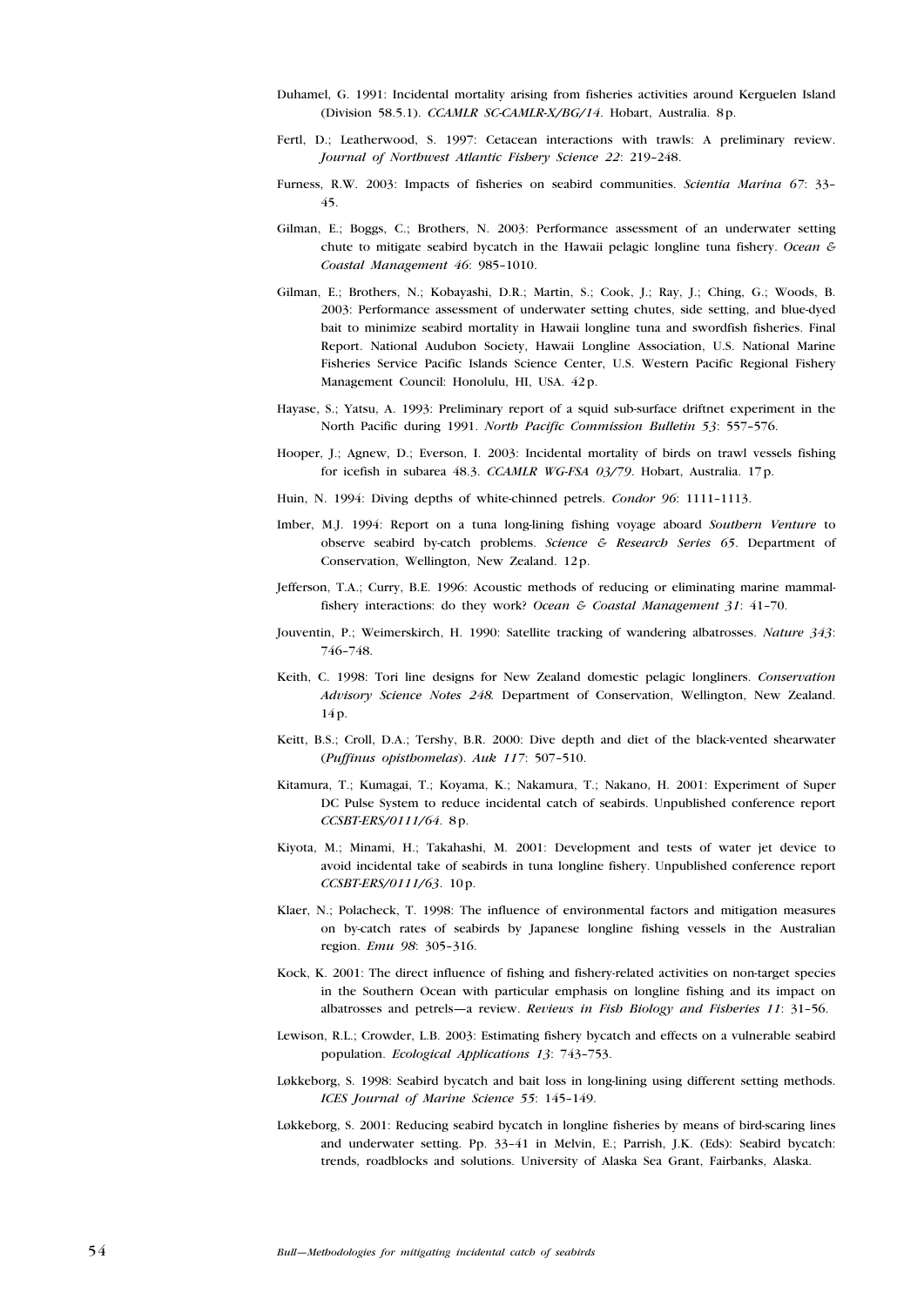Duhamel, G. 1991: Incidental mortality arising from fisheries activities around Kerguelen Island (Division 58.5.1). *CCAMLR SC-CAMLR-X/BG/14*. Hobart, Australia. 8 p.

Fertl, D.; Leatherwood, S. 1997: Cetacean interactions with trawls: A preliminary review. *Journal of Northwest Atlantic Fishery Science 22*: 219–248.

Furness, R.W. 2003: Impacts of fisheries on seabird communities. *Scientia Marina 67*: 33–45.

Gilman, E.; Boggs, C.; Brothers, N. 2003: Performance assessment of an underwater setting chute to mitigate seabird bycatch in the Hawaii pelagic longline tuna fishery. *Ocean & Coastal Management 46*: 985–1010.

Gilman, E.; Brothers, N.; Kobayashi, D.R.; Martin, S.; Cook, J.; Ray, J.; Ching, G.; Woods, B. 2003: Performance assessment of underwater setting chutes, side setting, and blue-dyed bait to minimize seabird mortality in Hawaii longline tuna and swordfish fisheries. Final Report. National Audubon Society, Hawaii Longline Association, U.S. National Marine Fisheries Service Pacific Islands Science Center, U.S. Western Pacific Regional Fishery Management Council: Honolulu, HI, USA. 42 p.

Hayase, S.; Yatsu, A. 1993: Preliminary report of a squid sub-surface driftnet experiment in the North Pacific during 1991. *North Pacific Commission Bulletin 53*: 557–576.

Hooper, J.; Agnew, D.; Everson, I. 2003: Incidental mortality of birds on trawl vessels fishing for icefish in subarea 48.3. *CCAMLR WG-FSA 03/79*. Hobart, Australia. 17 p.

Huin, N. 1994: Diving depths of white-chinned petrels. *Condor 96*: 1111–1113.

Imber, M.J. 1994: Report on a tuna long-lining fishing voyage aboard *Southern Venture* to observe seabird by-catch problems. *Science & Research Series 65*. Department of Conservation, Wellington, New Zealand. 12 p.

Jefferson, T.A.; Curry, B.E. 1996: Acoustic methods of reducing or eliminating marine mammal-fishery interactions: do they work? *Ocean & Coastal Management 31*: 41–70.

Jouventin, P.; Weimerskirch, H. 1990: Satellite tracking of wandering albatrosses. *Nature 343*: 746–748.

Keith, C. 1998: Tori line designs for New Zealand domestic pelagic longliners. *Conservation Advisory Science Notes 248*. Department of Conservation, Wellington, New Zealand. 14 p.

Keitt, B.S.; Croll, D.A.; Tershy, B.R. 2000: Dive depth and diet of the black-vented shearwater (*Puffinus opisthomelas*). *Auk 117*: 507–510.

Kitamura, T.; Kumagai, T.; Koyama, K.; Nakamura, T.; Nakano, H. 2001: Experiment of Super DC Pulse System to reduce incidental catch of seabirds. Unpublished conference report *CCSBT-ERS/0111/64*. 8 p.

Kiyota, M.; Minami, H.; Takahashi, M. 2001: Development and tests of water jet device to avoid incidental take of seabirds in tuna longline fishery. Unpublished conference report *CCSBT-ERS/0111/63*. 10 p.

Klaer, N.; Polacheck, T. 1998: The influence of environmental factors and mitigation measures on by-catch rates of seabirds by Japanese longline fishing vessels in the Australian region. *Emu 98*: 305–316.

Kock, K. 2001: The direct influence of fishing and fishery-related activities on non-target species in the Southern Ocean with particular emphasis on longline fishing and its impact on albatrosses and petrels—a review. *Reviews in Fish Biology and Fisheries 11*: 31–56.

Lewison, R.L.; Crowder, L.B. 2003: Estimating fishery bycatch and effects on a vulnerable seabird population. *Ecological Applications 13*: 743–753.

Løkkeborg, S. 1998: Seabird bycatch and bait loss in long-lining using different setting methods. *ICES Journal of Marine Science 55*: 145–149.

Løkkeborg, S. 2001: Reducing seabird bycatch in longline fisheries by means of bird-scaring lines and underwater setting. Pp. 33–41 in Melvin, E.; Parrish, J.K. (Eds): Seabird bycatch: trends, roadblocks and solutions. University of Alaska Sea Grant, Fairbanks, Alaska.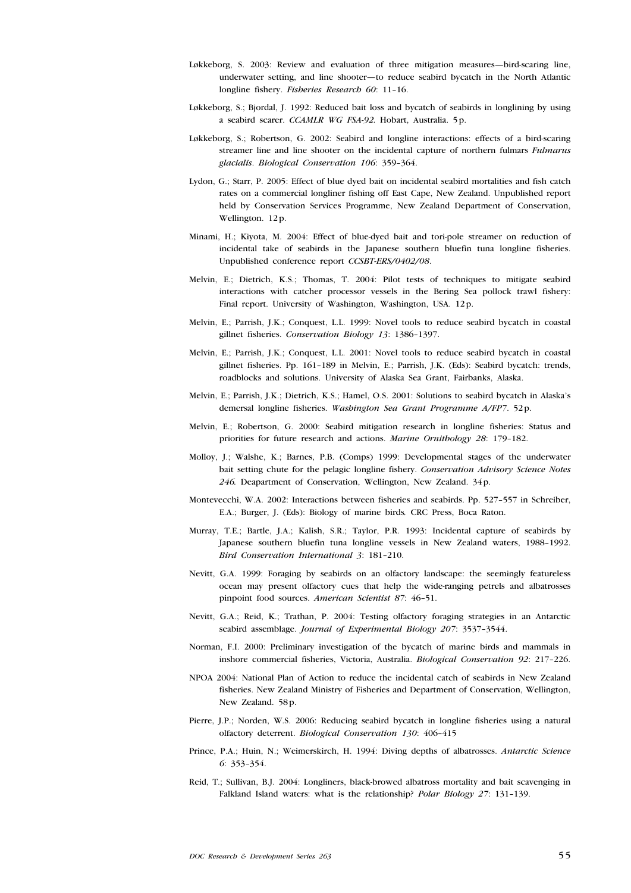Løkkeborg, S. 2003: Review and evaluation of three mitigation measures—bird-scaring line, underwater setting, and line shooter—to reduce seabird bycatch in the North Atlantic longline fishery. *Fisheries Research 60*: 11–16.

Løkkeborg, S.; Bjordal, J. 1992: Reduced bait loss and bycatch of seabirds in longlining by using a seabird scarer. *CCAMLR WG FSA-92.* Hobart, Australia. 5 p.

Løkkeborg, S.; Robertson, G. 2002: Seabird and longline interactions: effects of a bird-scaring streamer line and line shooter on the incidental capture of northern fulmars *Fulmarus glacialis*. *Biological Conservation 106*: 359–364.

Lydon, G.; Starr, P. 2005: Effect of blue dyed bait on incidental seabird mortalities and fish catch rates on a commercial longliner fishing off East Cape, New Zealand. Unpublished report held by Conservation Services Programme, New Zealand Department of Conservation, Wellington. 12 p.

Minami, H.; Kiyota, M. 2004: Effect of blue-dyed bait and tori-pole streamer on reduction of incidental take of seabirds in the Japanese southern bluefin tuna longline fisheries. Unpublished conference report *CCSBT-ERS/0402/08*.

Melvin, E.; Dietrich, K.S.; Thomas, T. 2004: Pilot tests of techniques to mitigate seabird interactions with catcher processor vessels in the Bering Sea pollock trawl fishery: Final report. University of Washington, Washington, USA. 12 p.

Melvin, E.; Parrish, J.K.; Conquest, L.L. 1999: Novel tools to reduce seabird bycatch in coastal gillnet fisheries. *Conservation Biology 13*: 1386–1397.

Melvin, E.; Parrish, J.K.; Conquest, L.L. 2001: Novel tools to reduce seabird bycatch in coastal gillnet fisheries. Pp. 161–189 in Melvin, E.; Parrish, J.K. (Eds): Seabird bycatch: trends, roadblocks and solutions. University of Alaska Sea Grant, Fairbanks, Alaska.

Melvin, E.; Parrish, J.K.; Dietrich, K.S.; Hamel, O.S. 2001: Solutions to seabird bycatch in Alaska's demersal longline fisheries. *Washington Sea Grant Programme A/FP7*. 52 p.

Melvin, E.; Robertson, G. 2000: Seabird mitigation research in longline fisheries: Status and priorities for future research and actions. *Marine Ornithology 28*: 179–182.

Molloy, J.; Walshe, K.; Barnes, P.B. (Comps) 1999: Developmental stages of the underwater bait setting chute for the pelagic longline fishery. *Conservation Advisory Science Notes 246.* Deapartment of Conservation, Wellington, New Zealand. 34 p.

Montevecchi, W.A. 2002: Interactions between fisheries and seabirds. Pp. 527–557 in Schreiber, E.A.; Burger, J. (Eds): Biology of marine birds*.* CRC Press, Boca Raton.

Murray, T.E.; Bartle, J.A.; Kalish, S.R.; Taylor, P.R. 1993: Incidental capture of seabirds by Japanese southern bluefin tuna longline vessels in New Zealand waters, 1988–1992. *Bird Conservation International 3*: 181–210.

Nevitt, G.A. 1999: Foraging by seabirds on an olfactory landscape: the seemingly featureless ocean may present olfactory cues that help the wide-ranging petrels and albatrosses pinpoint food sources. *American Scientist 87*: 46–51.

Nevitt, G.A.; Reid, K.; Trathan, P. 2004: Testing olfactory foraging strategies in an Antarctic seabird assemblage. *Journal of Experimental Biology 207*: 3537–3544.

Norman, F.I. 2000: Preliminary investigation of the bycatch of marine birds and mammals in inshore commercial fisheries, Victoria, Australia. *Biological Conservation 92*: 217–226.

NPOA 2004: National Plan of Action to reduce the incidental catch of seabirds in New Zealand fisheries. New Zealand Ministry of Fisheries and Department of Conservation, Wellington, New Zealand. 58 p.

Pierre, J.P.; Norden, W.S. 2006: Reducing seabird bycatch in longline fisheries using a natural olfactory deterrent. *Biological Conservation 130*: 406–415

Prince, P.A.; Huin, N.; Weimerskirch, H. 1994: Diving depths of albatrosses. *Antarctic Science 6*: 353–354.

Reid, T.; Sullivan, B.J. 2004: Longliners, black-browed albatross mortality and bait scavenging in Falkland Island waters: what is the relationship? *Polar Biology 27*: 131–139.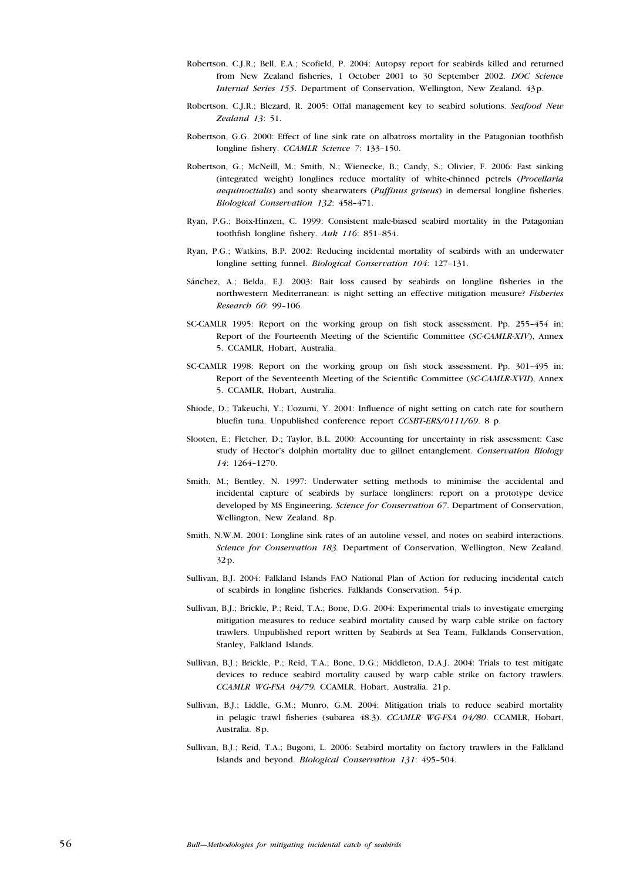Robertson, C.J.R.; Bell, E.A.; Scofield, P. 2004: Autopsy report for seabirds killed and returned from New Zealand fisheries, 1 October 2001 to 30 September 2002. *DOC Science Internal Series 155*. Department of Conservation, Wellington, New Zealand. 43 p.

Robertson, C.J.R.; Blezard, R. 2005: Offal management key to seabird solutions. *Seafood New Zealand 13*: 51.

Robertson, G.G. 2000: Effect of line sink rate on albatross mortality in the Patagonian toothfish longline fishery. *CCAMLR Science 7*: 133–150.

Robertson, G.; McNeill, M.; Smith, N.; Wienecke, B.; Candy, S.; Olivier, F. 2006: Fast sinking (integrated weight) longlines reduce mortality of white-chinned petrels (*Procellaria aequinoctialis*) and sooty shearwaters (*Puffinus griseus*) in demersal longline fisheries. *Biological Conservation 132*: 458–471.

Ryan, P.G.; Boix-Hinzen, C. 1999: Consistent male-biased seabird mortality in the Patagonian toothfish longline fishery. *Auk 116*: 851–854.

Ryan, P.G.; Watkins, B.P. 2002: Reducing incidental mortality of seabirds with an underwater longline setting funnel. *Biological Conservation 104*: 127–131.

Sánchez, A.; Belda, E.J. 2003: Bait loss caused by seabirds on longline fisheries in the northwestern Mediterranean: is night setting an effective mitigation measure? *Fisheries Research 60*: 99–106.

SC-CAMLR 1995: Report on the working group on fish stock assessment. Pp. 255–454 in: Report of the Fourteenth Meeting of the Scientific Committee (*SC-CAMLR-XIV*), Annex 5. CCAMLR, Hobart, Australia.

SC-CAMLR 1998: Report on the working group on fish stock assessment. Pp. 301–495 in: Report of the Seventeenth Meeting of the Scientific Committee (*SC-CAMLR-XVII*), Annex 5. CCAMLR, Hobart, Australia.

Shiode, D.; Takeuchi, Y.; Uozumi, Y. 2001: Influence of night setting on catch rate for southern bluefin tuna. Unpublished conference report *CCSBT-ERS/0111/69*. 8 p.

Slooten, E.; Fletcher, D.; Taylor, B.L. 2000: Accounting for uncertainty in risk assessment: Case study of Hector's dolphin mortality due to gillnet entanglement. *Conservation Biology 14*: 1264–1270.

Smith, M.; Bentley, N. 1997: Underwater setting methods to minimise the accidental and incidental capture of seabirds by surface longliners: report on a prototype device developed by MS Engineering. *Science for Conservation 67*. Department of Conservation, Wellington, New Zealand. 8 p.

Smith, N.W.M. 2001: Longline sink rates of an autoline vessel, and notes on seabird interactions. *Science for Conservation 183*. Department of Conservation, Wellington, New Zealand. 32 p.

Sullivan, B.J. 2004: Falkland Islands FAO National Plan of Action for reducing incidental catch of seabirds in longline fisheries. Falklands Conservation. 54 p.

Sullivan, B.J.; Brickle, P.; Reid, T.A.; Bone, D.G. 2004: Experimental trials to investigate emerging mitigation measures to reduce seabird mortality caused by warp cable strike on factory trawlers. Unpublished report written by Seabirds at Sea Team, Falklands Conservation, Stanley, Falkland Islands.

Sullivan, B.J.; Brickle, P.; Reid, T.A.; Bone, D.G.; Middleton, D.A.J. 2004: Trials to test mitigate devices to reduce seabird mortality caused by warp cable strike on factory trawlers. *CCAMLR WG-FSA 04/79*. CCAMLR, Hobart, Australia. 21 p.

Sullivan, B.J.; Liddle, G.M.; Munro, G.M. 2004: Mitigation trials to reduce seabird mortality in pelagic trawl fisheries (subarea 48.3). *CCAMLR WG-FSA 04/80*. CCAMLR, Hobart, Australia. 8 p.

Sullivan, B.J.; Reid, T.A.; Bugoni, L. 2006: Seabird mortality on factory trawlers in the Falkland Islands and beyond. *Biological Conservation 131*: 495–504.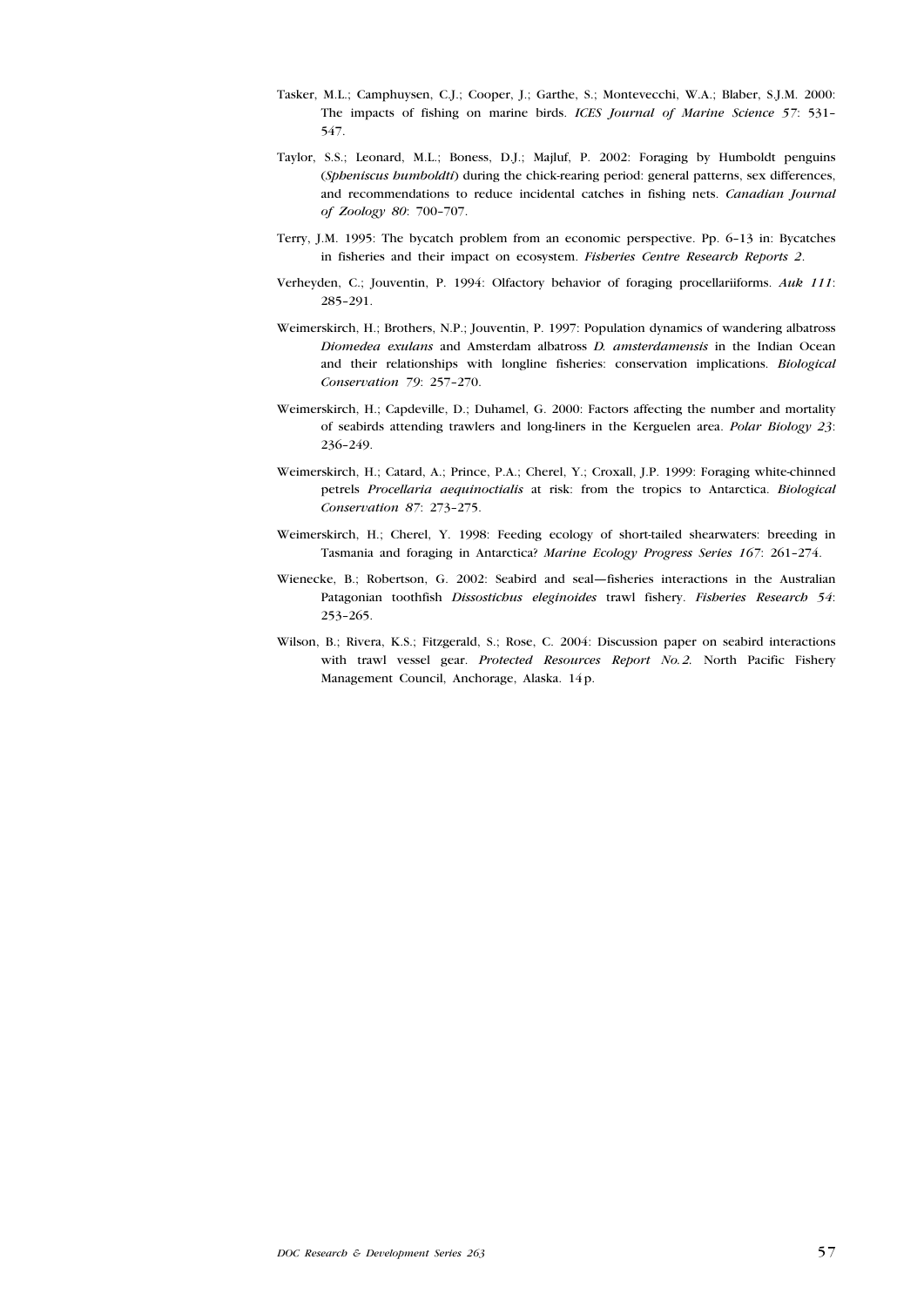Tasker, M.L.; Camphuysen, C.J.; Cooper, J.; Garthe, S.; Montevecchi, W.A.; Blaber, S.J.M. 2000: The impacts of fishing on marine birds. *ICES Journal of Marine Science 57*: 531–547.

Taylor, S.S.; Leonard, M.L.; Boness, D.J.; Majluf, P. 2002: Foraging by Humboldt penguins (*Spheniscus humboldti*) during the chick-rearing period: general patterns, sex differences, and recommendations to reduce incidental catches in fishing nets. *Canadian Journal of Zoology 80*: 700–707.

Terry, J.M. 1995: The bycatch problem from an economic perspective. Pp. 6–13 in: Bycatches in fisheries and their impact on ecosystem. *Fisheries Centre Research Reports 2*.

Verheyden, C.; Jouventin, P. 1994: Olfactory behavior of foraging procellariiforms. *Auk 111*: 285–291.

Weimerskirch, H.; Brothers, N.P.; Jouventin, P. 1997: Population dynamics of wandering albatross *Diomedea exulans* and Amsterdam albatross *D. amsterdamensis* in the Indian Ocean and their relationships with longline fisheries: conservation implications. *Biological Conservation 79*: 257–270.

Weimerskirch, H.; Capdeville, D.; Duhamel, G. 2000: Factors affecting the number and mortality of seabirds attending trawlers and long-liners in the Kerguelen area. *Polar Biology 23*: 236–249.

Weimerskirch, H.; Catard, A.; Prince, P.A.; Cherel, Y.; Croxall, J.P. 1999: Foraging white-chinned petrels *Procellaria aequinoctialis* at risk: from the tropics to Antarctica. *Biological Conservation 87*: 273–275.

Weimerskirch, H.; Cherel, Y. 1998: Feeding ecology of short-tailed shearwaters: breeding in Tasmania and foraging in Antarctica? *Marine Ecology Progress Series 167*: 261–274.

Wienecke, B.; Robertson, G. 2002: Seabird and seal—fisheries interactions in the Australian Patagonian toothfish *Dissostichus eleginoides* trawl fishery. *Fisheries Research 54*: 253–265.

Wilson, B.; Rivera, K.S.; Fitzgerald, S.; Rose, C. 2004: Discussion paper on seabird interactions with trawl vessel gear. *Protected Resources Report No.2.* North Pacific Fishery Management Council, Anchorage, Alaska. 14 p.